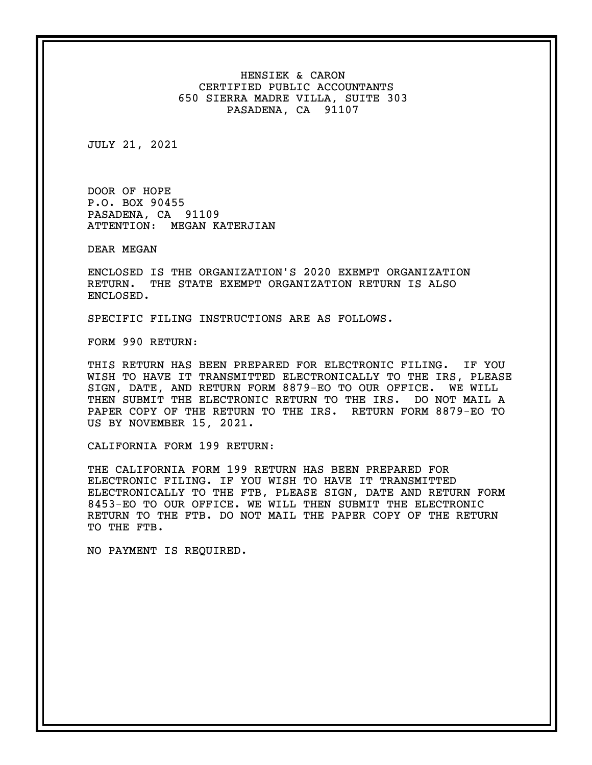HENSIEK & CARON
CERTIFIED PUBLIC ACCOUNTANTS
650 SIERRA MADRE VILLA, SUITE 303
PASADENA, CA 91107

JULY 21, 2021

DOOR OF HOPE
P.O. BOX 90455
PASADENA, CA 91109
ATTENTION: MEGAN KATERJIAN

DEAR MEGAN

ENCLOSED IS THE ORGANIZATION'S 2020 EXEMPT ORGANIZATION RETURN. THE STATE EXEMPT ORGANIZATION RETURN IS ALSO ENCLOSED.

SPECIFIC FILING INSTRUCTIONS ARE AS FOLLOWS.

FORM 990 RETURN:

THIS RETURN HAS BEEN PREPARED FOR ELECTRONIC FILING. IF YOU WISH TO HAVE IT TRANSMITTED ELECTRONICALLY TO THE IRS, PLEASE SIGN, DATE, AND RETURN FORM 8879-EO TO OUR OFFICE. WE WILL THEN SUBMIT THE ELECTRONIC RETURN TO THE IRS. DO NOT MAIL A PAPER COPY OF THE RETURN TO THE IRS. RETURN FORM 8879-EO TO US BY NOVEMBER 15, 2021.

CALIFORNIA FORM 199 RETURN:

THE CALIFORNIA FORM 199 RETURN HAS BEEN PREPARED FOR ELECTRONIC FILING. IF YOU WISH TO HAVE IT TRANSMITTED ELECTRONICALLY TO THE FTB, PLEASE SIGN, DATE AND RETURN FORM 8453-EO TO OUR OFFICE. WE WILL THEN SUBMIT THE ELECTRONIC RETURN TO THE FTB. DO NOT MAIL THE PAPER COPY OF THE RETURN TO THE FTB.

NO PAYMENT IS REQUIRED.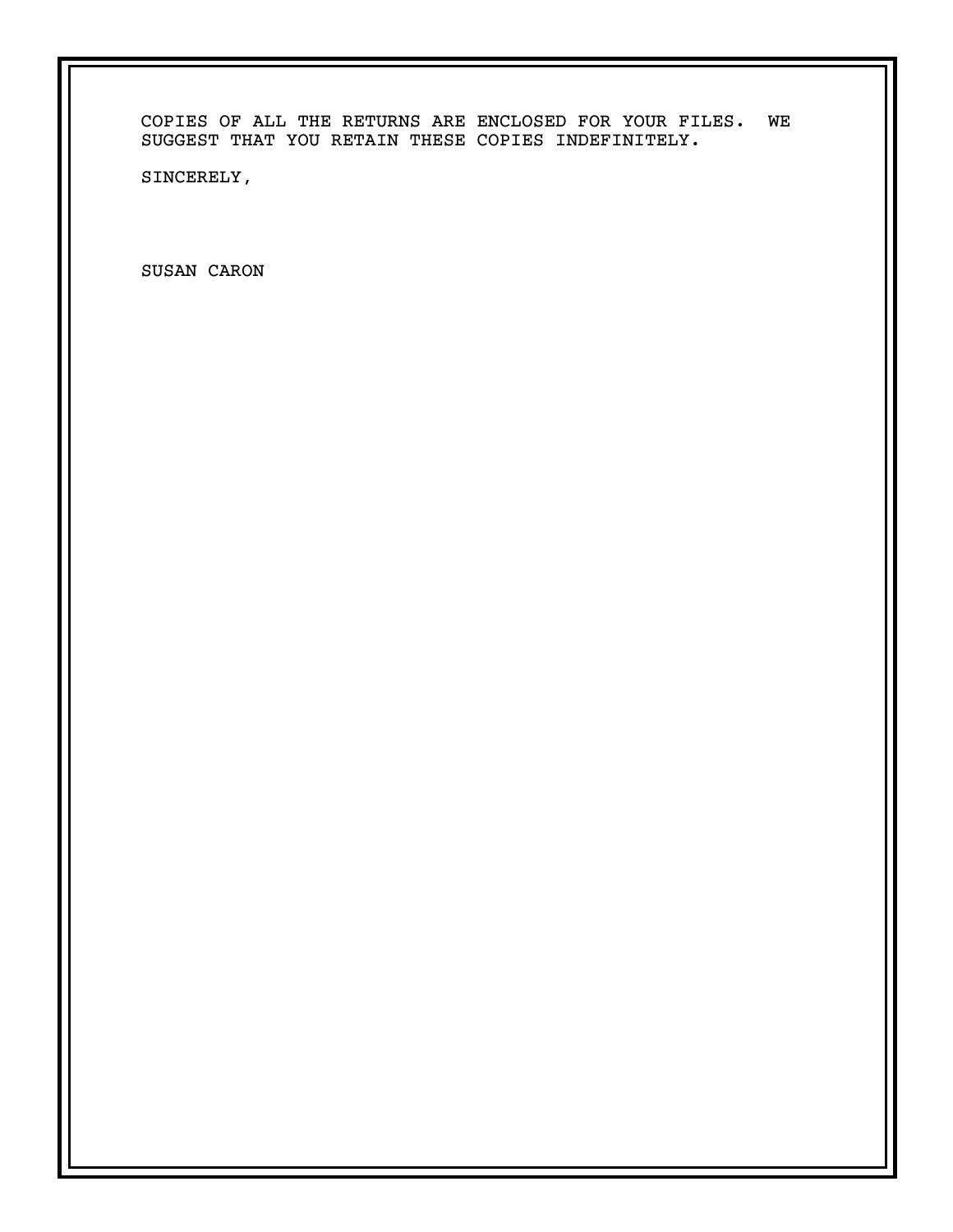COPIES OF ALL THE RETURNS ARE ENCLOSED FOR YOUR FILES.  WE SUGGEST THAT YOU RETAIN THESE COPIES INDEFINITELY.

SINCERELY,

SUSAN CARON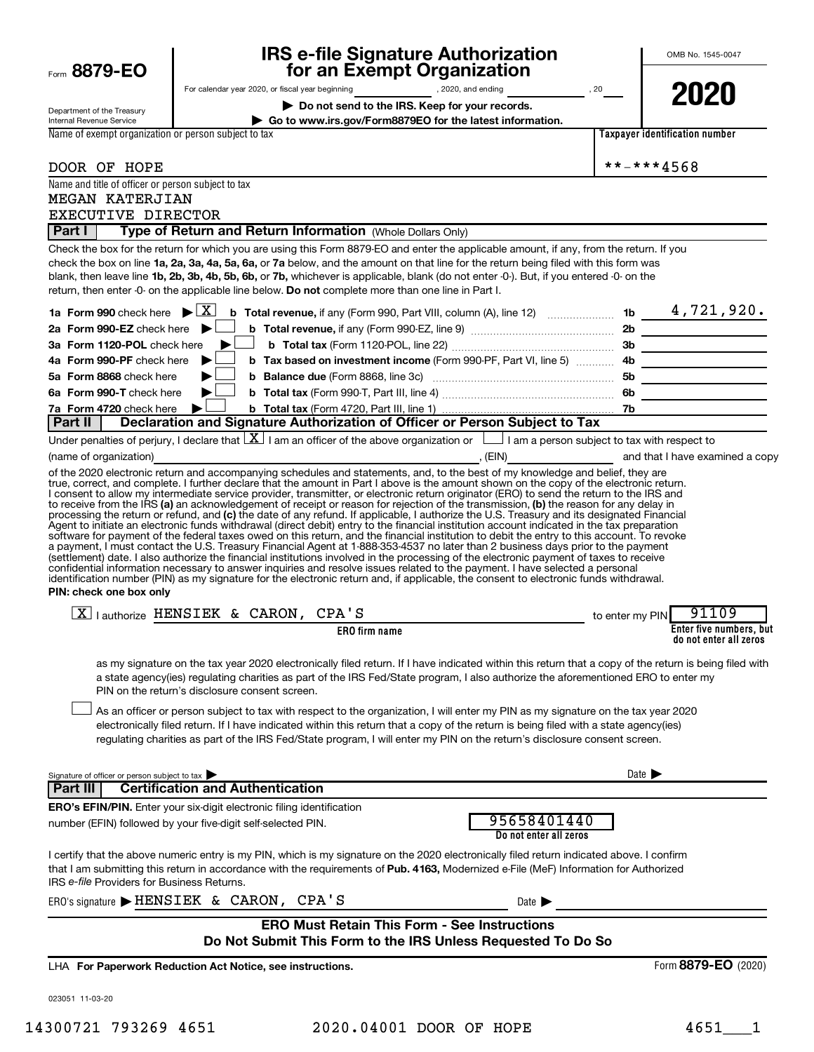Form **8879-EO**

Department of the Treasury
Internal Revenue Service

# IRS e-file Signature Authorization for an Exempt Organization

For calendar year 2020, or fiscal year beginning __________, 2020, and ending __________, 20___

▶ **Do not send to the IRS. Keep for your records.**

▶ **Go to www.irs.gov/Form8879EO for the latest information.**

OMB No. 1545-0047

**2020**

| Name of exempt organization or person subject to tax | Taxpayer identification number |
|---|---|
| DOOR OF HOPE | **-***4568 |

Name and title of officer or person subject to tax
MEGAN KATERJIAN
EXECUTIVE DIRECTOR

**Part I** **Type of Return and Return Information** (Whole Dollars Only)

Check the box for the return for which you are using this Form 8879-EO and enter the applicable amount, if any, from the return. If you check the box on line **1a, 2a, 3a, 4a, 5a, 6a,** or **7a** below, and the amount on that line for the return being filed with this form was blank, then leave line **1b, 2b, 3b, 4b, 5b, 6b,** or **7b,** whichever is applicable, blank (do not enter -0-). But, if you entered -0- on the return, then enter -0- on the applicable line below. **Do not** complete more than one line in Part I.

| | | | |
|---|---|---|---|
| **1a Form 990** check here ▶ [X] | **b Total revenue,** if any (Form 990, Part VIII, column (A), line 12) | 1b | 4,721,920. |
| **2a Form 990-EZ** check here ▶ [ ] | **b Total revenue,** if any (Form 990-EZ, line 9) | 2b | |
| **3a Form 1120-POL** check here ▶ [ ] | **b Total tax** (Form 1120-POL, line 22) | 3b | |
| **4a Form 990-PF** check here ▶ [ ] | **b Tax based on investment income** (Form 990-PF, Part VI, line 5) | 4b | |
| **5a Form 8868** check here ▶ [ ] | **b Balance due** (Form 8868, line 3c) | 5b | |
| **6a Form 990-T** check here ▶ [ ] | **b Total tax** (Form 990-T, Part III, line 4) | 6b | |
| **7a Form 4720** check here ▶ [ ] | **b Total tax** (Form 4720, Part III, line 1) | 7b | |

**Part II** **Declaration and Signature Authorization of Officer or Person Subject to Tax**

Under penalties of perjury, I declare that [X] I am an officer of the above organization or [ ] I am a person subject to tax with respect to (name of organization)__________, (EIN)__________ and that I have examined a copy of the 2020 electronic return and accompanying schedules and statements, and, to the best of my knowledge and belief, they are true, correct, and complete. I further declare that the amount in Part I above is the amount shown on the copy of the electronic return. I consent to allow my intermediate service provider, transmitter, or electronic return originator (ERO) to send the return to the IRS and to receive from the IRS **(a)** an acknowledgement of receipt or reason for rejection of the transmission, **(b)** the reason for any delay in processing the return or refund, and **(c)** the date of any refund. If applicable, I authorize the U.S. Treasury and its designated Financial Agent to initiate an electronic funds withdrawal (direct debit) entry to the financial institution account indicated in the tax preparation software for payment of the federal taxes owed on this return, and the financial institution to debit the entry to this account. To revoke a payment, I must contact the U.S. Treasury Financial Agent at 1-888-353-4537 no later than 2 business days prior to the payment (settlement) date. I also authorize the financial institutions involved in the processing of the electronic payment of taxes to receive confidential information necessary to answer inquiries and resolve issues related to the payment. I have selected a personal identification number (PIN) as my signature for the electronic return and, if applicable, the consent to electronic funds withdrawal.

**PIN: check one box only**

[X] I authorize HENSIEK & CARON, CPA'S (**ERO firm name**) to enter my PIN 91109 (**Enter five numbers, but do not enter all zeros**)

as my signature on the tax year 2020 electronically filed return. If I have indicated within this return that a copy of the return is being filed with a state agency(ies) regulating charities as part of the IRS Fed/State program, I also authorize the aforementioned ERO to enter my PIN on the return's disclosure consent screen.

[ ] As an officer or person subject to tax with respect to the organization, I will enter my PIN as my signature on the tax year 2020 electronically filed return. If I have indicated within this return that a copy of the return is being filed with a state agency(ies) regulating charities as part of the IRS Fed/State program, I will enter my PIN on the return's disclosure consent screen.

Signature of officer or person subject to tax ▶ __________ Date ▶ __________

**Part III** **Certification and Authentication**

**ERO's EFIN/PIN.** Enter your six-digit electronic filing identification number (EFIN) followed by your five-digit self-selected PIN.

95658401440
**Do not enter all zeros**

I certify that the above numeric entry is my PIN, which is my signature on the 2020 electronically filed return indicated above. I confirm that I am submitting this return in accordance with the requirements of **Pub. 4163,** Modernized e-File (MeF) Information for Authorized IRS *e-file* Providers for Business Returns.

ERO's signature ▶ HENSIEK & CARON, CPA'S Date ▶ __________

**ERO Must Retain This Form - See Instructions**
**Do Not Submit This Form to the IRS Unless Requested To Do So**

LHA **For Paperwork Reduction Act Notice, see instructions.**

Form **8879-EO** (2020)

023051 11-03-20

14300721 793269 4651 2020.04001 DOOR OF HOPE 4651___1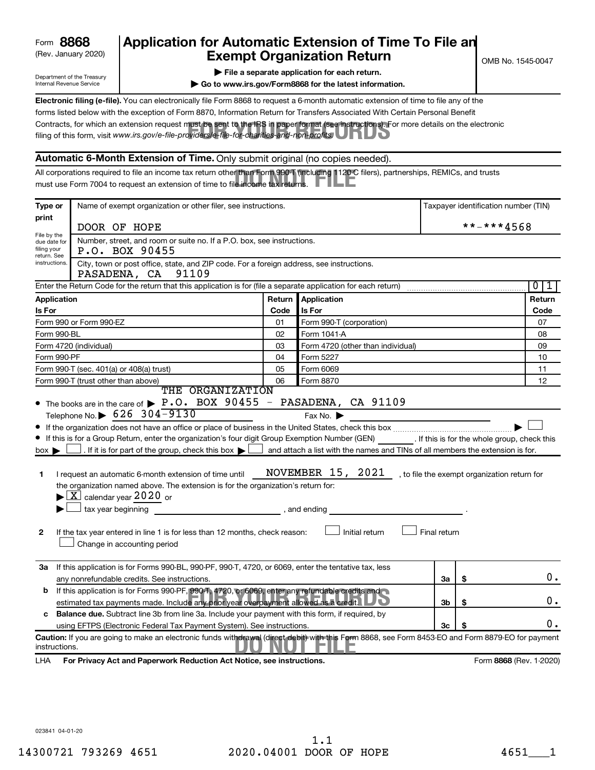Form **8868** (Rev. January 2020)

Department of the Treasury Internal Revenue Service

# Application for Automatic Extension of Time To File an Exempt Organization Return

▶ **File a separate application for each return.**

▶ **Go to www.irs.gov/Form8868 for the latest information.**

OMB No. 1545-0047

**Electronic filing (e-file).** You can electronically file Form 8868 to request a 6-month automatic extension of time to file any of the forms listed below with the exception of Form 8870, Information Return for Transfers Associated With Certain Personal Benefit Contracts, for which an extension request must be sent to the IRS in paper format (see instructions). For more details on the electronic filing of this form, visit *www.irs.gov/e-file-providers/e-file-for-charities-and-non-profits.*

FOR YOUR RECORDS

## Automatic 6-Month Extension of Time. Only submit original (no copies needed).

All corporations required to file an income tax return other than Form 990-T (including 1120-C filers), partnerships, REMICs, and trusts must use Form 7004 to request an extension of time to file income tax returns.

DO NOT FILE

**Type or print**

File by the due date for filing your return. See instructions.

| Name of exempt organization or other filer, see instructions. | Taxpayer identification number (TIN) |
|---|---|
| DOOR OF HOPE | **-***4568 |
| Number, street, and room or suite no. If a P.O. box, see instructions. | |
| P.O. BOX 90455 | |
| City, town or post office, state, and ZIP code. For a foreign address, see instructions. | |
| PASADENA, CA 91109 | |

Enter the Return Code for the return that this application is for (file a separate application for each return) .......... 0 1

| Application Is For | Return Code | Application Is For | Return Code |
|---|---|---|---|
| Form 990 or Form 990-EZ | 01 | Form 990-T (corporation) | 07 |
| Form 990-BL | 02 | Form 1041-A | 08 |
| Form 4720 (individual) | 03 | Form 4720 (other than individual) | 09 |
| Form 990-PF | 04 | Form 5227 | 10 |
| Form 990-T (sec. 401(a) or 408(a) trust) | 05 | Form 6069 | 11 |
| Form 990-T (trust other than above) | 06 | Form 8870 | 12 |

- The books are in the care of ▶ THE ORGANIZATION P.O. BOX 90455 - PASADENA, CA 91109
  Telephone No. ▶ 626 304-9130 Fax No. ▶
- If the organization does not have an office or place of business in the United States, check this box .......... ▶ ☐
- If this is for a Group Return, enter the organization's four digit Group Exemption Number (GEN) ______ . If this is for the whole group, check this box ▶ ☐ . If it is for part of the group, check this box ▶ ☐ and attach a list with the names and TINs of all members the extension is for.

**1** I request an automatic 6-month extension of time until NOVEMBER 15, 2021 , to file the exempt organization return for the organization named above. The extension is for the organization's return for:

▶ ☒ calendar year 2020 or

▶ ☐ tax year beginning ______________ , and ending ______________ .

**2** If the tax year entered in line 1 is for less than 12 months, check reason: ☐ Initial return ☐ Final return ☐ Change in accounting period

| | | | |
|---|---|---|---|
| **3a** | If this application is for Forms 990-BL, 990-PF, 990-T, 4720, or 6069, enter the tentative tax, less any nonrefundable credits. See instructions. | 3a | $ 0. |
| **b** | If this application is for Forms 990-PF, 990-T, 4720, or 6069, enter any refundable credits and estimated tax payments made. Include any prior year overpayment allowed as a credit. | 3b | $ 0. |
| **c** | **Balance due.** Subtract line 3b from line 3a. Include your payment with this form, if required, by using EFTPS (Electronic Federal Tax Payment System). See instructions. | 3c | $ 0. |

**Caution:** If you are going to make an electronic funds withdrawal (direct debit) with this Form 8868, see Form 8453-EO and Form 8879-EO for payment instructions.

FOR YOUR RECORDS DO NOT FILE

LHA **For Privacy Act and Paperwork Reduction Act Notice, see instructions.** Form **8868** (Rev. 1-2020)

023841 04-01-20

1.1

14300721 793269 4651 2020.04001 DOOR OF HOPE 4651___1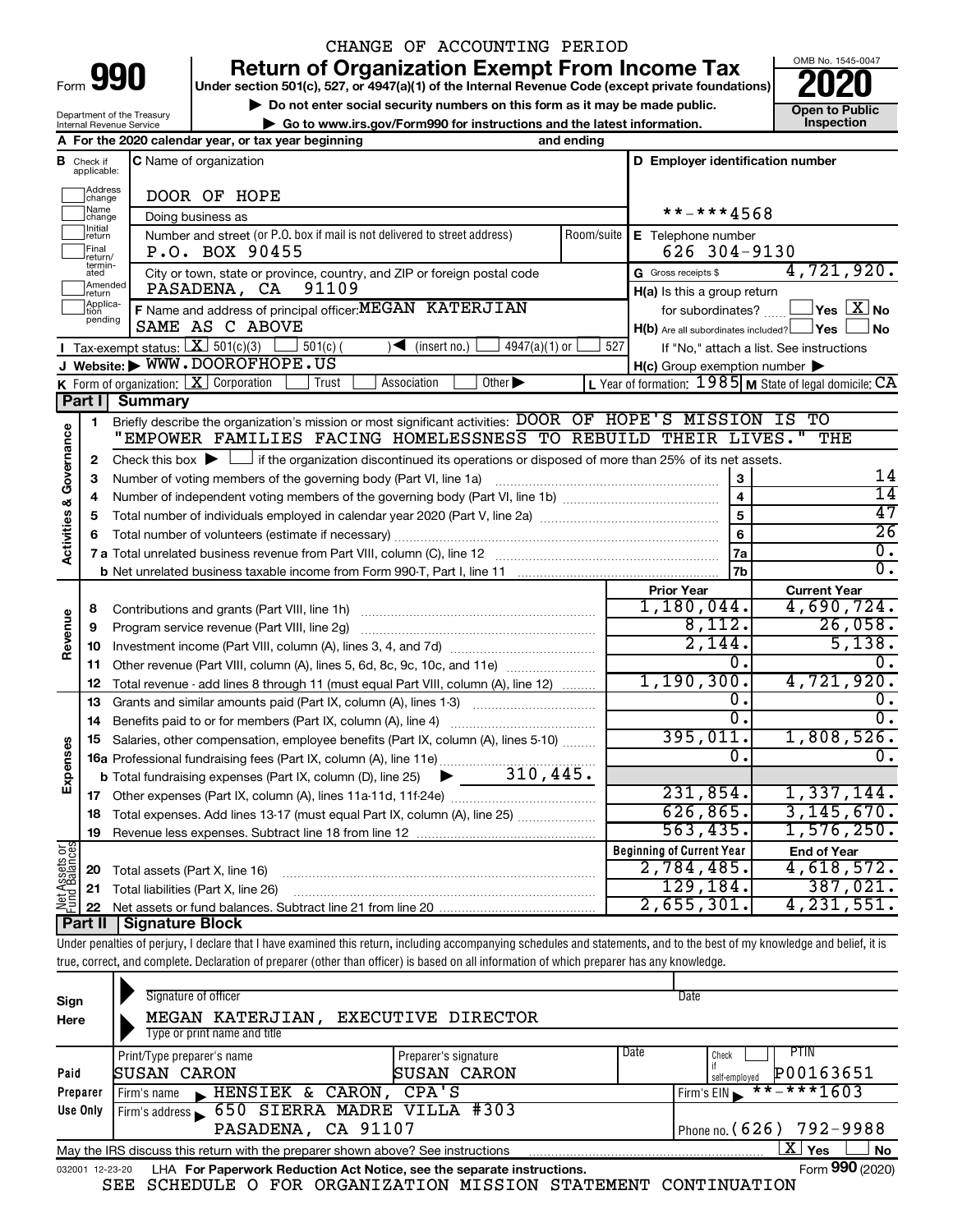CHANGE OF ACCOUNTING PERIOD

Form **990**

# Return of Organization Exempt From Income Tax

**Under section 501(c), 527, or 4947(a)(1) of the Internal Revenue Code (except private foundations)**

▶ Do not enter social security numbers on this form as it may be made public.

▶ Go to www.irs.gov/Form990 for instructions and the latest information.

OMB No. 1545-0047

**2020**

**Open to Public Inspection**

Department of the Treasury
Internal Revenue Service

**A** For the 2020 calendar year, or tax year beginning and ending

**B** Check if applicable: Address change, Name change, Initial return, Final return/terminated, Amended return, Application pending

**C** Name of organization: DOOR OF HOPE

Doing business as

Number and street (or P.O. box if mail is not delivered to street address) Room/suite: P.O. BOX 90455

City or town, state or province, country, and ZIP or foreign postal code: PASADENA, CA 91109

**D** Employer identification number: **-***4568

**E** Telephone number: 626 304-9130

**G** Gross receipts $ 4,721,920.

**F** Name and address of principal officer: MEGAN KATERJIAN SAME AS C ABOVE

**H(a)** Is this a group return for subordinates? Yes [ ] No [X]

**H(b)** Are all subordinates included? Yes [ ] No [ ]
If "No," attach a list. See instructions

**I** Tax-exempt status: [X] 501(c)(3) [ ] 501(c) ( ) ◀ (insert no.) [ ] 4947(a)(1) or [ ] 527

**J** Website: ▶ WWW.DOOROFHOPE.US

**H(c)** Group exemption number ▶

**K** Form of organization: [X] Corporation [ ] Trust [ ] Association [ ] Other ▶

**L** Year of formation: 1985 **M** State of legal domicile: CA

## Part I Summary

**Activities & Governance**

1. Briefly describe the organization's mission or most significant activities: DOOR OF HOPE'S MISSION IS TO "EMPOWER FAMILIES FACING HOMELESSNESS TO REBUILD THEIR LIVES." THE
2. Check this box ▶ [ ] if the organization discontinued its operations or disposed of more than 25% of its net assets.

| | | | |
|---|---|---|---|
| 3 | Number of voting members of the governing body (Part VI, line 1a) | 3 | 14 |
| 4 | Number of independent voting members of the governing body (Part VI, line 1b) | 4 | 14 |
| 5 | Total number of individuals employed in calendar year 2020 (Part V, line 2a) | 5 | 47 |
| 6 | Total number of volunteers (estimate if necessary) | 6 | 26 |
| 7a | Total unrelated business revenue from Part VIII, column (C), line 12 | 7a | 0. |
| b | Net unrelated business taxable income from Form 990-T, Part I, line 11 | 7b | 0. |

| | | Prior Year | Current Year |
|---|---|---|---|
| **Revenue** | | | |
| 8 | Contributions and grants (Part VIII, line 1h) | 1,180,044. | 4,690,724. |
| 9 | Program service revenue (Part VIII, line 2g) | 8,112. | 26,058. |
| 10 | Investment income (Part VIII, column (A), lines 3, 4, and 7d) | 2,144. | 5,138. |
| 11 | Other revenue (Part VIII, column (A), lines 5, 6d, 8c, 9c, 10c, and 11e) | 0. | 0. |
| 12 | Total revenue - add lines 8 through 11 (must equal Part VIII, column (A), line 12) | 1,190,300. | 4,721,920. |
| **Expenses** | | | |
| 13 | Grants and similar amounts paid (Part IX, column (A), lines 1-3) | 0. | 0. |
| 14 | Benefits paid to or for members (Part IX, column (A), line 4) | 0. | 0. |
| 15 | Salaries, other compensation, employee benefits (Part IX, column (A), lines 5-10) | 395,011. | 1,808,526. |
| 16a | Professional fundraising fees (Part IX, column (A), line 11e) | 0. | 0. |
| b | Total fundraising expenses (Part IX, column (D), line 25) ▶ 310,445. | | |
| 17 | Other expenses (Part IX, column (A), lines 11a-11d, 11f-24e) | 231,854. | 1,337,144. |
| 18 | Total expenses. Add lines 13-17 (must equal Part IX, column (A), line 25) | 626,865. | 3,145,670. |
| 19 | Revenue less expenses. Subtract line 18 from line 12 | 563,435. | 1,576,250. |

| | | Beginning of Current Year | End of Year |
|---|---|---|---|
| **Net Assets or Fund Balances** | | | |
| 20 | Total assets (Part X, line 16) | 2,784,485. | 4,618,572. |
| 21 | Total liabilities (Part X, line 26) | 129,184. | 387,021. |
| 22 | Net assets or fund balances. Subtract line 21 from line 20 | 2,655,301. | 4,231,551. |

## Part II Signature Block

Under penalties of perjury, I declare that I have examined this return, including accompanying schedules and statements, and to the best of my knowledge and belief, it is true, correct, and complete. Declaration of preparer (other than officer) is based on all information of which preparer has any knowledge.

**Sign Here**

Signature of officer | Date

MEGAN KATERJIAN, EXECUTIVE DIRECTOR
Type or print name and title

**Paid Preparer Use Only**

| Print/Type preparer's name | Preparer's signature | Date | Check if self-employed | PTIN |
|---|---|---|---|---|
| SUSAN CARON | SUSAN CARON | | | P00163651 |

Firm's name ▶ HENSIEK & CARON, CPA'S | Firm's EIN ▶ **-***1603

Firm's address ▶ 650 SIERRA MADRE VILLA #303 PASADENA, CA 91107 | Phone no. (626) 792-9988

May the IRS discuss this return with the preparer shown above? See instructions [X] Yes [ ] No

032001 12-23-20 LHA For Paperwork Reduction Act Notice, see the separate instructions. Form **990** (2020)

SEE SCHEDULE O FOR ORGANIZATION MISSION STATEMENT CONTINUATION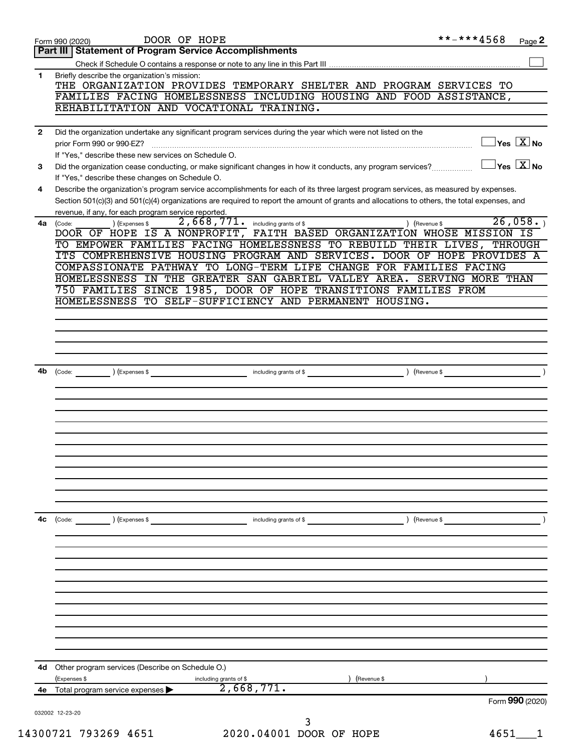Form 990 (2020) DOOR OF HOPE **-***4568 Page 2

## Part III Statement of Program Service Accomplishments

Check if Schedule O contains a response or note to any line in this Part III ☐

**1** Briefly describe the organization's mission:

THE ORGANIZATION PROVIDES TEMPORARY SHELTER AND PROGRAM SERVICES TO FAMILIES FACING HOMELESSNESS INCLUDING HOUSING AND FOOD ASSISTANCE, REHABILITATION AND VOCATIONAL TRAINING.

**2** Did the organization undertake any significant program services during the year which were not listed on the prior Form 990 or 990-EZ? ☐ Yes ☒ No

If "Yes," describe these new services on Schedule O.

**3** Did the organization cease conducting, or make significant changes in how it conducts, any program services? ☐ Yes ☒ No

If "Yes," describe these changes on Schedule O.

**4** Describe the organization's program service accomplishments for each of its three largest program services, as measured by expenses. Section 501(c)(3) and 501(c)(4) organizations are required to report the amount of grants and allocations to others, the total expenses, and revenue, if any, for each program service reported.

**4a** (Code: ) (Expenses $ 2,668,771. including grants of $ ) (Revenue $ 26,058. )

DOOR OF HOPE IS A NONPROFIT, FAITH BASED ORGANIZATION WHOSE MISSION IS TO EMPOWER FAMILIES FACING HOMELESSNESS TO REBUILD THEIR LIVES, THROUGH ITS COMPREHENSIVE HOUSING PROGRAM AND SERVICES. DOOR OF HOPE PROVIDES A COMPASSIONATE PATHWAY TO LONG-TERM LIFE CHANGE FOR FAMILIES FACING HOMELESSNESS IN THE GREATER SAN GABRIEL VALLEY AREA. SERVING MORE THAN 750 FAMILIES SINCE 1985, DOOR OF HOPE TRANSITIONS FAMILIES FROM HOMELESSNESS TO SELF-SUFFICIENCY AND PERMANENT HOUSING.

**4b** (Code: ) (Expenses $ including grants of $ ) (Revenue $ )

**4c** (Code: ) (Expenses $ including grants of $ ) (Revenue $ )

**4d** Other program services (Describe on Schedule O.)

(Expenses $ including grants of $ ) (Revenue $ )

**4e** Total program service expenses ▶ 2,668,771.

Form **990** (2020)

032002 12-23-20

14300721 793269 4651 2020.04001 DOOR OF HOPE 4651___1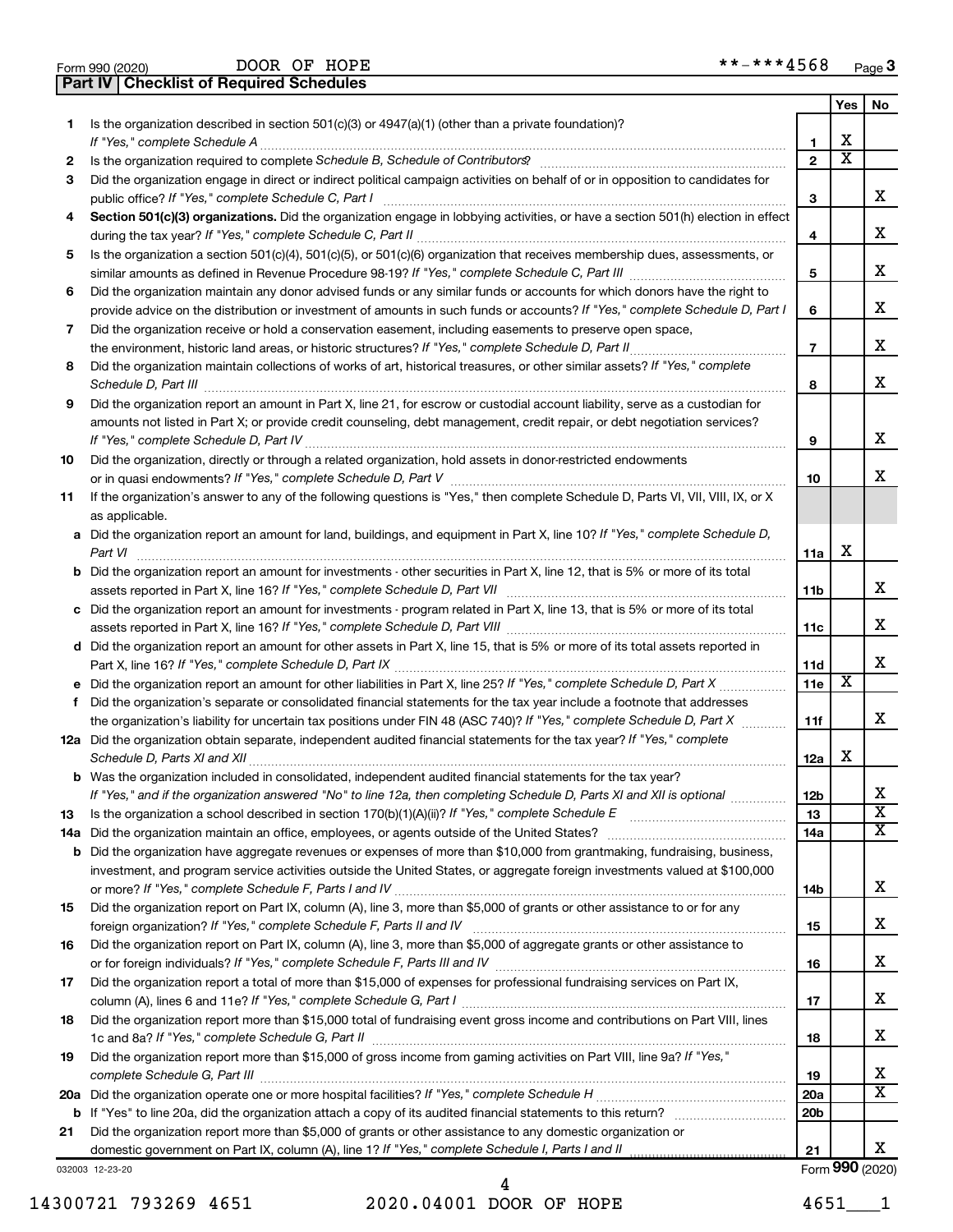Form 990 (2020) DOOR OF HOPE **-***4568 Page 3

## Part IV | Checklist of Required Schedules

| | | | Yes | No |
|---|---|---|---|---|
| 1 | Is the organization described in section 501(c)(3) or 4947(a)(1) (other than a private foundation)? *If "Yes," complete Schedule A* | 1 | X | |
| 2 | Is the organization required to complete *Schedule B, Schedule of Contributors*? | 2 | X | |
| 3 | Did the organization engage in direct or indirect political campaign activities on behalf of or in opposition to candidates for public office? *If "Yes," complete Schedule C, Part I* | 3 | | X |
| 4 | **Section 501(c)(3) organizations.** Did the organization engage in lobbying activities, or have a section 501(h) election in effect during the tax year? *If "Yes," complete Schedule C, Part II* | 4 | | X |
| 5 | Is the organization a section 501(c)(4), 501(c)(5), or 501(c)(6) organization that receives membership dues, assessments, or similar amounts as defined in Revenue Procedure 98-19? *If "Yes," complete Schedule C, Part III* | 5 | | X |
| 6 | Did the organization maintain any donor advised funds or any similar funds or accounts for which donors have the right to provide advice on the distribution or investment of amounts in such funds or accounts? *If "Yes," complete Schedule D, Part I* | 6 | | X |
| 7 | Did the organization receive or hold a conservation easement, including easements to preserve open space, the environment, historic land areas, or historic structures? *If "Yes," complete Schedule D, Part II* | 7 | | X |
| 8 | Did the organization maintain collections of works of art, historical treasures, or other similar assets? *If "Yes," complete Schedule D, Part III* | 8 | | X |
| 9 | Did the organization report an amount in Part X, line 21, for escrow or custodial account liability, serve as a custodian for amounts not listed in Part X; or provide credit counseling, debt management, credit repair, or debt negotiation services? *If "Yes," complete Schedule D, Part IV* | 9 | | X |
| 10 | Did the organization, directly or through a related organization, hold assets in donor-restricted endowments or in quasi endowments? *If "Yes," complete Schedule D, Part V* | 10 | | X |
| 11 | If the organization's answer to any of the following questions is "Yes," then complete Schedule D, Parts VI, VII, VIII, IX, or X as applicable. | | | |
| a | Did the organization report an amount for land, buildings, and equipment in Part X, line 10? *If "Yes," complete Schedule D, Part VI* | 11a | X | |
| b | Did the organization report an amount for investments - other securities in Part X, line 12, that is 5% or more of its total assets reported in Part X, line 16? *If "Yes," complete Schedule D, Part VII* | 11b | | X |
| c | Did the organization report an amount for investments - program related in Part X, line 13, that is 5% or more of its total assets reported in Part X, line 16? *If "Yes," complete Schedule D, Part VIII* | 11c | | X |
| d | Did the organization report an amount for other assets in Part X, line 15, that is 5% or more of its total assets reported in Part X, line 16? *If "Yes," complete Schedule D, Part IX* | 11d | | X |
| e | Did the organization report an amount for other liabilities in Part X, line 25? *If "Yes," complete Schedule D, Part X* | 11e | X | |
| f | Did the organization's separate or consolidated financial statements for the tax year include a footnote that addresses the organization's liability for uncertain tax positions under FIN 48 (ASC 740)? *If "Yes," complete Schedule D, Part X* | 11f | | X |
| 12a | Did the organization obtain separate, independent audited financial statements for the tax year? *If "Yes," complete Schedule D, Parts XI and XII* | 12a | X | |
| b | Was the organization included in consolidated, independent audited financial statements for the tax year? *If "Yes," and if the organization answered "No" to line 12a, then completing Schedule D, Parts XI and XII is optional* | 12b | | X |
| 13 | Is the organization a school described in section 170(b)(1)(A)(ii)? *If "Yes," complete Schedule E* | 13 | | X |
| 14a | Did the organization maintain an office, employees, or agents outside of the United States? | 14a | | X |
| b | Did the organization have aggregate revenues or expenses of more than $10,000 from grantmaking, fundraising, business, investment, and program service activities outside the United States, or aggregate foreign investments valued at $100,000 or more? *If "Yes," complete Schedule F, Parts I and IV* | 14b | | X |
| 15 | Did the organization report on Part IX, column (A), line 3, more than $5,000 of grants or other assistance to or for any foreign organization? *If "Yes," complete Schedule F, Parts II and IV* | 15 | | X |
| 16 | Did the organization report on Part IX, column (A), line 3, more than $5,000 of aggregate grants or other assistance to or for foreign individuals? *If "Yes," complete Schedule F, Parts III and IV* | 16 | | X |
| 17 | Did the organization report a total of more than $15,000 of expenses for professional fundraising services on Part IX, column (A), lines 6 and 11e? *If "Yes," complete Schedule G, Part I* | 17 | | X |
| 18 | Did the organization report more than $15,000 total of fundraising event gross income and contributions on Part VIII, lines 1c and 8a? *If "Yes," complete Schedule G, Part II* | 18 | | X |
| 19 | Did the organization report more than $15,000 of gross income from gaming activities on Part VIII, line 9a? *If "Yes," complete Schedule G, Part III* | 19 | | X |
| 20a | Did the organization operate one or more hospital facilities? *If "Yes," complete Schedule H* | 20a | | X |
| b | If "Yes" to line 20a, did the organization attach a copy of its audited financial statements to this return? | 20b | | |
| 21 | Did the organization report more than $5,000 of grants or other assistance to any domestic organization or domestic government on Part IX, column (A), line 1? *If "Yes," complete Schedule I, Parts I and II* | 21 | | X |

032003 12-23-20 Form **990** (2020)

14300721 793269 4651 2020.04001 DOOR OF HOPE 4651___1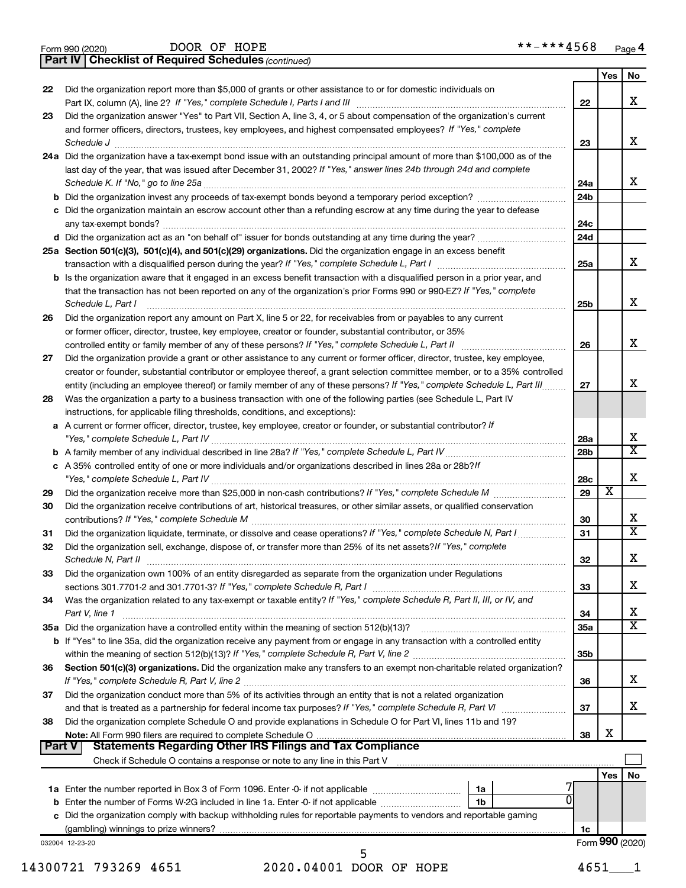Form 990 (2020) DOOR OF HOPE **-***4568 Page 4

**Part IV | Checklist of Required Schedules** *(continued)*

| | | | Yes | No |
|---|---|---|---|---|
| 22 | Did the organization report more than $5,000 of grants or other assistance to or for domestic individuals on Part IX, column (A), line 2? *If "Yes," complete Schedule I, Parts I and III* | 22 | | X |
| 23 | Did the organization answer "Yes" to Part VII, Section A, line 3, 4, or 5 about compensation of the organization's current and former officers, directors, trustees, key employees, and highest compensated employees? *If "Yes," complete Schedule J* | 23 | | X |
| 24a | Did the organization have a tax-exempt bond issue with an outstanding principal amount of more than $100,000 as of the last day of the year, that was issued after December 31, 2002? *If "Yes," answer lines 24b through 24d and complete Schedule K. If "No," go to line 25a* | 24a | | X |
| b | Did the organization invest any proceeds of tax-exempt bonds beyond a temporary period exception? | 24b | | |
| c | Did the organization maintain an escrow account other than a refunding escrow at any time during the year to defease any tax-exempt bonds? | 24c | | |
| d | Did the organization act as an "on behalf of" issuer for bonds outstanding at any time during the year? | 24d | | |
| 25a | **Section 501(c)(3), 501(c)(4), and 501(c)(29) organizations.** Did the organization engage in an excess benefit transaction with a disqualified person during the year? *If "Yes," complete Schedule L, Part I* | 25a | | X |
| b | Is the organization aware that it engaged in an excess benefit transaction with a disqualified person in a prior year, and that the transaction has not been reported on any of the organization's prior Forms 990 or 990-EZ? *If "Yes," complete Schedule L, Part I* | 25b | | X |
| 26 | Did the organization report any amount on Part X, line 5 or 22, for receivables from or payables to any current or former officer, director, trustee, key employee, creator or founder, substantial contributor, or 35% controlled entity or family member of any of these persons? *If "Yes," complete Schedule L, Part II* | 26 | | X |
| 27 | Did the organization provide a grant or other assistance to any current or former officer, director, trustee, key employee, creator or founder, substantial contributor or employee thereof, a grant selection committee member, or to a 35% controlled entity (including an employee thereof) or family member of any of these persons? *If "Yes," complete Schedule L, Part III* | 27 | | X |
| 28 | Was the organization a party to a business transaction with one of the following parties (see Schedule L, Part IV instructions, for applicable filing thresholds, conditions, and exceptions): | | | |
| a | A current or former officer, director, trustee, key employee, creator or founder, or substantial contributor? *If "Yes," complete Schedule L, Part IV* | 28a | | X |
| b | A family member of any individual described in line 28a? *If "Yes," complete Schedule L, Part IV* | 28b | | X |
| c | A 35% controlled entity of one or more individuals and/or organizations described in lines 28a or 28b? *If "Yes," complete Schedule L, Part IV* | 28c | | X |
| 29 | Did the organization receive more than $25,000 in non-cash contributions? *If "Yes," complete Schedule M* | 29 | X | |
| 30 | Did the organization receive contributions of art, historical treasures, or other similar assets, or qualified conservation contributions? *If "Yes," complete Schedule M* | 30 | | X |
| 31 | Did the organization liquidate, terminate, or dissolve and cease operations? *If "Yes," complete Schedule N, Part I* | 31 | | X |
| 32 | Did the organization sell, exchange, dispose of, or transfer more than 25% of its net assets? *If "Yes," complete Schedule N, Part II* | 32 | | X |
| 33 | Did the organization own 100% of an entity disregarded as separate from the organization under Regulations sections 301.7701-2 and 301.7701-3? *If "Yes," complete Schedule R, Part I* | 33 | | X |
| 34 | Was the organization related to any tax-exempt or taxable entity? *If "Yes," complete Schedule R, Part II, III, or IV, and Part V, line 1* | 34 | | X |
| 35a | Did the organization have a controlled entity within the meaning of section 512(b)(13)? | 35a | | X |
| b | If "Yes" to line 35a, did the organization receive any payment from or engage in any transaction with a controlled entity within the meaning of section 512(b)(13)? *If "Yes," complete Schedule R, Part V, line 2* | 35b | | |
| 36 | **Section 501(c)(3) organizations.** Did the organization make any transfers to an exempt non-charitable related organization? *If "Yes," complete Schedule R, Part V, line 2* | 36 | | X |
| 37 | Did the organization conduct more than 5% of its activities through an entity that is not a related organization and that is treated as a partnership for federal income tax purposes? *If "Yes," complete Schedule R, Part VI* | 37 | | X |
| 38 | Did the organization complete Schedule O and provide explanations in Schedule O for Part VI, lines 11b and 19? **Note:** All Form 990 filers are required to complete Schedule O | 38 | X | |

**Part V | Statements Regarding Other IRS Filings and Tax Compliance**

Check if Schedule O contains a response or note to any line in this Part V ☐

| | | | | Yes | No |
|---|---|---|---|---|---|
| 1a | Enter the number reported in Box 3 of Form 1096. Enter -0- if not applicable | 1a | 7 | | |
| b | Enter the number of Forms W-2G included in line 1a. Enter -0- if not applicable | 1b | 0 | | |
| c | Did the organization comply with backup withholding rules for reportable payments to vendors and reportable gaming (gambling) winnings to prize winners? | | 1c | | |

032004 12-23-20 Form **990** (2020)

14300721 793269 4651 2020.04001 DOOR OF HOPE 4651___1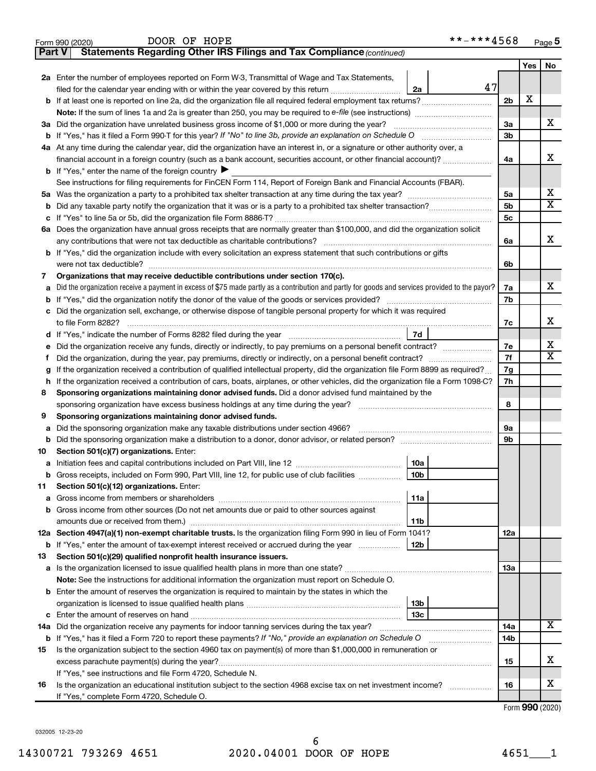Form 990 (2020) DOOR OF HOPE **-***4568 Page 5

**Part V Statements Regarding Other IRS Filings and Tax Compliance** *(continued)*

| | | | | Yes | No |
|---|---|---|---|---|---|
| **2a** | Enter the number of employees reported on Form W-3, Transmittal of Wage and Tax Statements, filed for the calendar year ending with or within the year covered by this return | 2a | 47 | | |
| **b** | If at least one is reported on line 2a, did the organization file all required federal employment tax returns? | | 2b | X | |
| | **Note:** If the sum of lines 1a and 2a is greater than 250, you may be required to *e-file* (see instructions) | | | | |
| **3a** | Did the organization have unrelated business gross income of $1,000 or more during the year? | | 3a | | X |
| **b** | If "Yes," has it filed a Form 990-T for this year? *If "No" to line 3b, provide an explanation on Schedule O* | | 3b | | |
| **4a** | At any time during the calendar year, did the organization have an interest in, or a signature or other authority over, a financial account in a foreign country (such as a bank account, securities account, or other financial account)? | | 4a | | X |
| **b** | If "Yes," enter the name of the foreign country ▶ | | | | |
| | See instructions for filing requirements for FinCEN Form 114, Report of Foreign Bank and Financial Accounts (FBAR). | | | | |
| **5a** | Was the organization a party to a prohibited tax shelter transaction at any time during the tax year? | | 5a | | X |
| **b** | Did any taxable party notify the organization that it was or is a party to a prohibited tax shelter transaction? | | 5b | | X |
| **c** | If "Yes" to line 5a or 5b, did the organization file Form 8886-T? | | 5c | | |
| **6a** | Does the organization have annual gross receipts that are normally greater than $100,000, and did the organization solicit any contributions that were not tax deductible as charitable contributions? | | 6a | | X |
| **b** | If "Yes," did the organization include with every solicitation an express statement that such contributions or gifts were not tax deductible? | | 6b | | |
| **7** | **Organizations that may receive deductible contributions under section 170(c).** | | | | |
| **a** | Did the organization receive a payment in excess of $75 made partly as a contribution and partly for goods and services provided to the payor? | | 7a | | X |
| **b** | If "Yes," did the organization notify the donor of the value of the goods or services provided? | | 7b | | |
| **c** | Did the organization sell, exchange, or otherwise dispose of tangible personal property for which it was required to file Form 8282? | | 7c | | X |
| **d** | If "Yes," indicate the number of Forms 8282 filed during the year | 7d | | | |
| **e** | Did the organization receive any funds, directly or indirectly, to pay premiums on a personal benefit contract? | | 7e | | X |
| **f** | Did the organization, during the year, pay premiums, directly or indirectly, on a personal benefit contract? | | 7f | | X |
| **g** | If the organization received a contribution of qualified intellectual property, did the organization file Form 8899 as required? | | 7g | | |
| **h** | If the organization received a contribution of cars, boats, airplanes, or other vehicles, did the organization file a Form 1098-C? | | 7h | | |
| **8** | **Sponsoring organizations maintaining donor advised funds.** Did a donor advised fund maintained by the sponsoring organization have excess business holdings at any time during the year? | | 8 | | |
| **9** | **Sponsoring organizations maintaining donor advised funds.** | | | | |
| **a** | Did the sponsoring organization make any taxable distributions under section 4966? | | 9a | | |
| **b** | Did the sponsoring organization make a distribution to a donor, donor advisor, or related person? | | 9b | | |
| **10** | **Section 501(c)(7) organizations.** Enter: | | | | |
| **a** | Initiation fees and capital contributions included on Part VIII, line 12 | 10a | | | |
| **b** | Gross receipts, included on Form 990, Part VIII, line 12, for public use of club facilities | 10b | | | |
| **11** | **Section 501(c)(12) organizations.** Enter: | | | | |
| **a** | Gross income from members or shareholders | 11a | | | |
| **b** | Gross income from other sources (Do not net amounts due or paid to other sources against amounts due or received from them.) | 11b | | | |
| **12a** | **Section 4947(a)(1) non-exempt charitable trusts.** Is the organization filing Form 990 in lieu of Form 1041? | | 12a | | |
| **b** | If "Yes," enter the amount of tax-exempt interest received or accrued during the year | 12b | | | |
| **13** | **Section 501(c)(29) qualified nonprofit health insurance issuers.** | | | | |
| **a** | Is the organization licensed to issue qualified health plans in more than one state? | | 13a | | |
| | **Note:** See the instructions for additional information the organization must report on Schedule O. | | | | |
| **b** | Enter the amount of reserves the organization is required to maintain by the states in which the organization is licensed to issue qualified health plans | 13b | | | |
| **c** | Enter the amount of reserves on hand | 13c | | | |
| **14a** | Did the organization receive any payments for indoor tanning services during the tax year? | | 14a | | X |
| **b** | If "Yes," has it filed a Form 720 to report these payments? *If "No," provide an explanation on Schedule O* | | 14b | | |
| **15** | Is the organization subject to the section 4960 tax on payment(s) of more than $1,000,000 in remuneration or excess parachute payment(s) during the year? | | 15 | | X |
| | If "Yes," see instructions and file Form 4720, Schedule N. | | | | |
| **16** | Is the organization an educational institution subject to the section 4968 excise tax on net investment income? | | 16 | | X |
| | If "Yes," complete Form 4720, Schedule O. | | | | |

Form **990** (2020)

032005 12-23-20

14300721 793269 4651 2020.04001 DOOR OF HOPE 4651___1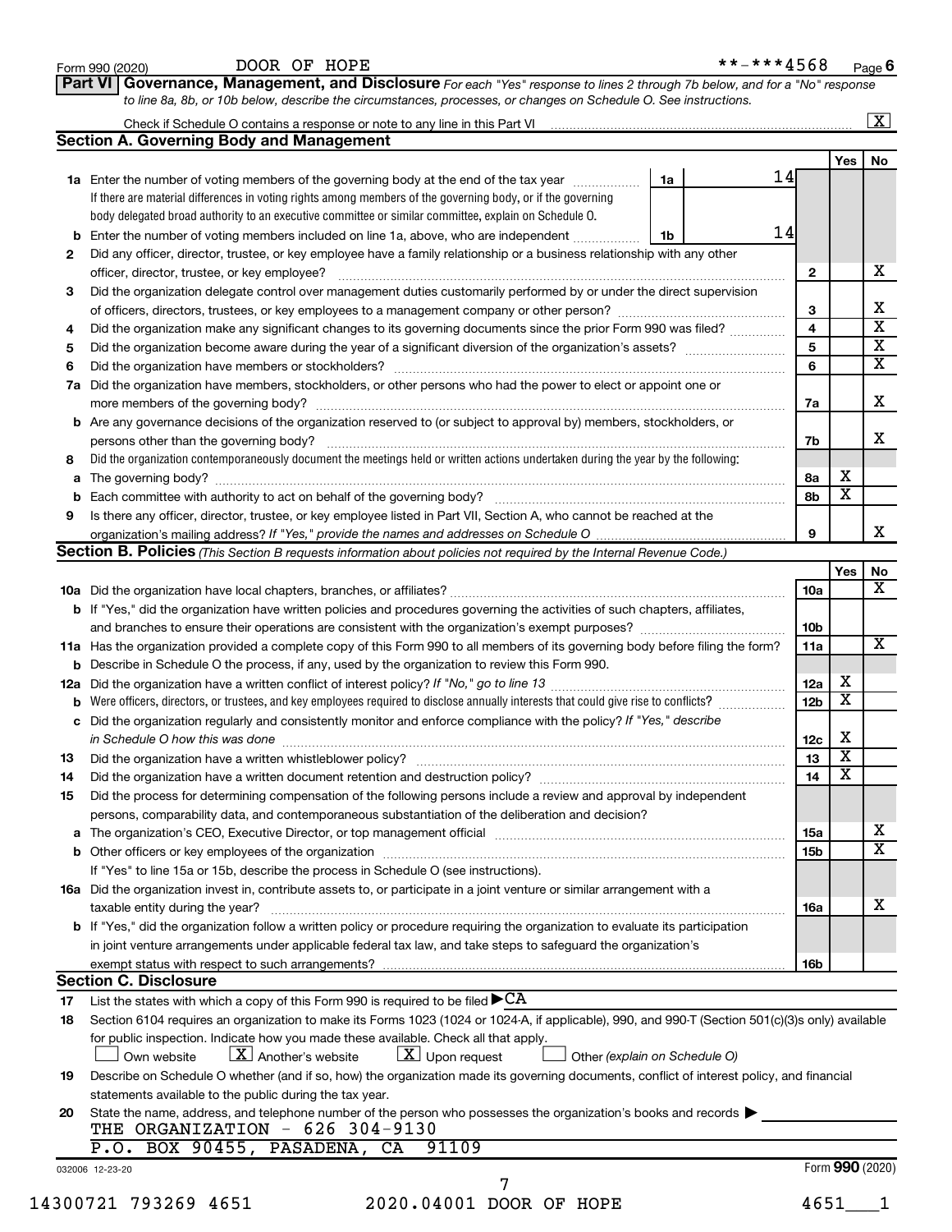Form 990 (2020) DOOR OF HOPE **-***4568 Page 6

**Part VI Governance, Management, and Disclosure** *For each "Yes" response to lines 2 through 7b below, and for a "No" response to line 8a, 8b, or 10b below, describe the circumstances, processes, or changes on Schedule O. See instructions.*

Check if Schedule O contains a response or note to any line in this Part VI [X]

## Section A. Governing Body and Management

| | | | Yes | No |
|---|---|---|---|---|
| **1a** | Enter the number of voting members of the governing body at the end of the tax year — **1a** 14. If there are material differences in voting rights among members of the governing body, or if the governing body delegated broad authority to an executive committee or similar committee, explain on Schedule O. | | | |
| **b** | Enter the number of voting members included on line 1a, above, who are independent — **1b** 14 | | | |
| **2** | Did any officer, director, trustee, or key employee have a family relationship or a business relationship with any other officer, director, trustee, or key employee? | 2 | | X |
| **3** | Did the organization delegate control over management duties customarily performed by or under the direct supervision of officers, directors, trustees, or key employees to a management company or other person? | 3 | | X |
| **4** | Did the organization make any significant changes to its governing documents since the prior Form 990 was filed? | 4 | | X |
| **5** | Did the organization become aware during the year of a significant diversion of the organization's assets? | 5 | | X |
| **6** | Did the organization have members or stockholders? | 6 | | X |
| **7a** | Did the organization have members, stockholders, or other persons who had the power to elect or appoint one or more members of the governing body? | 7a | | X |
| **b** | Are any governance decisions of the organization reserved to (or subject to approval by) members, stockholders, or persons other than the governing body? | 7b | | X |
| **8** | Did the organization contemporaneously document the meetings held or written actions undertaken during the year by the following: | | | |
| **a** | The governing body? | 8a | X | |
| **b** | Each committee with authority to act on behalf of the governing body? | 8b | X | |
| **9** | Is there any officer, director, trustee, or key employee listed in Part VII, Section A, who cannot be reached at the organization's mailing address? *If "Yes," provide the names and addresses on Schedule O* | 9 | | X |

## Section B. Policies *(This Section B requests information about policies not required by the Internal Revenue Code.)*

| | | | Yes | No |
|---|---|---|---|---|
| **10a** | Did the organization have local chapters, branches, or affiliates? | 10a | | X |
| **b** | If "Yes," did the organization have written policies and procedures governing the activities of such chapters, affiliates, and branches to ensure their operations are consistent with the organization's exempt purposes? | 10b | | |
| **11a** | Has the organization provided a complete copy of this Form 990 to all members of its governing body before filing the form? | 11a | | X |
| **b** | Describe in Schedule O the process, if any, used by the organization to review this Form 990. | | | |
| **12a** | Did the organization have a written conflict of interest policy? *If "No," go to line 13* | 12a | X | |
| **b** | Were officers, directors, or trustees, and key employees required to disclose annually interests that could give rise to conflicts? | 12b | X | |
| **c** | Did the organization regularly and consistently monitor and enforce compliance with the policy? *If "Yes," describe in Schedule O how this was done* | 12c | X | |
| **13** | Did the organization have a written whistleblower policy? | 13 | X | |
| **14** | Did the organization have a written document retention and destruction policy? | 14 | X | |
| **15** | Did the process for determining compensation of the following persons include a review and approval by independent persons, comparability data, and contemporaneous substantiation of the deliberation and decision? | | | |
| **a** | The organization's CEO, Executive Director, or top management official | 15a | | X |
| **b** | Other officers or key employees of the organization | 15b | | X |
| | If "Yes" to line 15a or 15b, describe the process in Schedule O (see instructions). | | | |
| **16a** | Did the organization invest in, contribute assets to, or participate in a joint venture or similar arrangement with a taxable entity during the year? | 16a | | X |
| **b** | If "Yes," did the organization follow a written policy or procedure requiring the organization to evaluate its participation in joint venture arrangements under applicable federal tax law, and take steps to safeguard the organization's exempt status with respect to such arrangements? | 16b | | |

## Section C. Disclosure

**17** List the states with which a copy of this Form 990 is required to be filed ▶ CA

**18** Section 6104 requires an organization to make its Forms 1023 (1024 or 1024-A, if applicable), 990, and 990-T (Section 501(c)(3)s only) available for public inspection. Indicate how you made these available. Check all that apply.

[ ] Own website [X] Another's website [X] Upon request [ ] Other *(explain on Schedule O)*

**19** Describe on Schedule O whether (and if so, how) the organization made its governing documents, conflict of interest policy, and financial statements available to the public during the tax year.

**20** State the name, address, and telephone number of the person who possesses the organization's books and records ▶

THE ORGANIZATION - 626 304-9130
P.O. BOX 90455, PASADENA, CA 91109

032006 12-23-20 Form **990** (2020)

14300721 793269 4651 2020.04001 DOOR OF HOPE 4651___1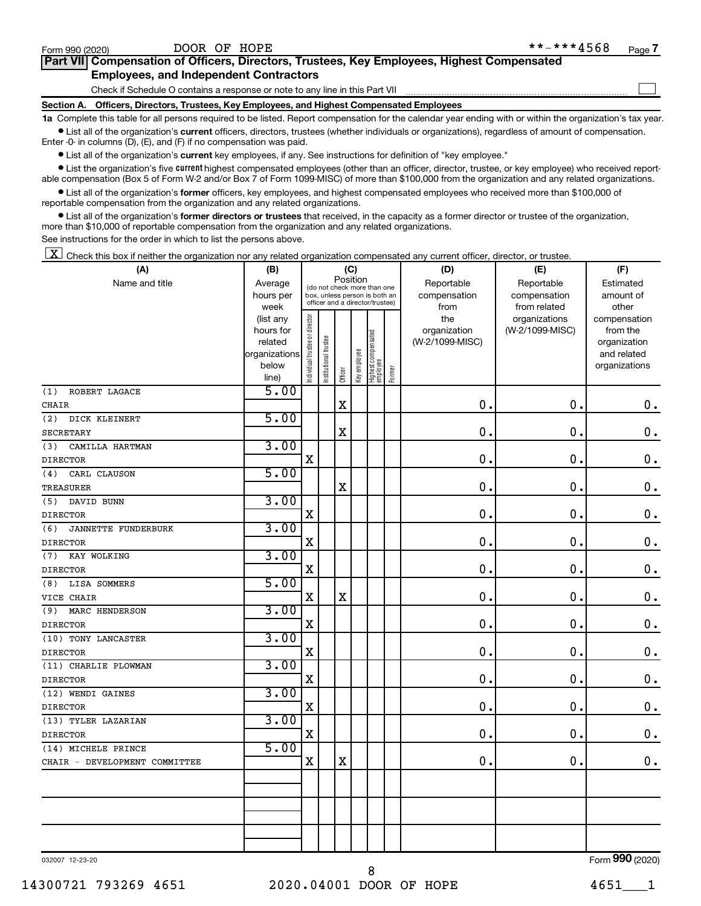Form 990 (2020) DOOR OF HOPE **-***4568 Page 7

## Part VII Compensation of Officers, Directors, Trustees, Key Employees, Highest Compensated Employees, and Independent Contractors

Check if Schedule O contains a response or note to any line in this Part VII ☐

**Section A. Officers, Directors, Trustees, Key Employees, and Highest Compensated Employees**

**1a** Complete this table for all persons required to be listed. Report compensation for the calendar year ending with or within the organization's tax year.

- List all of the organization's **current** officers, directors, trustees (whether individuals or organizations), regardless of amount of compensation. Enter -0- in columns (D), (E), and (F) if no compensation was paid.
- List all of the organization's **current** key employees, if any. See instructions for definition of "key employee."
- List the organization's five **current** highest compensated employees (other than an officer, director, trustee, or key employee) who received reportable compensation (Box 5 of Form W-2 and/or Box 7 of Form 1099-MISC) of more than $100,000 from the organization and any related organizations.
- List all of the organization's **former** officers, key employees, and highest compensated employees who received more than $100,000 of reportable compensation from the organization and any related organizations.
- List all of the organization's **former directors or trustees** that received, in the capacity as a former director or trustee of the organization, more than $10,000 of reportable compensation from the organization and any related organizations.

See instructions for the order in which to list the persons above.

☒ Check this box if neither the organization nor any related organization compensated any current officer, director, or trustee.

| (A) Name and title | (B) Average hours per week (list any hours for related organizations below line) | (C) Position: Individual trustee or director | Institutional trustee | Officer | Key employee | Highest compensated employee | Former | (D) Reportable compensation from the organization (W-2/1099-MISC) | (E) Reportable compensation from related organizations (W-2/1099-MISC) | (F) Estimated amount of other compensation from the organization and related organizations |
|---|---|---|---|---|---|---|---|---|---|---|
| (1) ROBERT LAGACE<br>CHAIR | 5.00 | | | X | | | | 0. | 0. | 0. |
| (2) DICK KLEINERT<br>SECRETARY | 5.00 | | | X | | | | 0. | 0. | 0. |
| (3) CAMILLA HARTMAN<br>DIRECTOR | 3.00 | X | | | | | | 0. | 0. | 0. |
| (4) CARL CLAUSON<br>TREASURER | 5.00 | | | X | | | | 0. | 0. | 0. |
| (5) DAVID BUNN<br>DIRECTOR | 3.00 | X | | | | | | 0. | 0. | 0. |
| (6) JANNETTE FUNDERBURK<br>DIRECTOR | 3.00 | X | | | | | | 0. | 0. | 0. |
| (7) KAY WOLKING<br>DIRECTOR | 3.00 | X | | | | | | 0. | 0. | 0. |
| (8) LISA SOMMERS<br>VICE CHAIR | 5.00 | X | | X | | | | 0. | 0. | 0. |
| (9) MARC HENDERSON<br>DIRECTOR | 3.00 | X | | | | | | 0. | 0. | 0. |
| (10) TONY LANCASTER<br>DIRECTOR | 3.00 | X | | | | | | 0. | 0. | 0. |
| (11) CHARLIE PLOWMAN<br>DIRECTOR | 3.00 | X | | | | | | 0. | 0. | 0. |
| (12) WENDI GAINES<br>DIRECTOR | 3.00 | X | | | | | | 0. | 0. | 0. |
| (13) TYLER LAZARIAN<br>DIRECTOR | 3.00 | X | | | | | | 0. | 0. | 0. |
| (14) MICHELE PRINCE<br>CHAIR - DEVELOPMENT COMMITTEE | 5.00 | X | | X | | | | 0. | 0. | 0. |
| | | | | | | | | | | |
| | | | | | | | | | | |
| | | | | | | | | | | |

032007 12-23-20 Form **990** (2020)

14300721 793269 4651 2020.04001 DOOR OF HOPE 4651___1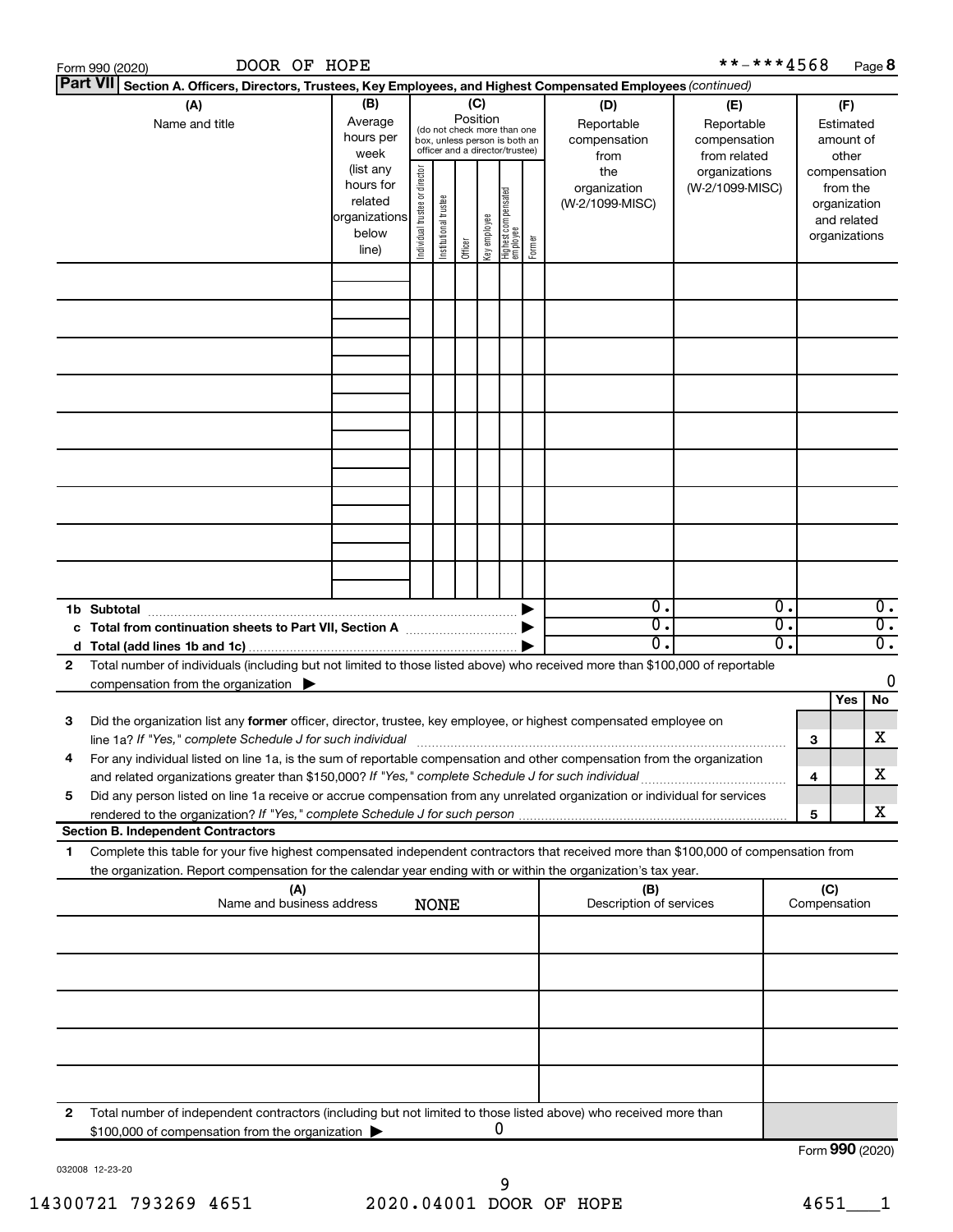Form 990 (2020) DOOR OF HOPE **-***4568 Page 8

**Part VII** **Section A. Officers, Directors, Trustees, Key Employees, and Highest Compensated Employees** *(continued)*

| (A) Name and title | (B) Average hours per week (list any hours for related organizations below line) | (C) Position (do not check more than one box, unless person is both an officer and a director/trustee) Individual trustee or director | Institutional trustee | Officer | Key employee | Highest compensated employee | Former | (D) Reportable compensation from the organization (W-2/1099-MISC) | (E) Reportable compensation from related organizations (W-2/1099-MISC) | (F) Estimated amount of other compensation from the organization and related organizations |
|---|---|---|---|---|---|---|---|---|---|---|
| | | | | | | | | | | |
| | | | | | | | | | | |
| | | | | | | | | | | |
| | | | | | | | | | | |
| | | | | | | | | | | |
| | | | | | | | | | | |
| | | | | | | | | | | |
| | | | | | | | | | | |
| | | | | | | | | | | |
| **1b Subtotal** | | | | | | | ▶ | 0. | 0. | 0. |
| **c Total from continuation sheets to Part VII, Section A** | | | | | | | ▶ | 0. | 0. | 0. |
| **d Total (add lines 1b and 1c)** | | | | | | | ▶ | 0. | 0. | 0. |

**2** Total number of individuals (including but not limited to those listed above) who received more than $100,000 of reportable compensation from the organization ▶ 0

| | | | Yes | No |
|---|---|---|---|---|
| **3** | Did the organization list any **former** officer, director, trustee, key employee, or highest compensated employee on line 1a? *If "Yes," complete Schedule J for such individual* | 3 | | X |
| **4** | For any individual listed on line 1a, is the sum of reportable compensation and other compensation from the organization and related organizations greater than $150,000? *If "Yes," complete Schedule J for such individual* | 4 | | X |
| **5** | Did any person listed on line 1a receive or accrue compensation from any unrelated organization or individual for services rendered to the organization? *If "Yes," complete Schedule J for such person* | 5 | | X |

**Section B. Independent Contractors**

**1** Complete this table for your five highest compensated independent contractors that received more than $100,000 of compensation from the organization. Report compensation for the calendar year ending with or within the organization's tax year.

| (A) Name and business address | (B) Description of services | (C) Compensation |
|---|---|---|
| NONE | | |
| | | |
| | | |
| | | |
| | | |

**2** Total number of independent contractors (including but not limited to those listed above) who received more than $100,000 of compensation from the organization ▶ 0

Form **990** (2020)

032008 12-23-20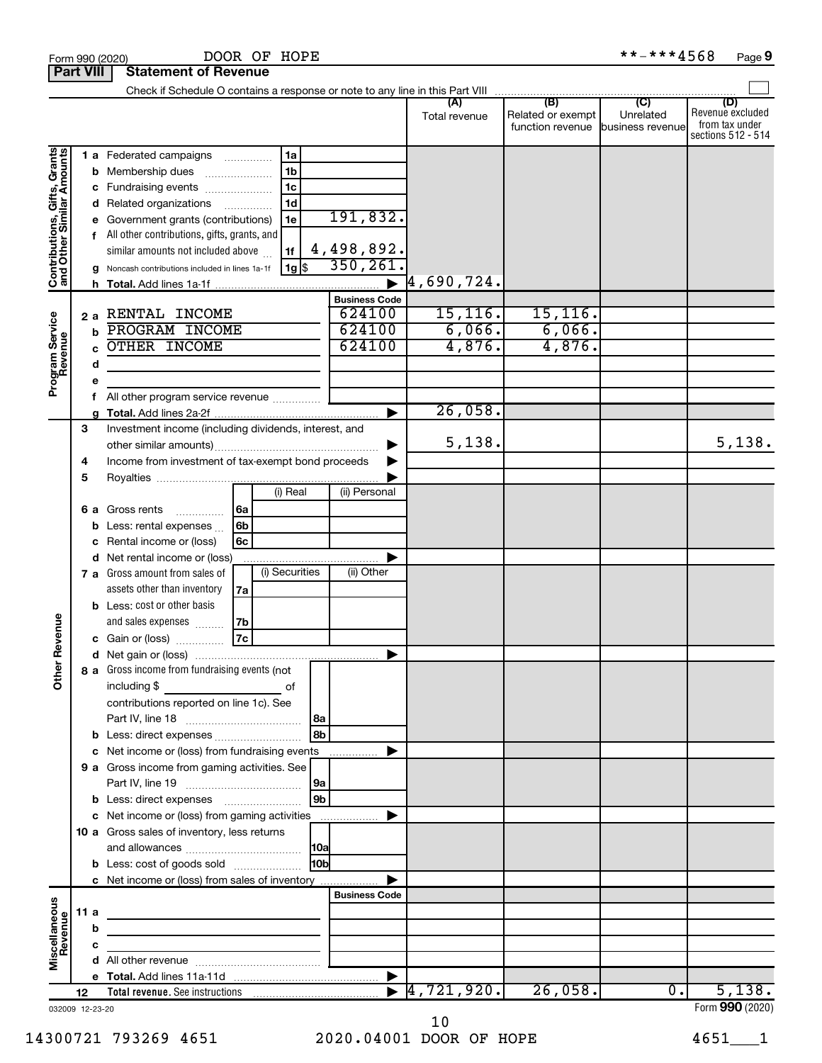Form 990 (2020) DOOR OF HOPE **-***4568 Page 9

**Part VIII Statement of Revenue**

Check if Schedule O contains a response or note to any line in this Part VIII

| | | | | (A) Total revenue | (B) Related or exempt function revenue | (C) Unrelated business revenue | (D) Revenue excluded from tax under sections 512 - 514 |
|---|---|---|---|---|---|---|---|
| **Contributions, Gifts, Grants and Other Similar Amounts** | 1 a Federated campaigns | 1a | | | | | |
| | b Membership dues | 1b | | | | | |
| | c Fundraising events | 1c | | | | | |
| | d Related organizations | 1d | | | | | |
| | e Government grants (contributions) | 1e | 191,832. | | | | |
| | f All other contributions, gifts, grants, and similar amounts not included above | 1f | 4,498,892. | | | | |
| | g Noncash contributions included in lines 1a-1f | 1g $ | 350,261. | | | | |
| | h **Total.** Add lines 1a-1f | | | 4,690,724. | | | |
| | | | **Business Code** | | | | |
| **Program Service Revenue** | 2 a RENTAL INCOME | | 624100 | 15,116. | 15,116. | | |
| | b PROGRAM INCOME | | 624100 | 6,066. | 6,066. | | |
| | c OTHER INCOME | | 624100 | 4,876. | 4,876. | | |
| | d | | | | | | |
| | e | | | | | | |
| | f All other program service revenue | | | | | | |
| | g **Total.** Add lines 2a-2f | | | 26,058. | | | |
| **Other Revenue** | 3 Investment income (including dividends, interest, and other similar amounts) | | | 5,138. | | | 5,138. |
| | 4 Income from investment of tax-exempt bond proceeds | | | | | | |
| | 5 Royalties | | | | | | |
| | | | (i) Real / (ii) Personal | | | | |
| | 6 a Gross rents | 6a | | | | | |
| | b Less: rental expenses | 6b | | | | | |
| | c Rental income or (loss) | 6c | | | | | |
| | d Net rental income or (loss) | | | | | | |
| | | | (i) Securities / (ii) Other | | | | |
| | 7 a Gross amount from sales of assets other than inventory | 7a | | | | | |
| | b Less: cost or other basis and sales expenses | 7b | | | | | |
| | c Gain or (loss) | 7c | | | | | |
| | d Net gain or (loss) | | | | | | |
| | 8 a Gross income from fundraising events (not including $ ___ of contributions reported on line 1c). See Part IV, line 18 | 8a | | | | | |
| | b Less: direct expenses | 8b | | | | | |
| | c Net income or (loss) from fundraising events | | | | | | |
| | 9 a Gross income from gaming activities. See Part IV, line 19 | 9a | | | | | |
| | b Less: direct expenses | 9b | | | | | |
| | c Net income or (loss) from gaming activities | | | | | | |
| | 10 a Gross sales of inventory, less returns and allowances | 10a | | | | | |
| | b Less: cost of goods sold | 10b | | | | | |
| | c Net income or (loss) from sales of inventory | | | | | | |
| | | | **Business Code** | | | | |
| **Miscellaneous Revenue** | 11 a | | | | | | |
| | b | | | | | | |
| | c | | | | | | |
| | d All other revenue | | | | | | |
| | e **Total.** Add lines 11a-11d | | | | | | |
| | 12 **Total revenue.** See instructions | | | 4,721,920. | 26,058. | 0. | 5,138. |

032009 12-23-20

Form **990** (2020)

14300721 793269 4651 2020.04001 DOOR OF HOPE 4651___1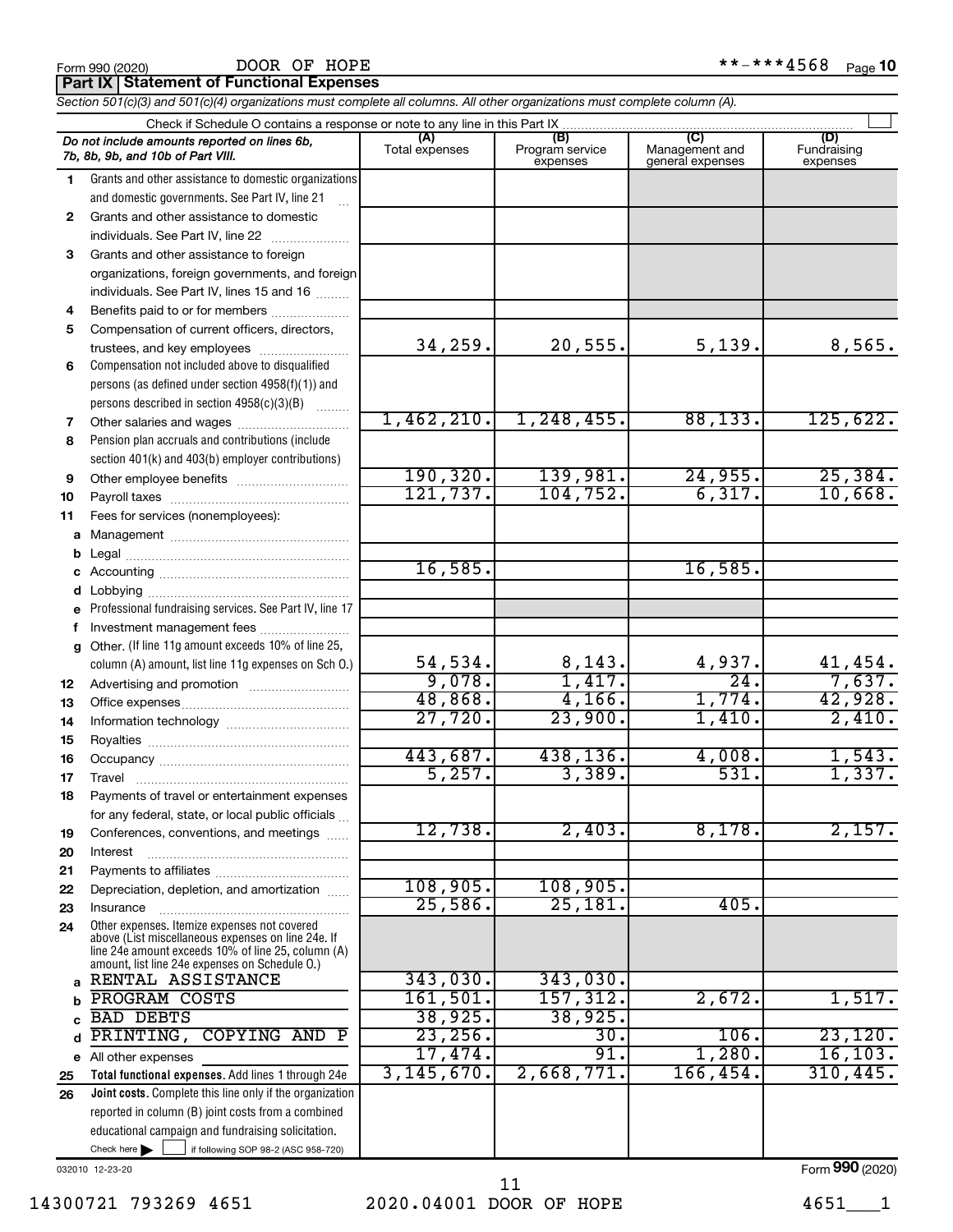Form 990 (2020) DOOR OF HOPE **-***4568 Page 10

## Part IX Statement of Functional Expenses

*Section 501(c)(3) and 501(c)(4) organizations must complete all columns. All other organizations must complete column (A).*

Check if Schedule O contains a response or note to any line in this Part IX

| | *Do not include amounts reported on lines 6b, 7b, 8b, 9b, and 10b of Part VIII.* | (A) Total expenses | (B) Program service expenses | (C) Management and general expenses | (D) Fundraising expenses |
|---|---|---|---|---|---|
| 1 | Grants and other assistance to domestic organizations and domestic governments. See Part IV, line 21 | | | | |
| 2 | Grants and other assistance to domestic individuals. See Part IV, line 22 | | | | |
| 3 | Grants and other assistance to foreign organizations, foreign governments, and foreign individuals. See Part IV, lines 15 and 16 | | | | |
| 4 | Benefits paid to or for members | | | | |
| 5 | Compensation of current officers, directors, trustees, and key employees | 34,259. | 20,555. | 5,139. | 8,565. |
| 6 | Compensation not included above to disqualified persons (as defined under section 4958(f)(1)) and persons described in section 4958(c)(3)(B) | | | | |
| 7 | Other salaries and wages | 1,462,210. | 1,248,455. | 88,133. | 125,622. |
| 8 | Pension plan accruals and contributions (include section 401(k) and 403(b) employer contributions) | | | | |
| 9 | Other employee benefits | 190,320. | 139,981. | 24,955. | 25,384. |
| 10 | Payroll taxes | 121,737. | 104,752. | 6,317. | 10,668. |
| 11 | Fees for services (nonemployees): | | | | |
| a | Management | | | | |
| b | Legal | | | | |
| c | Accounting | 16,585. | | 16,585. | |
| d | Lobbying | | | | |
| e | Professional fundraising services. See Part IV, line 17 | | | | |
| f | Investment management fees | | | | |
| g | Other. (If line 11g amount exceeds 10% of line 25, column (A) amount, list line 11g expenses on Sch O.) | 54,534. | 8,143. | 4,937. | 41,454. |
| 12 | Advertising and promotion | 9,078. | 1,417. | 24. | 7,637. |
| 13 | Office expenses | 48,868. | 4,166. | 1,774. | 42,928. |
| 14 | Information technology | 27,720. | 23,900. | 1,410. | 2,410. |
| 15 | Royalties | | | | |
| 16 | Occupancy | 443,687. | 438,136. | 4,008. | 1,543. |
| 17 | Travel | 5,257. | 3,389. | 531. | 1,337. |
| 18 | Payments of travel or entertainment expenses for any federal, state, or local public officials | | | | |
| 19 | Conferences, conventions, and meetings | 12,738. | 2,403. | 8,178. | 2,157. |
| 20 | Interest | | | | |
| 21 | Payments to affiliates | | | | |
| 22 | Depreciation, depletion, and amortization | 108,905. | 108,905. | | |
| 23 | Insurance | 25,586. | 25,181. | 405. | |
| 24 | Other expenses. Itemize expenses not covered above (List miscellaneous expenses on line 24e. If line 24e amount exceeds 10% of line 25, column (A) amount, list line 24e expenses on Schedule O.) | | | | |
| a | RENTAL ASSISTANCE | 343,030. | 343,030. | | |
| b | PROGRAM COSTS | 161,501. | 157,312. | 2,672. | 1,517. |
| c | BAD DEBTS | 38,925. | 38,925. | | |
| d | PRINTING, COPYING AND P | 23,256. | 30. | 106. | 23,120. |
| e | All other expenses | 17,474. | 91. | 1,280. | 16,103. |
| 25 | **Total functional expenses.** Add lines 1 through 24e | 3,145,670. | 2,668,771. | 166,454. | 310,445. |
| 26 | **Joint costs.** Complete this line only if the organization reported in column (B) joint costs from a combined educational campaign and fundraising solicitation. Check here ☐ if following SOP 98-2 (ASC 958-720) | | | | |

032010 12-23-20 Form 990 (2020)

14300721 793269 4651 2020.04001 DOOR OF HOPE 4651___1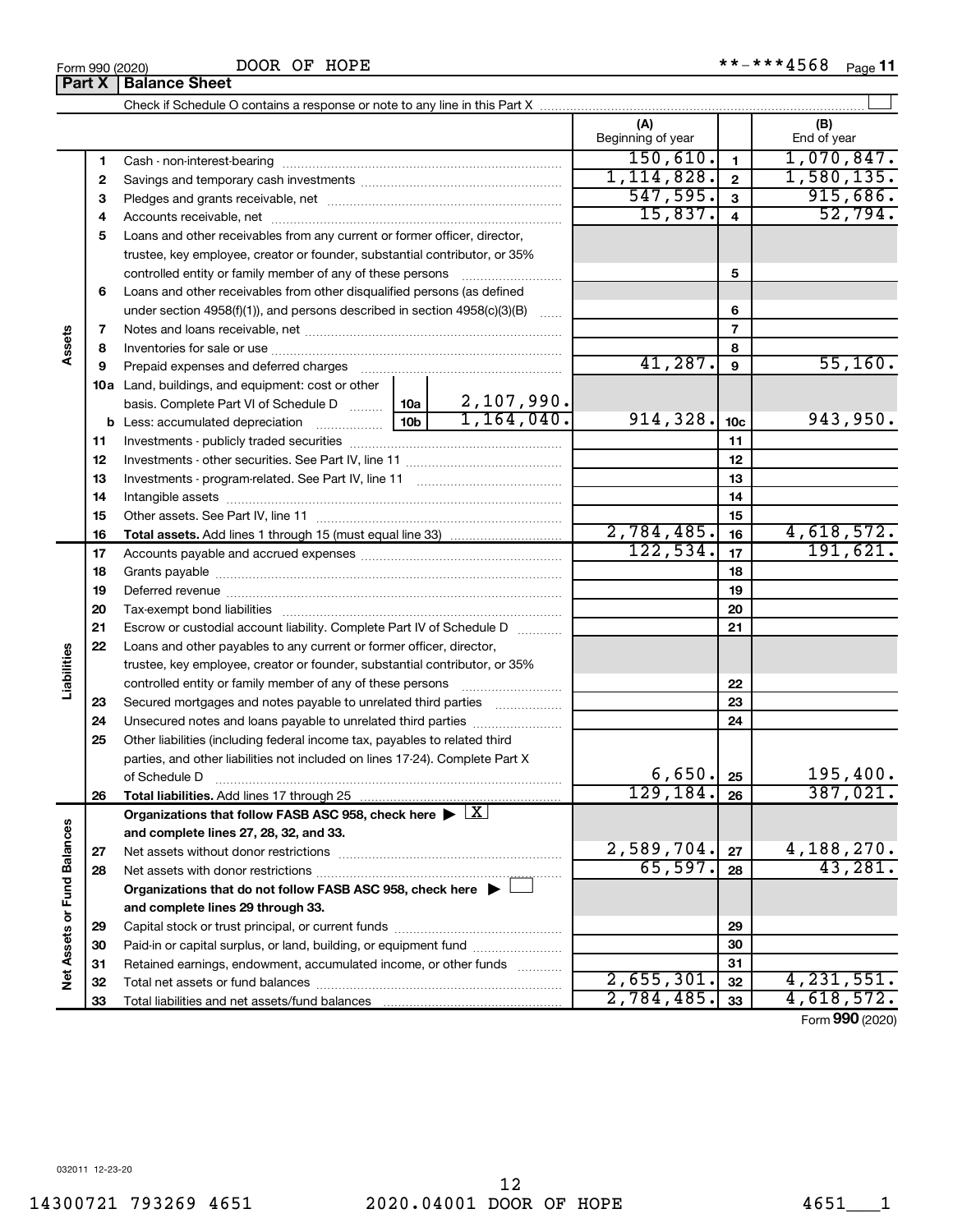Form 990 (2020) DOOR OF HOPE **-***4568 Page 11

## Part X | Balance Sheet

Check if Schedule O contains a response or note to any line in this Part X

| | | | (A) Beginning of year | | (B) End of year |
|---|---|---|---|---|---|
| Assets | 1 | Cash - non-interest-bearing | 150,610. | 1 | 1,070,847. |
| | 2 | Savings and temporary cash investments | 1,114,828. | 2 | 1,580,135. |
| | 3 | Pledges and grants receivable, net | 547,595. | 3 | 915,686. |
| | 4 | Accounts receivable, net | 15,837. | 4 | 52,794. |
| | 5 | Loans and other receivables from any current or former officer, director, trustee, key employee, creator or founder, substantial contributor, or 35% controlled entity or family member of any of these persons | | 5 | |
| | 6 | Loans and other receivables from other disqualified persons (as defined under section 4958(f)(1)), and persons described in section 4958(c)(3)(B) | | 6 | |
| | 7 | Notes and loans receivable, net | | 7 | |
| | 8 | Inventories for sale or use | | 8 | |
| | 9 | Prepaid expenses and deferred charges | 41,287. | 9 | 55,160. |
| | 10a | Land, buildings, and equipment: cost or other basis. Complete Part VI of Schedule D — 10a: 2,107,990. | | | |
| | b | Less: accumulated depreciation — 10b: 1,164,040. | 914,328. | 10c | 943,950. |
| | 11 | Investments - publicly traded securities | | 11 | |
| | 12 | Investments - other securities. See Part IV, line 11 | | 12 | |
| | 13 | Investments - program-related. See Part IV, line 11 | | 13 | |
| | 14 | Intangible assets | | 14 | |
| | 15 | Other assets. See Part IV, line 11 | | 15 | |
| | 16 | **Total assets.** Add lines 1 through 15 (must equal line 33) | 2,784,485. | 16 | 4,618,572. |
| Liabilities | 17 | Accounts payable and accrued expenses | 122,534. | 17 | 191,621. |
| | 18 | Grants payable | | 18 | |
| | 19 | Deferred revenue | | 19 | |
| | 20 | Tax-exempt bond liabilities | | 20 | |
| | 21 | Escrow or custodial account liability. Complete Part IV of Schedule D | | 21 | |
| | 22 | Loans and other payables to any current or former officer, director, trustee, key employee, creator or founder, substantial contributor, or 35% controlled entity or family member of any of these persons | | 22 | |
| | 23 | Secured mortgages and notes payable to unrelated third parties | | 23 | |
| | 24 | Unsecured notes and loans payable to unrelated third parties | | 24 | |
| | 25 | Other liabilities (including federal income tax, payables to related third parties, and other liabilities not included on lines 17-24). Complete Part X of Schedule D | 6,650. | 25 | 195,400. |
| | 26 | **Total liabilities.** Add lines 17 through 25 | 129,184. | 26 | 387,021. |
| Net Assets or Fund Balances | | **Organizations that follow FASB ASC 958, check here** ▶ [X] **and complete lines 27, 28, 32, and 33.** | | | |
| | 27 | Net assets without donor restrictions | 2,589,704. | 27 | 4,188,270. |
| | 28 | Net assets with donor restrictions | 65,597. | 28 | 43,281. |
| | | **Organizations that do not follow FASB ASC 958, check here** ▶ [ ] **and complete lines 29 through 33.** | | | |
| | 29 | Capital stock or trust principal, or current funds | | 29 | |
| | 30 | Paid-in or capital surplus, or land, building, or equipment fund | | 30 | |
| | 31 | Retained earnings, endowment, accumulated income, or other funds | | 31 | |
| | 32 | Total net assets or fund balances | 2,655,301. | 32 | 4,231,551. |
| | 33 | Total liabilities and net assets/fund balances | 2,784,485. | 33 | 4,618,572. |

Form **990** (2020)

032011 12-23-20

14300721 793269 4651 2020.04001 DOOR OF HOPE 4651___1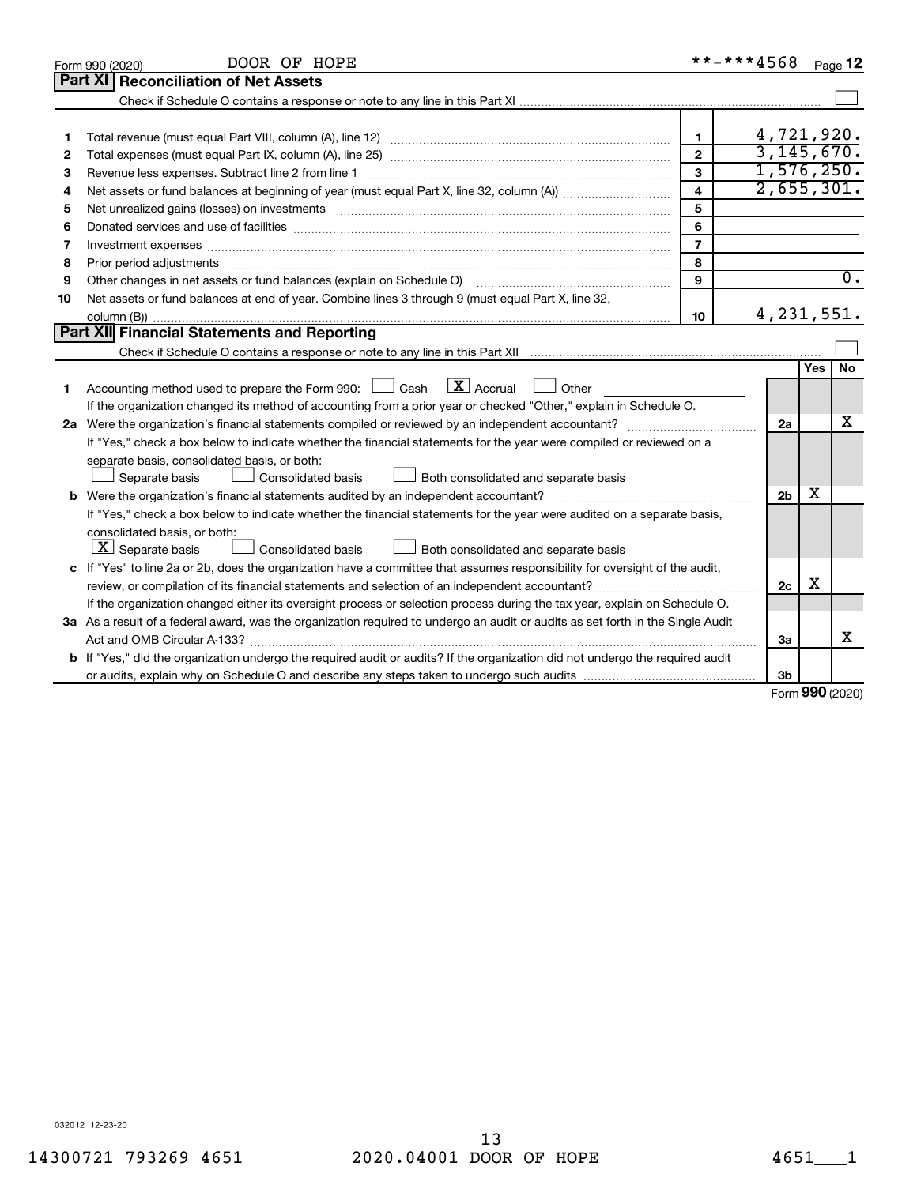Form 990 (2020) DOOR OF HOPE **-***4568 Page 12

## Part XI Reconciliation of Net Assets

Check if Schedule O contains a response or note to any line in this Part XI ☐

| | | | |
|---|---|---|---|
| 1 | Total revenue (must equal Part VIII, column (A), line 12) | 1 | 4,721,920. |
| 2 | Total expenses (must equal Part IX, column (A), line 25) | 2 | 3,145,670. |
| 3 | Revenue less expenses. Subtract line 2 from line 1 | 3 | 1,576,250. |
| 4 | Net assets or fund balances at beginning of year (must equal Part X, line 32, column (A)) | 4 | 2,655,301. |
| 5 | Net unrealized gains (losses) on investments | 5 | |
| 6 | Donated services and use of facilities | 6 | |
| 7 | Investment expenses | 7 | |
| 8 | Prior period adjustments | 8 | |
| 9 | Other changes in net assets or fund balances (explain on Schedule O) | 9 | 0. |
| 10 | Net assets or fund balances at end of year. Combine lines 3 through 9 (must equal Part X, line 32, column (B)) | 10 | 4,231,551. |

## Part XII Financial Statements and Reporting

Check if Schedule O contains a response or note to any line in this Part XII ☐

| | | | Yes | No |
|---|---|---|---|---|
| 1 | Accounting method used to prepare the Form 990: ☐ Cash ☒ Accrual ☐ Other<br>If the organization changed its method of accounting from a prior year or checked "Other," explain in Schedule O. | | | |
| 2a | Were the organization's financial statements compiled or reviewed by an independent accountant?<br>If "Yes," check a box below to indicate whether the financial statements for the year were compiled or reviewed on a separate basis, consolidated basis, or both:<br>☐ Separate basis ☐ Consolidated basis ☐ Both consolidated and separate basis | 2a | | X |
| b | Were the organization's financial statements audited by an independent accountant?<br>If "Yes," check a box below to indicate whether the financial statements for the year were audited on a separate basis, consolidated basis, or both:<br>☒ Separate basis ☐ Consolidated basis ☐ Both consolidated and separate basis | 2b | X | |
| c | If "Yes" to line 2a or 2b, does the organization have a committee that assumes responsibility for oversight of the audit, review, or compilation of its financial statements and selection of an independent accountant?<br>If the organization changed either its oversight process or selection process during the tax year, explain on Schedule O. | 2c | X | |
| 3a | As a result of a federal award, was the organization required to undergo an audit or audits as set forth in the Single Audit Act and OMB Circular A-133? | 3a | | X |
| b | If "Yes," did the organization undergo the required audit or audits? If the organization did not undergo the required audit or audits, explain why on Schedule O and describe any steps taken to undergo such audits | 3b | | |

Form 990 (2020)

032012 12-23-20

14300721 793269 4651 2020.04001 DOOR OF HOPE 4651___1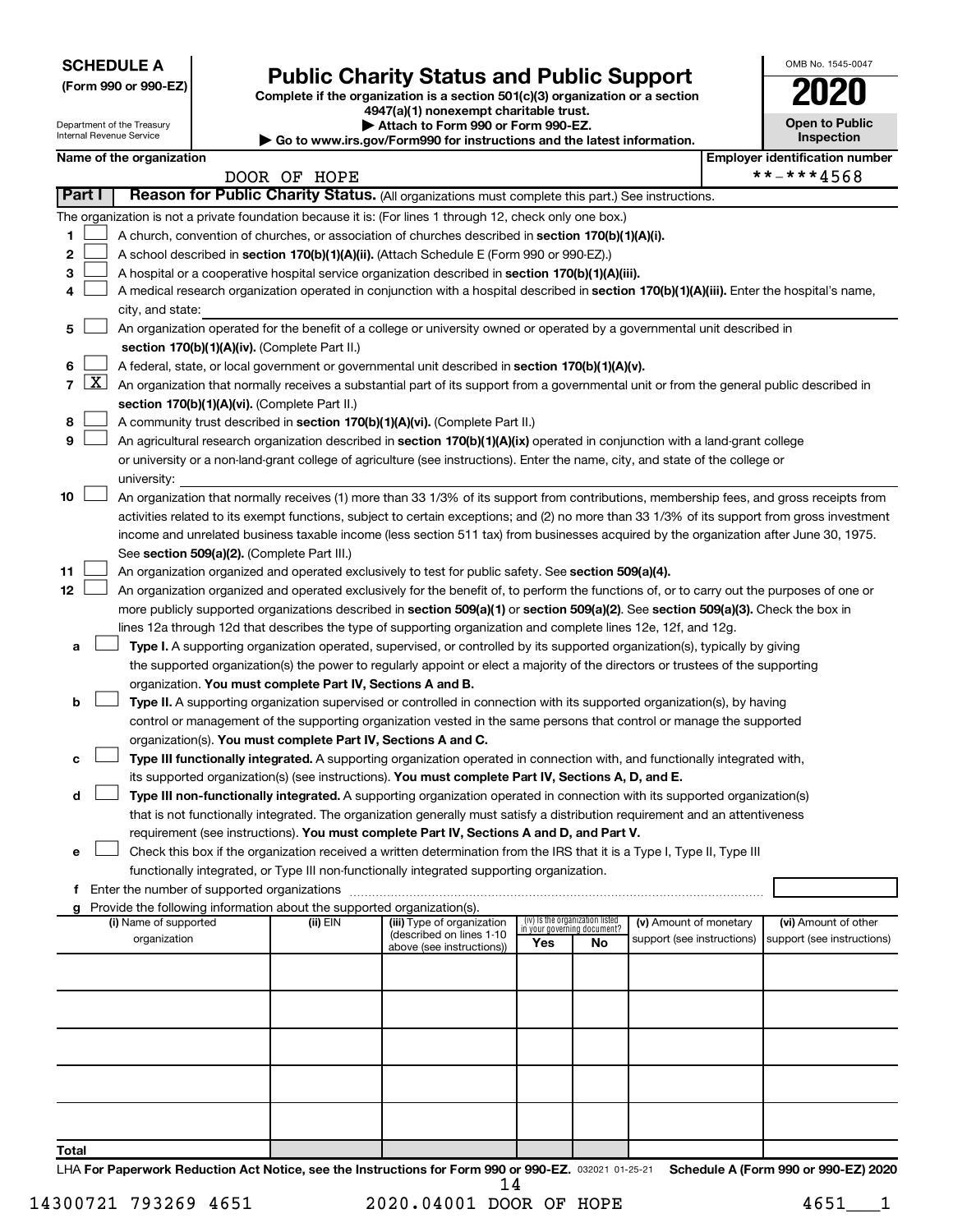**SCHEDULE A**
**(Form 990 or 990-EZ)**

Department of the Treasury
Internal Revenue Service

# Public Charity Status and Public Support

**Complete if the organization is a section 501(c)(3) organization or a section 4947(a)(1) nonexempt charitable trust.**
**▶ Attach to Form 990 or Form 990-EZ.**
**▶ Go to www.irs.gov/Form990 for instructions and the latest information.**

OMB No. 1545-0047
**2020**
**Open to Public Inspection**

**Name of the organization:** DOOR OF HOPE
**Employer identification number:** **-***4568

## Part I — Reason for Public Charity Status. (All organizations must complete this part.) See instructions.

The organization is not a private foundation because it is: (For lines 1 through 12, check only one box.)

1. ☐ A church, convention of churches, or association of churches described in **section 170(b)(1)(A)(i).**
2. ☐ A school described in **section 170(b)(1)(A)(ii).** (Attach Schedule E (Form 990 or 990-EZ).)
3. ☐ A hospital or a cooperative hospital service organization described in **section 170(b)(1)(A)(iii).**
4. ☐ A medical research organization operated in conjunction with a hospital described in **section 170(b)(1)(A)(iii).** Enter the hospital's name, city, and state: ______
5. ☐ An organization operated for the benefit of a college or university owned or operated by a governmental unit described in **section 170(b)(1)(A)(iv).** (Complete Part II.)
6. ☐ A federal, state, or local government or governmental unit described in **section 170(b)(1)(A)(v).**
7. ☒ An organization that normally receives a substantial part of its support from a governmental unit or from the general public described in **section 170(b)(1)(A)(vi).** (Complete Part II.)
8. ☐ A community trust described in **section 170(b)(1)(A)(vi).** (Complete Part II.)
9. ☐ An agricultural research organization described in **section 170(b)(1)(A)(ix)** operated in conjunction with a land-grant college or university or a non-land-grant college of agriculture (see instructions). Enter the name, city, and state of the college or university: ______
10. ☐ An organization that normally receives (1) more than 33 1/3% of its support from contributions, membership fees, and gross receipts from activities related to its exempt functions, subject to certain exceptions; and (2) no more than 33 1/3% of its support from gross investment income and unrelated business taxable income (less section 511 tax) from businesses acquired by the organization after June 30, 1975. See **section 509(a)(2).** (Complete Part III.)
11. ☐ An organization organized and operated exclusively to test for public safety. See **section 509(a)(4).**
12. ☐ An organization organized and operated exclusively for the benefit of, to perform the functions of, or to carry out the purposes of one or more publicly supported organizations described in **section 509(a)(1)** or **section 509(a)(2).** See **section 509(a)(3).** Check the box in lines 12a through 12d that describes the type of supporting organization and complete lines 12e, 12f, and 12g.
   - **a** ☐ **Type I.** A supporting organization operated, supervised, or controlled by its supported organization(s), typically by giving the supported organization(s) the power to regularly appoint or elect a majority of the directors or trustees of the supporting organization. **You must complete Part IV, Sections A and B.**
   - **b** ☐ **Type II.** A supporting organization supervised or controlled in connection with its supported organization(s), by having control or management of the supporting organization vested in the same persons that control or manage the supported organization(s). **You must complete Part IV, Sections A and C.**
   - **c** ☐ **Type III functionally integrated.** A supporting organization operated in connection with, and functionally integrated with, its supported organization(s) (see instructions). **You must complete Part IV, Sections A, D, and E.**
   - **d** ☐ **Type III non-functionally integrated.** A supporting organization operated in connection with its supported organization(s) that is not functionally integrated. The organization generally must satisfy a distribution requirement and an attentiveness requirement (see instructions). **You must complete Part IV, Sections A and D, and Part V.**
   - **e** ☐ Check this box if the organization received a written determination from the IRS that it is a Type I, Type II, Type III functionally integrated, or Type III non-functionally integrated supporting organization.
   - **f** Enter the number of supported organizations ______
   - **g** Provide the following information about the supported organization(s).

| (i) Name of supported organization | (ii) EIN | (iii) Type of organization (described on lines 1-10 above (see instructions)) | (iv) Is the organization listed in your governing document? Yes | No | (v) Amount of monetary support (see instructions) | (vi) Amount of other support (see instructions) |
|---|---|---|---|---|---|---|
| | | | | | | |
| | | | | | | |
| | | | | | | |
| | | | | | | |
| | | | | | | |
| **Total** | | | | | | |

LHA **For Paperwork Reduction Act Notice, see the Instructions for Form 990 or 990-EZ.** 032021 01-25-21 **Schedule A (Form 990 or 990-EZ) 2020**

14300721 793269 4651 2020.04001 DOOR OF HOPE 4651___1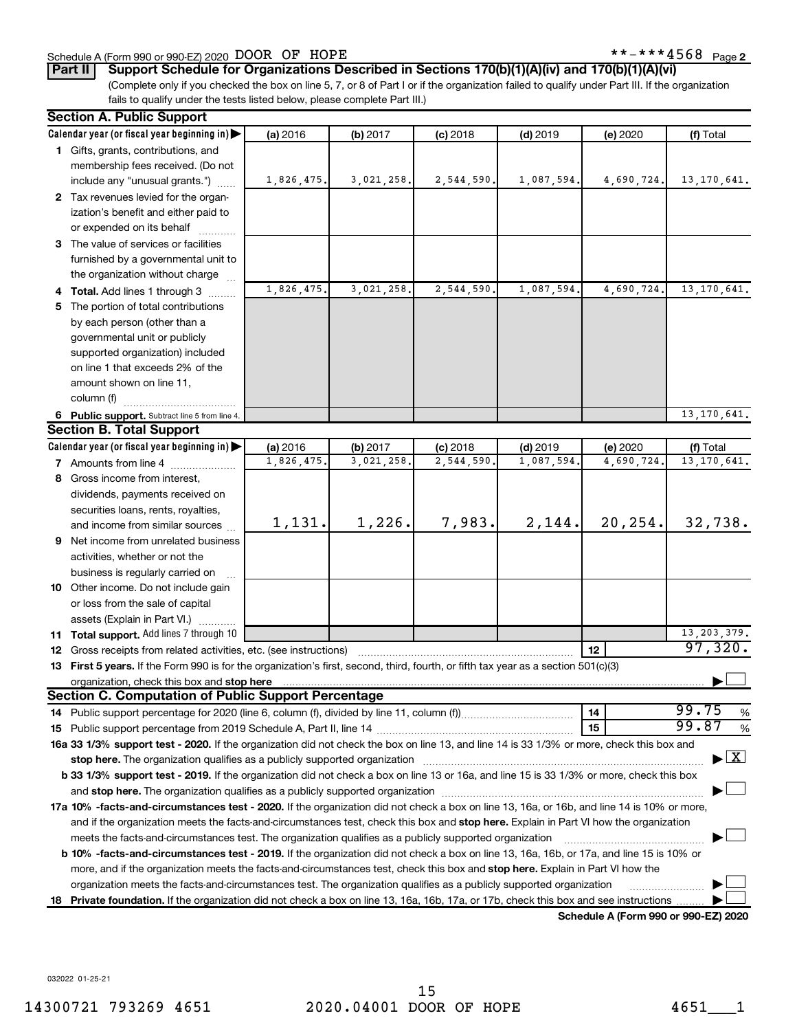Schedule A (Form 990 or 990-EZ) 2020 DOOR OF HOPE **-***4568 Page 2

**Part II | Support Schedule for Organizations Described in Sections 170(b)(1)(A)(iv) and 170(b)(1)(A)(vi)**

(Complete only if you checked the box on line 5, 7, or 8 of Part I or if the organization failed to qualify under Part III. If the organization fails to qualify under the tests listed below, please complete Part III.)

**Section A. Public Support**

| Calendar year (or fiscal year beginning in) ▶ | (a) 2016 | (b) 2017 | (c) 2018 | (d) 2019 | (e) 2020 | (f) Total |
|---|---|---|---|---|---|---|
| 1 Gifts, grants, contributions, and membership fees received. (Do not include any "unusual grants.") | 1,826,475. | 3,021,258. | 2,544,590. | 1,087,594. | 4,690,724. | 13,170,641. |
| 2 Tax revenues levied for the organization's benefit and either paid to or expended on its behalf | | | | | | |
| 3 The value of services or facilities furnished by a governmental unit to the organization without charge | | | | | | |
| 4 Total. Add lines 1 through 3 | 1,826,475. | 3,021,258. | 2,544,590. | 1,087,594. | 4,690,724. | 13,170,641. |
| 5 The portion of total contributions by each person (other than a governmental unit or publicly supported organization) included on line 1 that exceeds 2% of the amount shown on line 11, column (f) | | | | | | |
| 6 Public support. Subtract line 5 from line 4. | | | | | | 13,170,641. |

**Section B. Total Support**

| Calendar year (or fiscal year beginning in) ▶ | (a) 2016 | (b) 2017 | (c) 2018 | (d) 2019 | (e) 2020 | (f) Total |
|---|---|---|---|---|---|---|
| 7 Amounts from line 4 | 1,826,475. | 3,021,258. | 2,544,590. | 1,087,594. | 4,690,724. | 13,170,641. |
| 8 Gross income from interest, dividends, payments received on securities loans, rents, royalties, and income from similar sources | 1,131. | 1,226. | 7,983. | 2,144. | 20,254. | 32,738. |
| 9 Net income from unrelated business activities, whether or not the business is regularly carried on | | | | | | |
| 10 Other income. Do not include gain or loss from the sale of capital assets (Explain in Part VI.) | | | | | | |
| 11 Total support. Add lines 7 through 10 | | | | | | 13,203,379. |

12 Gross receipts from related activities, etc. (see instructions) | 12 | 97,320.

13 **First 5 years.** If the Form 990 is for the organization's first, second, third, fourth, or fifth tax year as a section 501(c)(3) organization, check this box and **stop here** ▶ ☐

**Section C. Computation of Public Support Percentage**

14 Public support percentage for 2020 (line 6, column (f), divided by line 11, column (f)) | 14 | 99.75 %

15 Public support percentage from 2019 Schedule A, Part II, line 14 | 15 | 99.87 %

**16a 33 1/3% support test - 2020.** If the organization did not check the box on line 13, and line 14 is 33 1/3% or more, check this box and **stop here.** The organization qualifies as a publicly supported organization ▶ ☒

**b 33 1/3% support test - 2019.** If the organization did not check a box on line 13 or 16a, and line 15 is 33 1/3% or more, check this box and **stop here.** The organization qualifies as a publicly supported organization ▶ ☐

**17a 10% -facts-and-circumstances test - 2020.** If the organization did not check a box on line 13, 16a, or 16b, and line 14 is 10% or more, and if the organization meets the facts-and-circumstances test, check this box and **stop here.** Explain in Part VI how the organization meets the facts-and-circumstances test. The organization qualifies as a publicly supported organization ▶ ☐

**b 10% -facts-and-circumstances test - 2019.** If the organization did not check a box on line 13, 16a, 16b, or 17a, and line 15 is 10% or more, and if the organization meets the facts-and-circumstances test, check this box and **stop here.** Explain in Part VI how the organization meets the facts-and-circumstances test. The organization qualifies as a publicly supported organization ▶ ☐

**18 Private foundation.** If the organization did not check a box on line 13, 16a, 16b, 17a, or 17b, check this box and see instructions ▶ ☐

**Schedule A (Form 990 or 990-EZ) 2020**

032022 01-25-21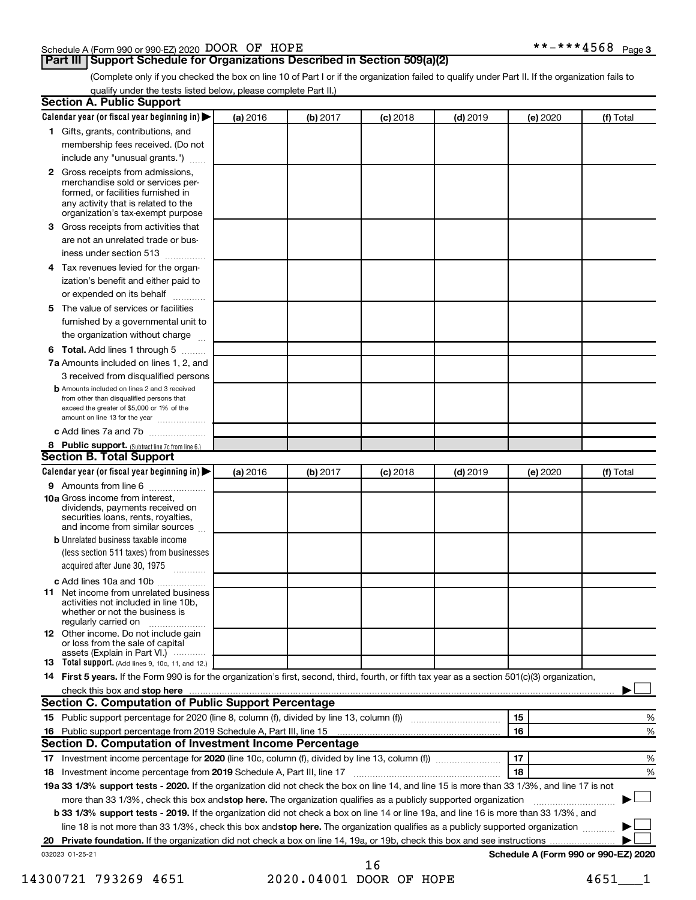Schedule A (Form 990 or 990-EZ) 2020 DOOR OF HOPE **-***4568 Page 3

## Part III Support Schedule for Organizations Described in Section 509(a)(2)

(Complete only if you checked the box on line 10 of Part I or if the organization failed to qualify under Part II. If the organization fails to qualify under the tests listed below, please complete Part II.)

### Section A. Public Support

| Calendar year (or fiscal year beginning in) ▶ | (a) 2016 | (b) 2017 | (c) 2018 | (d) 2019 | (e) 2020 | (f) Total |
|---|---|---|---|---|---|---|
| 1 Gifts, grants, contributions, and membership fees received. (Do not include any "unusual grants.") | | | | | | |
| 2 Gross receipts from admissions, merchandise sold or services performed, or facilities furnished in any activity that is related to the organization's tax-exempt purpose | | | | | | |
| 3 Gross receipts from activities that are not an unrelated trade or business under section 513 | | | | | | |
| 4 Tax revenues levied for the organization's benefit and either paid to or expended on its behalf | | | | | | |
| 5 The value of services or facilities furnished by a governmental unit to the organization without charge | | | | | | |
| 6 Total. Add lines 1 through 5 | | | | | | |
| 7a Amounts included on lines 1, 2, and 3 received from disqualified persons | | | | | | |
| b Amounts included on lines 2 and 3 received from other than disqualified persons that exceed the greater of $5,000 or 1% of the amount on line 13 for the year | | | | | | |
| c Add lines 7a and 7b | | | | | | |
| 8 Public support. (Subtract line 7c from line 6.) | | | | | | |

### Section B. Total Support

| Calendar year (or fiscal year beginning in) ▶ | (a) 2016 | (b) 2017 | (c) 2018 | (d) 2019 | (e) 2020 | (f) Total |
|---|---|---|---|---|---|---|
| 9 Amounts from line 6 | | | | | | |
| 10a Gross income from interest, dividends, payments received on securities loans, rents, royalties, and income from similar sources | | | | | | |
| b Unrelated business taxable income (less section 511 taxes) from businesses acquired after June 30, 1975 | | | | | | |
| c Add lines 10a and 10b | | | | | | |
| 11 Net income from unrelated business activities not included in line 10b, whether or not the business is regularly carried on | | | | | | |
| 12 Other income. Do not include gain or loss from the sale of capital assets (Explain in Part VI.) | | | | | | |
| 13 Total support. (Add lines 9, 10c, 11, and 12.) | | | | | | |

14 **First 5 years.** If the Form 990 is for the organization's first, second, third, fourth, or fifth tax year as a section 501(c)(3) organization, check this box and **stop here** ▶ ☐

### Section C. Computation of Public Support Percentage

| | | |
|---|---|---|
| 15 Public support percentage for 2020 (line 8, column (f), divided by line 13, column (f)) | 15 | % |
| 16 Public support percentage from 2019 Schedule A, Part III, line 15 | 16 | % |

### Section D. Computation of Investment Income Percentage

| | | |
|---|---|---|
| 17 Investment income percentage for **2020** (line 10c, column (f), divided by line 13, column (f)) | 17 | % |
| 18 Investment income percentage from **2019** Schedule A, Part III, line 17 | 18 | % |

**19a 33 1/3% support tests - 2020.** If the organization did not check the box on line 14, and line 15 is more than 33 1/3%, and line 17 is not more than 33 1/3%, check this box and **stop here.** The organization qualifies as a publicly supported organization ▶ ☐

**b 33 1/3% support tests - 2019.** If the organization did not check a box on line 14 or line 19a, and line 16 is more than 33 1/3%, and line 18 is not more than 33 1/3%, check this box and **stop here.** The organization qualifies as a publicly supported organization ▶ ☐

**20 Private foundation.** If the organization did not check a box on line 14, 19a, or 19b, check this box and see instructions ▶ ☐

032023 01-25-21 **Schedule A (Form 990 or 990-EZ) 2020**

14300721 793269 4651 2020.04001 DOOR OF HOPE 4651___1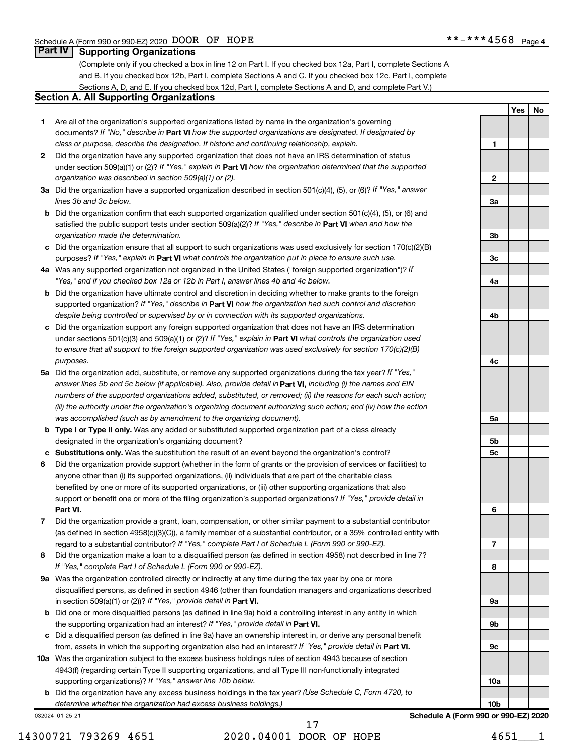Schedule A (Form 990 or 990-EZ) 2020 DOOR OF HOPE **-***4568 Page 4

## Part IV Supporting Organizations

(Complete only if you checked a box in line 12 on Part I. If you checked box 12a, Part I, complete Sections A and B. If you checked box 12b, Part I, complete Sections A and C. If you checked box 12c, Part I, complete Sections A, D, and E. If you checked box 12d, Part I, complete Sections A and D, and complete Part V.)

### Section A. All Supporting Organizations

| | | | Yes | No |
|---|---|---|---|---|
| **1** | Are all of the organization's supported organizations listed by name in the organization's governing documents? *If "No," describe in* **Part VI** *how the supported organizations are designated. If designated by class or purpose, describe the designation. If historic and continuing relationship, explain.* | **1** | | |
| **2** | Did the organization have any supported organization that does not have an IRS determination of status under section 509(a)(1) or (2)? *If "Yes," explain in* **Part VI** *how the organization determined that the supported organization was described in section 509(a)(1) or (2).* | **2** | | |
| **3a** | Did the organization have a supported organization described in section 501(c)(4), (5), or (6)? *If "Yes," answer lines 3b and 3c below.* | **3a** | | |
| **b** | Did the organization confirm that each supported organization qualified under section 501(c)(4), (5), or (6) and satisfied the public support tests under section 509(a)(2)? *If "Yes," describe in* **Part VI** *when and how the organization made the determination.* | **3b** | | |
| **c** | Did the organization ensure that all support to such organizations was used exclusively for section 170(c)(2)(B) purposes? *If "Yes," explain in* **Part VI** *what controls the organization put in place to ensure such use.* | **3c** | | |
| **4a** | Was any supported organization not organized in the United States ("foreign supported organization")? *If "Yes," and if you checked box 12a or 12b in Part I, answer lines 4b and 4c below.* | **4a** | | |
| **b** | Did the organization have ultimate control and discretion in deciding whether to make grants to the foreign supported organization? *If "Yes," describe in* **Part VI** *how the organization had such control and discretion despite being controlled or supervised by or in connection with its supported organizations.* | **4b** | | |
| **c** | Did the organization support any foreign supported organization that does not have an IRS determination under sections 501(c)(3) and 509(a)(1) or (2)? *If "Yes," explain in* **Part VI** *what controls the organization used to ensure that all support to the foreign supported organization was used exclusively for section 170(c)(2)(B) purposes.* | **4c** | | |
| **5a** | Did the organization add, substitute, or remove any supported organizations during the tax year? *If "Yes," answer lines 5b and 5c below (if applicable). Also, provide detail in* **Part VI,** *including (i) the names and EIN numbers of the supported organizations added, substituted, or removed; (ii) the reasons for each such action; (iii) the authority under the organization's organizing document authorizing such action; and (iv) how the action was accomplished (such as by amendment to the organizing document).* | **5a** | | |
| **b** | **Type I or Type II only.** Was any added or substituted supported organization part of a class already designated in the organization's organizing document? | **5b** | | |
| **c** | **Substitutions only.** Was the substitution the result of an event beyond the organization's control? | **5c** | | |
| **6** | Did the organization provide support (whether in the form of grants or the provision of services or facilities) to anyone other than (i) its supported organizations, (ii) individuals that are part of the charitable class benefited by one or more of its supported organizations, or (iii) other supporting organizations that also support or benefit one or more of the filing organization's supported organizations? *If "Yes," provide detail in* **Part VI.** | **6** | | |
| **7** | Did the organization provide a grant, loan, compensation, or other similar payment to a substantial contributor (as defined in section 4958(c)(3)(C)), a family member of a substantial contributor, or a 35% controlled entity with regard to a substantial contributor? *If "Yes," complete Part I of Schedule L (Form 990 or 990-EZ).* | **7** | | |
| **8** | Did the organization make a loan to a disqualified person (as defined in section 4958) not described in line 7? *If "Yes," complete Part I of Schedule L (Form 990 or 990-EZ).* | **8** | | |
| **9a** | Was the organization controlled directly or indirectly at any time during the tax year by one or more disqualified persons, as defined in section 4946 (other than foundation managers and organizations described in section 509(a)(1) or (2))? *If "Yes," provide detail in* **Part VI.** | **9a** | | |
| **b** | Did one or more disqualified persons (as defined in line 9a) hold a controlling interest in any entity in which the supporting organization had an interest? *If "Yes," provide detail in* **Part VI.** | **9b** | | |
| **c** | Did a disqualified person (as defined in line 9a) have an ownership interest in, or derive any personal benefit from, assets in which the supporting organization also had an interest? *If "Yes," provide detail in* **Part VI.** | **9c** | | |
| **10a** | Was the organization subject to the excess business holdings rules of section 4943 because of section 4943(f) (regarding certain Type II supporting organizations, and all Type III non-functionally integrated supporting organizations)? *If "Yes," answer line 10b below.* | **10a** | | |
| **b** | Did the organization have any excess business holdings in the tax year? *(Use Schedule C, Form 4720, to determine whether the organization had excess business holdings.)* | **10b** | | |

032024 01-25-21 **Schedule A (Form 990 or 990-EZ) 2020**

14300721 793269 4651 2020.04001 DOOR OF HOPE 4651___1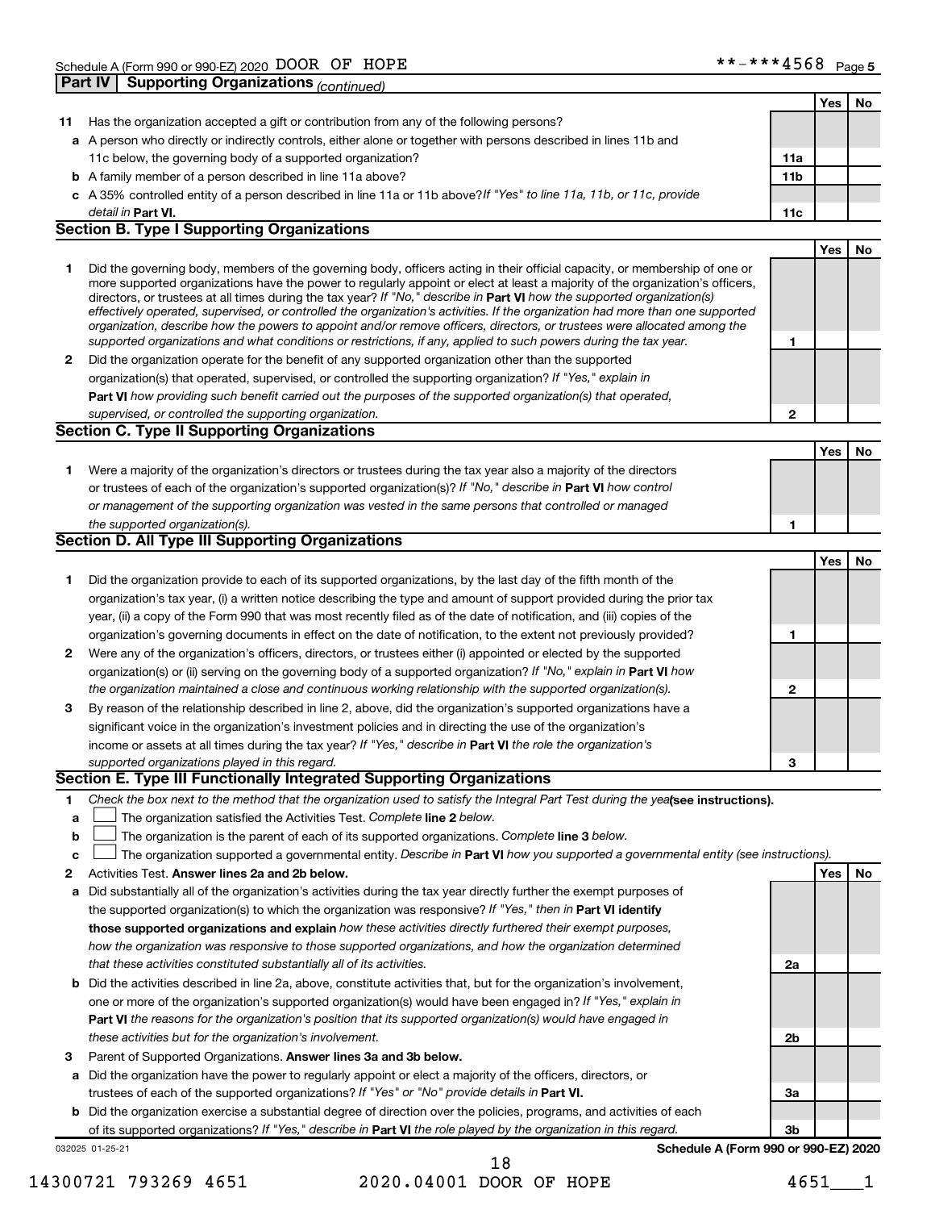## Part IV | Supporting Organizations *(continued)*

| | | | Yes | No |
|---|---|---|---|---|
| **11** | Has the organization accepted a gift or contribution from any of the following persons? | | | |
| **a** | A person who directly or indirectly controls, either alone or together with persons described in lines 11b and 11c below, the governing body of a supported organization? | **11a** | | |
| **b** | A family member of a person described in line 11a above? | **11b** | | |
| **c** | A 35% controlled entity of a person described in line 11a or 11b above? *If "Yes" to line 11a, 11b, or 11c, provide detail in* **Part VI.** | **11c** | | |

### Section B. Type I Supporting Organizations

| | | | Yes | No |
|---|---|---|---|---|
| **1** | Did the governing body, members of the governing body, officers acting in their official capacity, or membership of one or more supported organizations have the power to regularly appoint or elect at least a majority of the organization's officers, directors, or trustees at all times during the tax year? *If "No," describe in* **Part VI** *how the supported organization(s) effectively operated, supervised, or controlled the organization's activities. If the organization had more than one supported organization, describe how the powers to appoint and/or remove officers, directors, or trustees were allocated among the supported organizations and what conditions or restrictions, if any, applied to such powers during the tax year.* | **1** | | |
| **2** | Did the organization operate for the benefit of any supported organization other than the supported organization(s) that operated, supervised, or controlled the supporting organization? *If "Yes," explain in* **Part VI** *how providing such benefit carried out the purposes of the supported organization(s) that operated, supervised, or controlled the supporting organization.* | **2** | | |

### Section C. Type II Supporting Organizations

| | | | Yes | No |
|---|---|---|---|---|
| **1** | Were a majority of the organization's directors or trustees during the tax year also a majority of the directors or trustees of each of the organization's supported organization(s)? *If "No," describe in* **Part VI** *how control or management of the supporting organization was vested in the same persons that controlled or managed the supported organization(s).* | **1** | | |

### Section D. All Type III Supporting Organizations

| | | | Yes | No |
|---|---|---|---|---|
| **1** | Did the organization provide to each of its supported organizations, by the last day of the fifth month of the organization's tax year, (i) a written notice describing the type and amount of support provided during the prior tax year, (ii) a copy of the Form 990 that was most recently filed as of the date of notification, and (iii) copies of the organization's governing documents in effect on the date of notification, to the extent not previously provided? | **1** | | |
| **2** | Were any of the organization's officers, directors, or trustees either (i) appointed or elected by the supported organization(s) or (ii) serving on the governing body of a supported organization? *If "No," explain in* **Part VI** *how the organization maintained a close and continuous working relationship with the supported organization(s).* | **2** | | |
| **3** | By reason of the relationship described in line 2, above, did the organization's supported organizations have a significant voice in the organization's investment policies and in directing the use of the organization's income or assets at all times during the tax year? *If "Yes," describe in* **Part VI** *the role the organization's supported organizations played in this regard.* | **3** | | |

### Section E. Type III Functionally Integrated Supporting Organizations

**1** *Check the box next to the method that the organization used to satisfy the Integral Part Test during the year* **(see instructions).**

- **a** ☐ The organization satisfied the Activities Test. *Complete* **line 2** *below.*
- **b** ☐ The organization is the parent of each of its supported organizations. *Complete* **line 3** *below.*
- **c** ☐ The organization supported a governmental entity. *Describe in* **Part VI** *how you supported a governmental entity (see instructions).*

| | | | Yes | No |
|---|---|---|---|---|
| **2** | Activities Test. **Answer lines 2a and 2b below.** | | | |
| **a** | Did substantially all of the organization's activities during the tax year directly further the exempt purposes of the supported organization(s) to which the organization was responsive? *If "Yes," then in* **Part VI identify those supported organizations and explain** *how these activities directly furthered their exempt purposes, how the organization was responsive to those supported organizations, and how the organization determined that these activities constituted substantially all of its activities.* | **2a** | | |
| **b** | Did the activities described in line 2a, above, constitute activities that, but for the organization's involvement, one or more of the organization's supported organization(s) would have been engaged in? *If "Yes," explain in* **Part VI** *the reasons for the organization's position that its supported organization(s) would have engaged in these activities but for the organization's involvement.* | **2b** | | |
| **3** | Parent of Supported Organizations. **Answer lines 3a and 3b below.** | | | |
| **a** | Did the organization have the power to regularly appoint or elect a majority of the officers, directors, or trustees of each of the supported organizations? *If "Yes" or "No" provide details in* **Part VI.** | **3a** | | |
| **b** | Did the organization exercise a substantial degree of direction over the policies, programs, and activities of each of its supported organizations? *If "Yes," describe in* **Part VI** *the role played by the organization in this regard.* | **3b** | | |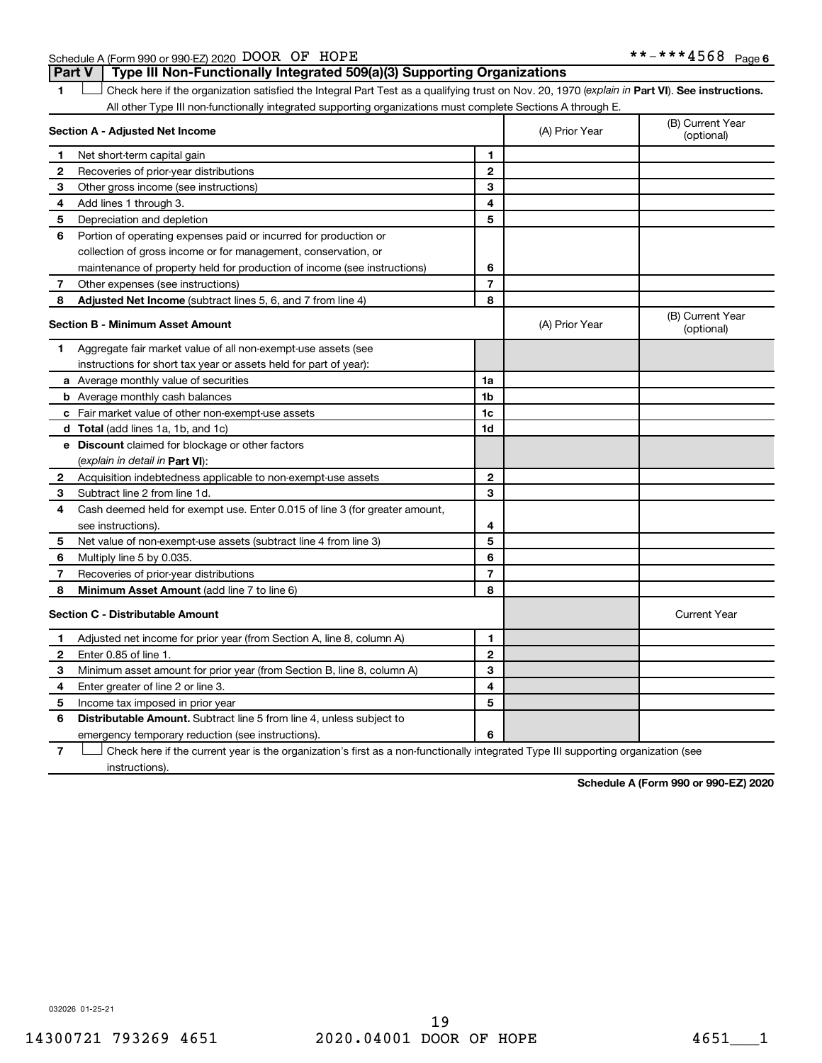Schedule A (Form 990 or 990-EZ) 2020 DOOR OF HOPE **-***4568 Page 6

## Part V Type III Non-Functionally Integrated 509(a)(3) Supporting Organizations

**1** ☐ Check here if the organization satisfied the Integral Part Test as a qualifying trust on Nov. 20, 1970 (*explain in* **Part VI**). **See instructions.** All other Type III non-functionally integrated supporting organizations must complete Sections A through E.

| **Section A - Adjusted Net Income** | | (A) Prior Year | (B) Current Year (optional) |
|---|---|---|---|
| **1** Net short-term capital gain | 1 | | |
| **2** Recoveries of prior-year distributions | 2 | | |
| **3** Other gross income (see instructions) | 3 | | |
| **4** Add lines 1 through 3. | 4 | | |
| **5** Depreciation and depletion | 5 | | |
| **6** Portion of operating expenses paid or incurred for production or collection of gross income or for management, conservation, or maintenance of property held for production of income (see instructions) | 6 | | |
| **7** Other expenses (see instructions) | 7 | | |
| **8** **Adjusted Net Income** (subtract lines 5, 6, and 7 from line 4) | 8 | | |

| **Section B - Minimum Asset Amount** | | (A) Prior Year | (B) Current Year (optional) |
|---|---|---|---|
| **1** Aggregate fair market value of all non-exempt-use assets (see instructions for short tax year or assets held for part of year): | | | |
| **a** Average monthly value of securities | 1a | | |
| **b** Average monthly cash balances | 1b | | |
| **c** Fair market value of other non-exempt-use assets | 1c | | |
| **d** **Total** (add lines 1a, 1b, and 1c) | 1d | | |
| **e** **Discount** claimed for blockage or other factors (*explain in detail in* **Part VI**): | | | |
| **2** Acquisition indebtedness applicable to non-exempt-use assets | 2 | | |
| **3** Subtract line 2 from line 1d. | 3 | | |
| **4** Cash deemed held for exempt use. Enter 0.015 of line 3 (for greater amount, see instructions). | 4 | | |
| **5** Net value of non-exempt-use assets (subtract line 4 from line 3) | 5 | | |
| **6** Multiply line 5 by 0.035. | 6 | | |
| **7** Recoveries of prior-year distributions | 7 | | |
| **8** **Minimum Asset Amount** (add line 7 to line 6) | 8 | | |

| **Section C - Distributable Amount** | | | Current Year |
|---|---|---|---|
| **1** Adjusted net income for prior year (from Section A, line 8, column A) | 1 | | |
| **2** Enter 0.85 of line 1. | 2 | | |
| **3** Minimum asset amount for prior year (from Section B, line 8, column A) | 3 | | |
| **4** Enter greater of line 2 or line 3. | 4 | | |
| **5** Income tax imposed in prior year | 5 | | |
| **6** **Distributable Amount.** Subtract line 5 from line 4, unless subject to emergency temporary reduction (see instructions). | 6 | | |

**7** ☐ Check here if the current year is the organization's first as a non-functionally integrated Type III supporting organization (see instructions).

**Schedule A (Form 990 or 990-EZ) 2020**

032026 01-25-21

14300721 793269 4651 2020.04001 DOOR OF HOPE 4651___1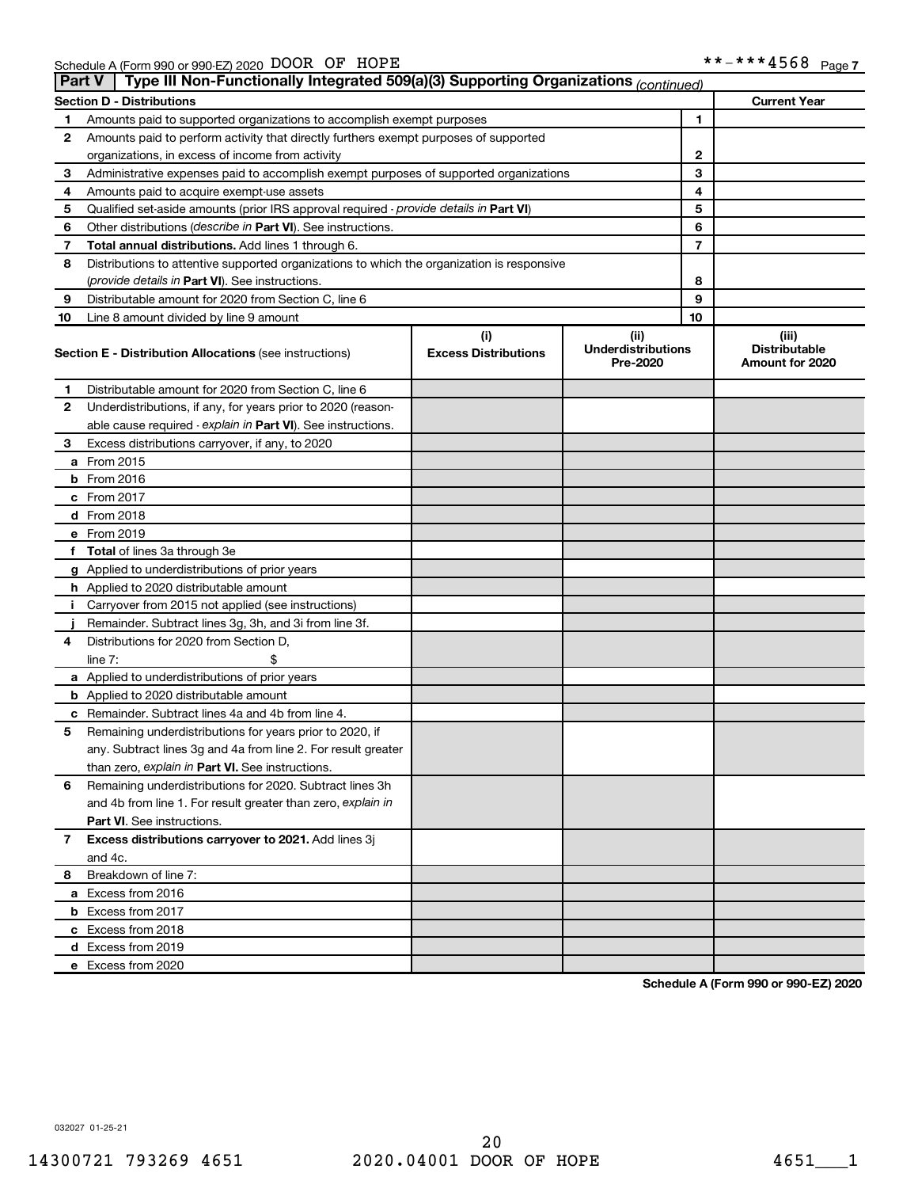Schedule A (Form 990 or 990-EZ) 2020 DOOR OF HOPE **-***4568 Page 7

**Part V | Type III Non-Functionally Integrated 509(a)(3) Supporting Organizations** *(continued)*

| Section D - Distributions | | | Current Year |
|---|---|---|---|
| 1 | Amounts paid to supported organizations to accomplish exempt purposes | 1 | |
| 2 | Amounts paid to perform activity that directly furthers exempt purposes of supported organizations, in excess of income from activity | 2 | |
| 3 | Administrative expenses paid to accomplish exempt purposes of supported organizations | 3 | |
| 4 | Amounts paid to acquire exempt-use assets | 4 | |
| 5 | Qualified set-aside amounts (prior IRS approval required - *provide details in* **Part VI**) | 5 | |
| 6 | Other distributions (*describe in* **Part VI**). See instructions. | 6 | |
| 7 | **Total annual distributions.** Add lines 1 through 6. | 7 | |
| 8 | Distributions to attentive supported organizations to which the organization is responsive (*provide details in* **Part VI**). See instructions. | 8 | |
| 9 | Distributable amount for 2020 from Section C, line 6 | 9 | |
| 10 | Line 8 amount divided by line 9 amount | 10 | |

| | **Section E - Distribution Allocations** (see instructions) | (i) Excess Distributions | (ii) Underdistributions Pre-2020 | (iii) Distributable Amount for 2020 |
|---|---|---|---|---|
| 1 | Distributable amount for 2020 from Section C, line 6 | | | |
| 2 | Underdistributions, if any, for years prior to 2020 (reasonable cause required - *explain in* **Part VI**). See instructions. | | | |
| 3 | Excess distributions carryover, if any, to 2020 | | | |
| a | From 2015 | | | |
| b | From 2016 | | | |
| c | From 2017 | | | |
| d | From 2018 | | | |
| e | From 2019 | | | |
| f | **Total** of lines 3a through 3e | | | |
| g | Applied to underdistributions of prior years | | | |
| h | Applied to 2020 distributable amount | | | |
| i | Carryover from 2015 not applied (see instructions) | | | |
| j | Remainder. Subtract lines 3g, 3h, and 3i from line 3f. | | | |
| 4 | Distributions for 2020 from Section D, line 7: $ | | | |
| a | Applied to underdistributions of prior years | | | |
| b | Applied to 2020 distributable amount | | | |
| c | Remainder. Subtract lines 4a and 4b from line 4. | | | |
| 5 | Remaining underdistributions for years prior to 2020, if any. Subtract lines 3g and 4a from line 2. For result greater than zero, *explain in* **Part VI.** See instructions. | | | |
| 6 | Remaining underdistributions for 2020. Subtract lines 3h and 4b from line 1. For result greater than zero, *explain in* **Part VI**. See instructions. | | | |
| 7 | **Excess distributions carryover to 2021.** Add lines 3j and 4c. | | | |
| 8 | Breakdown of line 7: | | | |
| a | Excess from 2016 | | | |
| b | Excess from 2017 | | | |
| c | Excess from 2018 | | | |
| d | Excess from 2019 | | | |
| e | Excess from 2020 | | | |

**Schedule A (Form 990 or 990-EZ) 2020**

032027 01-25-21

14300721 793269 4651 2020.04001 DOOR OF HOPE 4651___1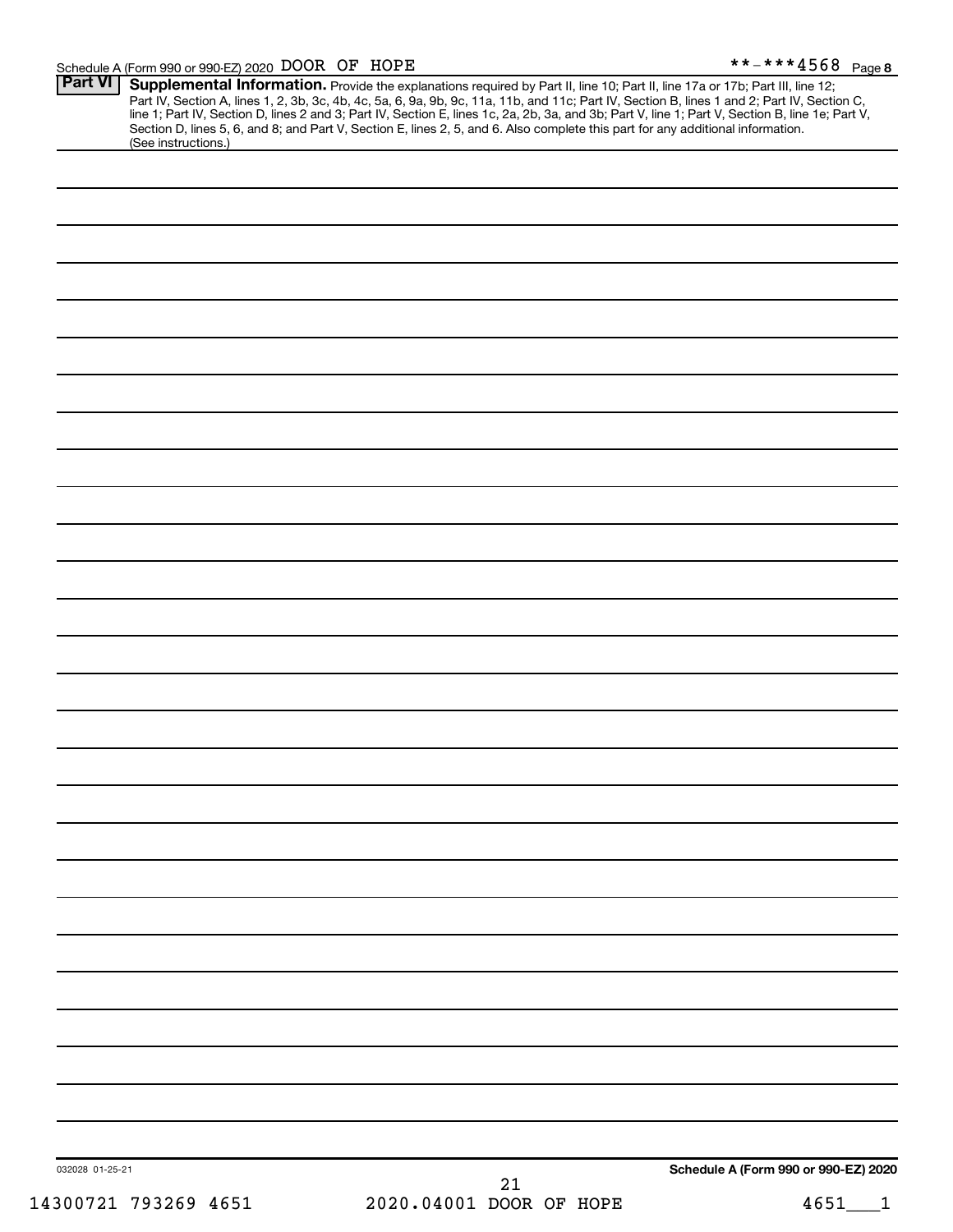Schedule A (Form 990 or 990-EZ) 2020 DOOR OF HOPE **-***4568 Page 8

**Part VI** **Supplemental Information.** Provide the explanations required by Part II, line 10; Part II, line 17a or 17b; Part III, line 12; Part IV, Section A, lines 1, 2, 3b, 3c, 4b, 4c, 5a, 6, 9a, 9b, 9c, 11a, 11b, and 11c; Part IV, Section B, lines 1 and 2; Part IV, Section C, line 1; Part IV, Section D, lines 2 and 3; Part IV, Section E, lines 1c, 2a, 2b, 3a, and 3b; Part V, line 1; Part V, Section B, line 1e; Part V, Section D, lines 5, 6, and 8; and Part V, Section E, lines 2, 5, and 6. Also complete this part for any additional information. (See instructions.)

032028 01-25-21 **Schedule A (Form 990 or 990-EZ) 2020**

14300721 793269 4651 2020.04001 DOOR OF HOPE 4651___1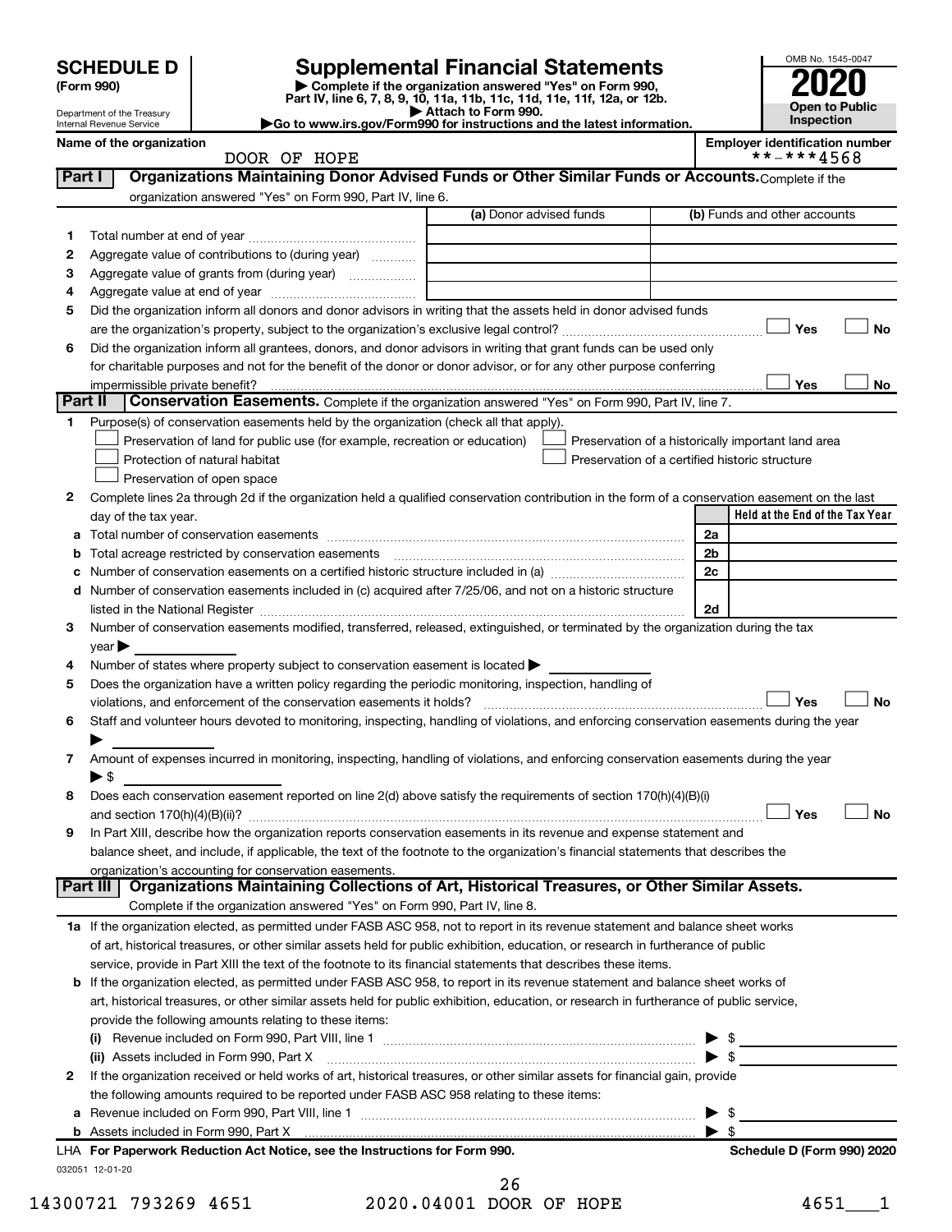# SCHEDULE D (Form 990)

Department of the Treasury
Internal Revenue Service

## Supplemental Financial Statements

▶ Complete if the organization answered "Yes" on Form 990, Part IV, line 6, 7, 8, 9, 10, 11a, 11b, 11c, 11d, 11e, 11f, 12a, or 12b.
▶ Attach to Form 990.
▶Go to www.irs.gov/Form990 for instructions and the latest information.

OMB No. 1545-0047

**2020**

**Open to Public Inspection**

**Name of the organization:** DOOR OF HOPE

**Employer identification number:** **-***4568

### Part I — Organizations Maintaining Donor Advised Funds or Other Similar Funds or Accounts.

Complete if the organization answered "Yes" on Form 990, Part IV, line 6.

| | | (a) Donor advised funds | (b) Funds and other accounts |
|---|---|---|---|
| 1 | Total number at end of year | | |
| 2 | Aggregate value of contributions to (during year) | | |
| 3 | Aggregate value of grants from (during year) | | |
| 4 | Aggregate value at end of year | | |

5. Did the organization inform all donors and donor advisors in writing that the assets held in donor advised funds are the organization's property, subject to the organization's exclusive legal control? ☐ Yes ☐ No
6. Did the organization inform all grantees, donors, and donor advisors in writing that grant funds can be used only for charitable purposes and not for the benefit of the donor or donor advisor, or for any other purpose conferring impermissible private benefit? ☐ Yes ☐ No

### Part II — Conservation Easements.

Complete if the organization answered "Yes" on Form 990, Part IV, line 7.

1. Purpose(s) of conservation easements held by the organization (check all that apply).
   - ☐ Preservation of land for public use (for example, recreation or education)
   - ☐ Preservation of a historically important land area
   - ☐ Protection of natural habitat
   - ☐ Preservation of a certified historic structure
   - ☐ Preservation of open space
2. Complete lines 2a through 2d if the organization held a qualified conservation contribution in the form of a conservation easement on the last day of the tax year.

| | | | Held at the End of the Tax Year |
|---|---|---|---|
| a | Total number of conservation easements | 2a | |
| b | Total acreage restricted by conservation easements | 2b | |
| c | Number of conservation easements on a certified historic structure included in (a) | 2c | |
| d | Number of conservation easements included in (c) acquired after 7/25/06, and not on a historic structure listed in the National Register | 2d | |

3. Number of conservation easements modified, transferred, released, extinguished, or terminated by the organization during the tax year ▶
4. Number of states where property subject to conservation easement is located ▶
5. Does the organization have a written policy regarding the periodic monitoring, inspection, handling of violations, and enforcement of the conservation easements it holds? ☐ Yes ☐ No
6. Staff and volunteer hours devoted to monitoring, inspecting, handling of violations, and enforcing conservation easements during the year ▶
7. Amount of expenses incurred in monitoring, inspecting, handling of violations, and enforcing conservation easements during the year ▶ $
8. Does each conservation easement reported on line 2(d) above satisfy the requirements of section 170(h)(4)(B)(i) and section 170(h)(4)(B)(ii)? ☐ Yes ☐ No
9. In Part XIII, describe how the organization reports conservation easements in its revenue and expense statement and balance sheet, and include, if applicable, the text of the footnote to the organization's financial statements that describes the organization's accounting for conservation easements.

### Part III — Organizations Maintaining Collections of Art, Historical Treasures, or Other Similar Assets.

Complete if the organization answered "Yes" on Form 990, Part IV, line 8.

1a. If the organization elected, as permitted under FASB ASC 958, not to report in its revenue statement and balance sheet works of art, historical treasures, or other similar assets held for public exhibition, education, or research in furtherance of public service, provide in Part XIII the text of the footnote to its financial statements that describes these items.

b. If the organization elected, as permitted under FASB ASC 958, to report in its revenue statement and balance sheet works of art, historical treasures, or other similar assets held for public exhibition, education, or research in furtherance of public service, provide the following amounts relating to these items:
   - (i) Revenue included on Form 990, Part VIII, line 1 ▶ $
   - (ii) Assets included in Form 990, Part X ▶ $

2. If the organization received or held works of art, historical treasures, or other similar assets for financial gain, provide the following amounts required to be reported under FASB ASC 958 relating to these items:
   - a. Revenue included on Form 990, Part VIII, line 1 ▶ $
   - b. Assets included in Form 990, Part X ▶ $

LHA **For Paperwork Reduction Act Notice, see the Instructions for Form 990.** **Schedule D (Form 990) 2020**

032051 12-01-20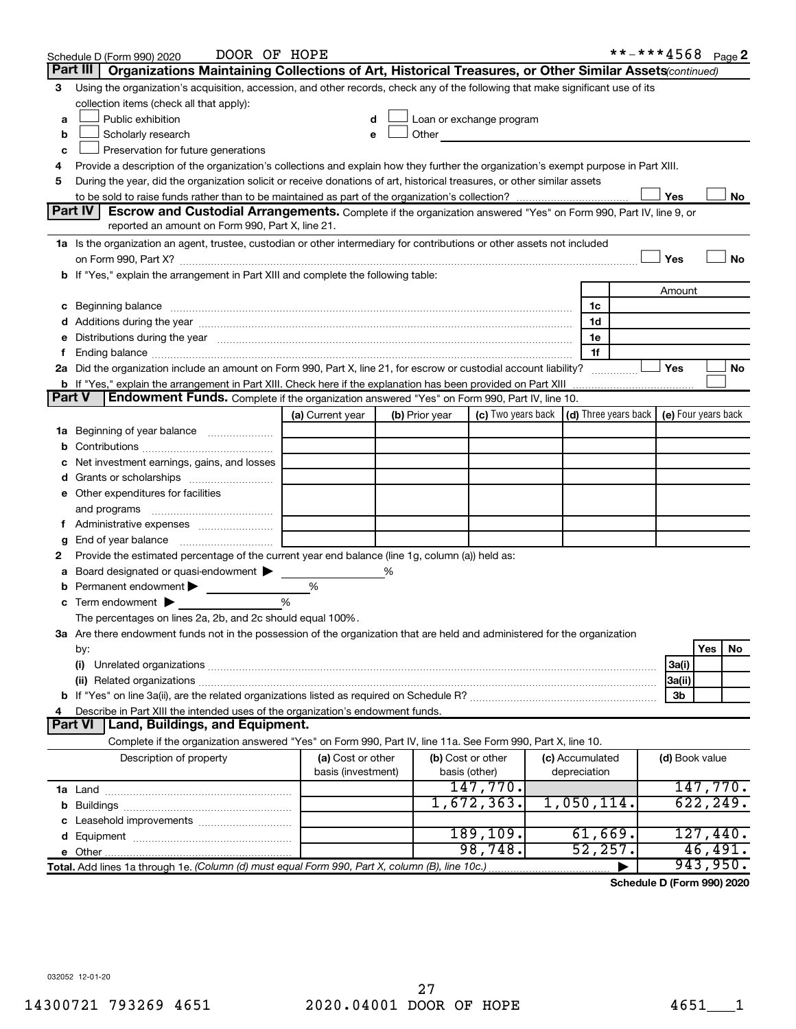Schedule D (Form 990) 2020 DOOR OF HOPE **-***4568 Page 2

## Part III Organizations Maintaining Collections of Art, Historical Treasures, or Other Similar Assets *(continued)*

3 Using the organization's acquisition, accession, and other records, check any of the following that make significant use of its collection items (check all that apply):

- a ☐ Public exhibition
- b ☐ Scholarly research
- c ☐ Preservation for future generations
- d ☐ Loan or exchange program
- e ☐ Other

4 Provide a description of the organization's collections and explain how they further the organization's exempt purpose in Part XIII.

5 During the year, did the organization solicit or receive donations of art, historical treasures, or other similar assets to be sold to raise funds rather than to be maintained as part of the organization's collection? ☐ Yes ☐ No

## Part IV Escrow and Custodial Arrangements.

Complete if the organization answered "Yes" on Form 990, Part IV, line 9, or reported an amount on Form 990, Part X, line 21.

1a Is the organization an agent, trustee, custodian or other intermediary for contributions or other assets not included on Form 990, Part X? ☐ Yes ☐ No

b If "Yes," explain the arrangement in Part XIII and complete the following table:

| | | Amount |
|---|---|---|
| c Beginning balance | 1c | |
| d Additions during the year | 1d | |
| e Distributions during the year | 1e | |
| f Ending balance | 1f | |

2a Did the organization include an amount on Form 990, Part X, line 21, for escrow or custodial account liability? ☐ Yes ☐ No

b If "Yes," explain the arrangement in Part XIII. Check here if the explanation has been provided on Part XIII ☐

## Part V Endowment Funds.

Complete if the organization answered "Yes" on Form 990, Part IV, line 10.

| | (a) Current year | (b) Prior year | (c) Two years back | (d) Three years back | (e) Four years back |
|---|---|---|---|---|---|
| 1a Beginning of year balance | | | | | |
| b Contributions | | | | | |
| c Net investment earnings, gains, and losses | | | | | |
| d Grants or scholarships | | | | | |
| e Other expenditures for facilities and programs | | | | | |
| f Administrative expenses | | | | | |
| g End of year balance | | | | | |

2 Provide the estimated percentage of the current year end balance (line 1g, column (a)) held as:

- a Board designated or quasi-endowment ▶ %
- b Permanent endowment ▶ %
- c Term endowment ▶ %

The percentages on lines 2a, 2b, and 2c should equal 100%.

3a Are there endowment funds not in the possession of the organization that are held and administered for the organization by:

| | | Yes | No |
|---|---|---|---|
| (i) Unrelated organizations | 3a(i) | | |
| (ii) Related organizations | 3a(ii) | | |
| b If "Yes" on line 3a(ii), are the related organizations listed as required on Schedule R? | 3b | | |

4 Describe in Part XIII the intended uses of the organization's endowment funds.

## Part VI Land, Buildings, and Equipment.

Complete if the organization answered "Yes" on Form 990, Part IV, line 11a. See Form 990, Part X, line 10.

| Description of property | (a) Cost or other basis (investment) | (b) Cost or other basis (other) | (c) Accumulated depreciation | (d) Book value |
|---|---|---|---|---|
| 1a Land | | 147,770. | | 147,770. |
| b Buildings | | 1,672,363. | 1,050,114. | 622,249. |
| c Leasehold improvements | | | | |
| d Equipment | | 189,109. | 61,669. | 127,440. |
| e Other | | 98,748. | 52,257. | 46,491. |
| **Total.** Add lines 1a through 1e. *(Column (d) must equal Form 990, Part X, column (B), line 10c.)* ▶ | | | | 943,950. |

**Schedule D (Form 990) 2020**

032052 12-01-20

14300721 793269 4651 2020.04001 DOOR OF HOPE 4651___1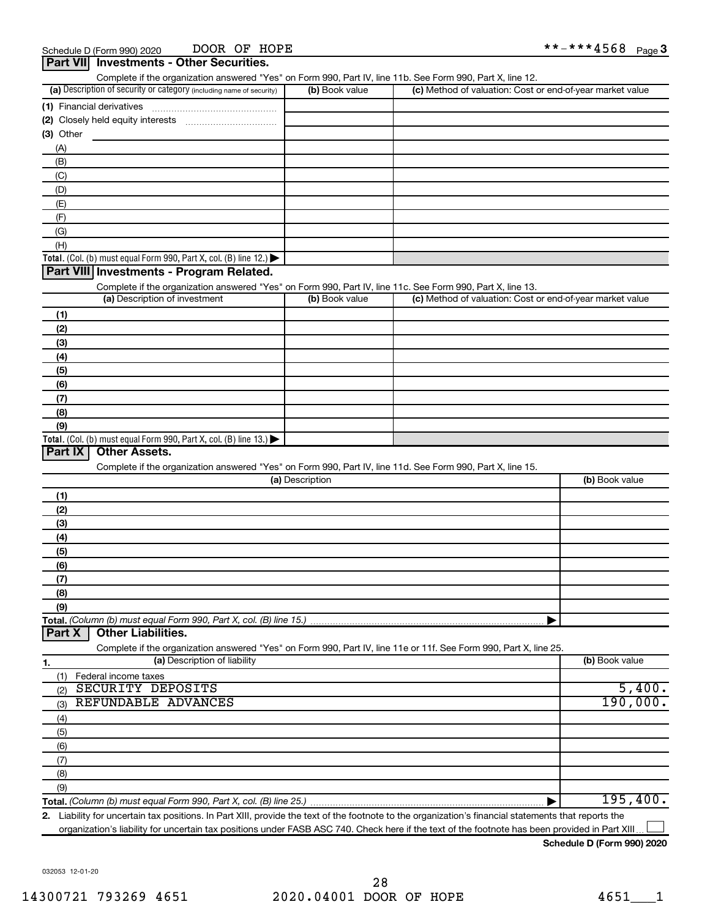Schedule D (Form 990) 2020 DOOR OF HOPE **-***4568 Page 3

## Part VII Investments - Other Securities.

Complete if the organization answered "Yes" on Form 990, Part IV, line 11b. See Form 990, Part X, line 12.

| (a) Description of security or category (including name of security) | (b) Book value | (c) Method of valuation: Cost or end-of-year market value |
|---|---|---|
| (1) Financial derivatives | | |
| (2) Closely held equity interests | | |
| (3) Other | | |
| (A) | | |
| (B) | | |
| (C) | | |
| (D) | | |
| (E) | | |
| (F) | | |
| (G) | | |
| (H) | | |
| **Total.** (Col. (b) must equal Form 990, Part X, col. (B) line 12.) | | |

## Part VIII Investments - Program Related.

Complete if the organization answered "Yes" on Form 990, Part IV, line 11c. See Form 990, Part X, line 13.

| (a) Description of investment | (b) Book value | (c) Method of valuation: Cost or end-of-year market value |
|---|---|---|
| (1) | | |
| (2) | | |
| (3) | | |
| (4) | | |
| (5) | | |
| (6) | | |
| (7) | | |
| (8) | | |
| (9) | | |
| **Total.** (Col. (b) must equal Form 990, Part X, col. (B) line 13.) | | |

## Part IX Other Assets.

Complete if the organization answered "Yes" on Form 990, Part IV, line 11d. See Form 990, Part X, line 15.

| (a) Description | (b) Book value |
|---|---|
| (1) | |
| (2) | |
| (3) | |
| (4) | |
| (5) | |
| (6) | |
| (7) | |
| (8) | |
| (9) | |
| **Total.** *(Column (b) must equal Form 990, Part X, col. (B) line 15.)* | |

## Part X Other Liabilities.

Complete if the organization answered "Yes" on Form 990, Part IV, line 11e or 11f. See Form 990, Part X, line 25.

| 1. (a) Description of liability | (b) Book value |
|---|---|
| (1) Federal income taxes | |
| (2) SECURITY DEPOSITS | 5,400. |
| (3) REFUNDABLE ADVANCES | 190,000. |
| (4) | |
| (5) | |
| (6) | |
| (7) | |
| (8) | |
| (9) | |
| **Total.** *(Column (b) must equal Form 990, Part X, col. (B) line 25.)* | 195,400. |

2. Liability for uncertain tax positions. In Part XIII, provide the text of the footnote to the organization's financial statements that reports the organization's liability for uncertain tax positions under FASB ASC 740. Check here if the text of the footnote has been provided in Part XIII ☐

**Schedule D (Form 990) 2020**

032053 12-01-20

14300721 793269 4651 2020.04001 DOOR OF HOPE 4651___1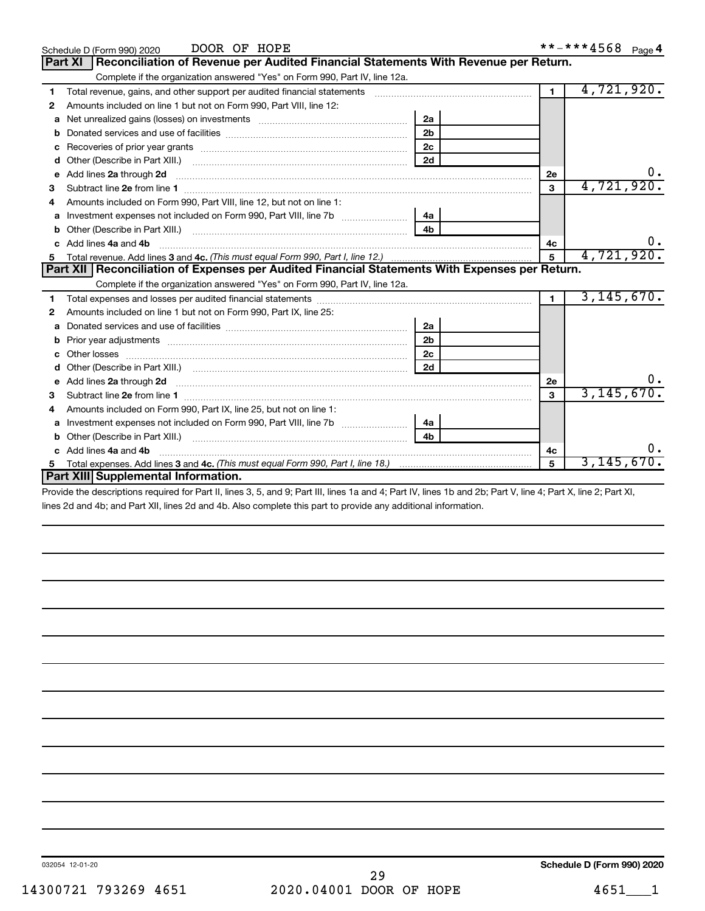Schedule D (Form 990) 2020 DOOR OF HOPE **-***4568 Page 4

## Part XI Reconciliation of Revenue per Audited Financial Statements With Revenue per Return.

Complete if the organization answered "Yes" on Form 990, Part IV, line 12a.

| | | | | | |
|---|---|---|---|---|---|
| 1 | Total revenue, gains, and other support per audited financial statements | | | 1 | 4,721,920. |
| 2 | Amounts included on line 1 but not on Form 990, Part VIII, line 12: | | | | |
| a | Net unrealized gains (losses) on investments | 2a | | | |
| b | Donated services and use of facilities | 2b | | | |
| c | Recoveries of prior year grants | 2c | | | |
| d | Other (Describe in Part XIII.) | 2d | | | |
| e | Add lines 2a through 2d | | | 2e | 0. |
| 3 | Subtract line 2e from line 1 | | | 3 | 4,721,920. |
| 4 | Amounts included on Form 990, Part VIII, line 12, but not on line 1: | | | | |
| a | Investment expenses not included on Form 990, Part VIII, line 7b | 4a | | | |
| b | Other (Describe in Part XIII.) | 4b | | | |
| c | Add lines 4a and 4b | | | 4c | 0. |
| 5 | Total revenue. Add lines 3 and 4c. *(This must equal Form 990, Part I, line 12.)* | | | 5 | 4,721,920. |

## Part XII Reconciliation of Expenses per Audited Financial Statements With Expenses per Return.

Complete if the organization answered "Yes" on Form 990, Part IV, line 12a.

| | | | | | |
|---|---|---|---|---|---|
| 1 | Total expenses and losses per audited financial statements | | | 1 | 3,145,670. |
| 2 | Amounts included on line 1 but not on Form 990, Part IX, line 25: | | | | |
| a | Donated services and use of facilities | 2a | | | |
| b | Prior year adjustments | 2b | | | |
| c | Other losses | 2c | | | |
| d | Other (Describe in Part XIII.) | 2d | | | |
| e | Add lines 2a through 2d | | | 2e | 0. |
| 3 | Subtract line 2e from line 1 | | | 3 | 3,145,670. |
| 4 | Amounts included on Form 990, Part IX, line 25, but not on line 1: | | | | |
| a | Investment expenses not included on Form 990, Part VIII, line 7b | 4a | | | |
| b | Other (Describe in Part XIII.) | 4b | | | |
| c | Add lines 4a and 4b | | | 4c | 0. |
| 5 | Total expenses. Add lines 3 and 4c. *(This must equal Form 990, Part I, line 18.)* | | | 5 | 3,145,670. |

## Part XIII Supplemental Information.

Provide the descriptions required for Part II, lines 3, 5, and 9; Part III, lines 1a and 4; Part IV, lines 1b and 2b; Part V, line 4; Part X, line 2; Part XI, lines 2d and 4b; and Part XII, lines 2d and 4b. Also complete this part to provide any additional information.

032054 12-01-20 **Schedule D (Form 990) 2020**

14300721 793269 4651 2020.04001 DOOR OF HOPE 4651___1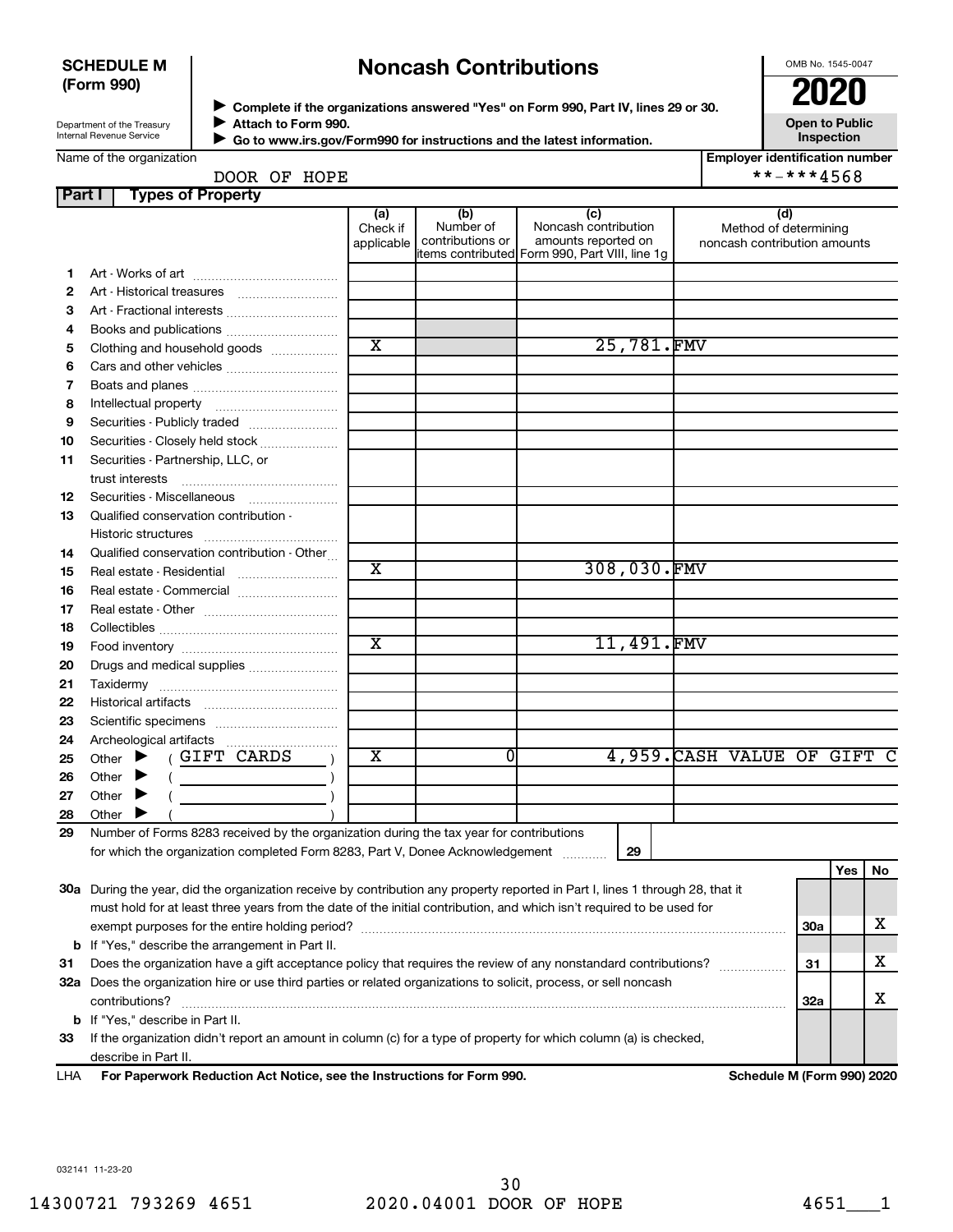**SCHEDULE M (Form 990)**

Department of the Treasury
Internal Revenue Service

# Noncash Contributions

▶ Complete if the organizations answered "Yes" on Form 990, Part IV, lines 29 or 30.
▶ Attach to Form 990.
▶ Go to www.irs.gov/Form990 for instructions and the latest information.

OMB No. 1545-0047

**2020**

**Open to Public Inspection**

Name of the organization: DOOR OF HOPE

Employer identification number: **-***4568

## Part I Types of Property

| | | (a) Check if applicable | (b) Number of contributions or items contributed | (c) Noncash contribution amounts reported on Form 990, Part VIII, line 1g | (d) Method of determining noncash contribution amounts |
|---|---|---|---|---|---|
| 1 | Art - Works of art | | | | |
| 2 | Art - Historical treasures | | | | |
| 3 | Art - Fractional interests | | | | |
| 4 | Books and publications | | | | |
| 5 | Clothing and household goods | X | | 25,781. | FMV |
| 6 | Cars and other vehicles | | | | |
| 7 | Boats and planes | | | | |
| 8 | Intellectual property | | | | |
| 9 | Securities - Publicly traded | | | | |
| 10 | Securities - Closely held stock | | | | |
| 11 | Securities - Partnership, LLC, or trust interests | | | | |
| 12 | Securities - Miscellaneous | | | | |
| 13 | Qualified conservation contribution - Historic structures | | | | |
| 14 | Qualified conservation contribution - Other | | | | |
| 15 | Real estate - Residential | X | | 308,030. | FMV |
| 16 | Real estate - Commercial | | | | |
| 17 | Real estate - Other | | | | |
| 18 | Collectibles | | | | |
| 19 | Food inventory | X | | 11,491. | FMV |
| 20 | Drugs and medical supplies | | | | |
| 21 | Taxidermy | | | | |
| 22 | Historical artifacts | | | | |
| 23 | Scientific specimens | | | | |
| 24 | Archeological artifacts | | | | |
| 25 | Other ▶ ( GIFT CARDS ) | X | 0 | 4,959. | CASH VALUE OF GIFT C |
| 26 | Other ▶ ( ) | | | | |
| 27 | Other ▶ ( ) | | | | |
| 28 | Other ▶ ( ) | | | | |

29 Number of Forms 8283 received by the organization during the tax year for contributions for which the organization completed Form 8283, Part V, Donee Acknowledgement ..... 29

| | | | Yes | No |
|---|---|---|---|---|
| 30a | During the year, did the organization receive by contribution any property reported in Part I, lines 1 through 28, that it must hold for at least three years from the date of the initial contribution, and which isn't required to be used for exempt purposes for the entire holding period? | 30a | | X |
| b | If "Yes," describe the arrangement in Part II. | | | |
| 31 | Does the organization have a gift acceptance policy that requires the review of any nonstandard contributions? | 31 | | X |
| 32a | Does the organization hire or use third parties or related organizations to solicit, process, or sell noncash contributions? | 32a | | X |
| b | If "Yes," describe in Part II. | | | |
| 33 | If the organization didn't report an amount in column (c) for a type of property for which column (a) is checked, describe in Part II. | | | |

LHA **For Paperwork Reduction Act Notice, see the Instructions for Form 990.** **Schedule M (Form 990) 2020**

032141 11-23-20

14300721 793269 4651 2020.04001 DOOR OF HOPE 4651___1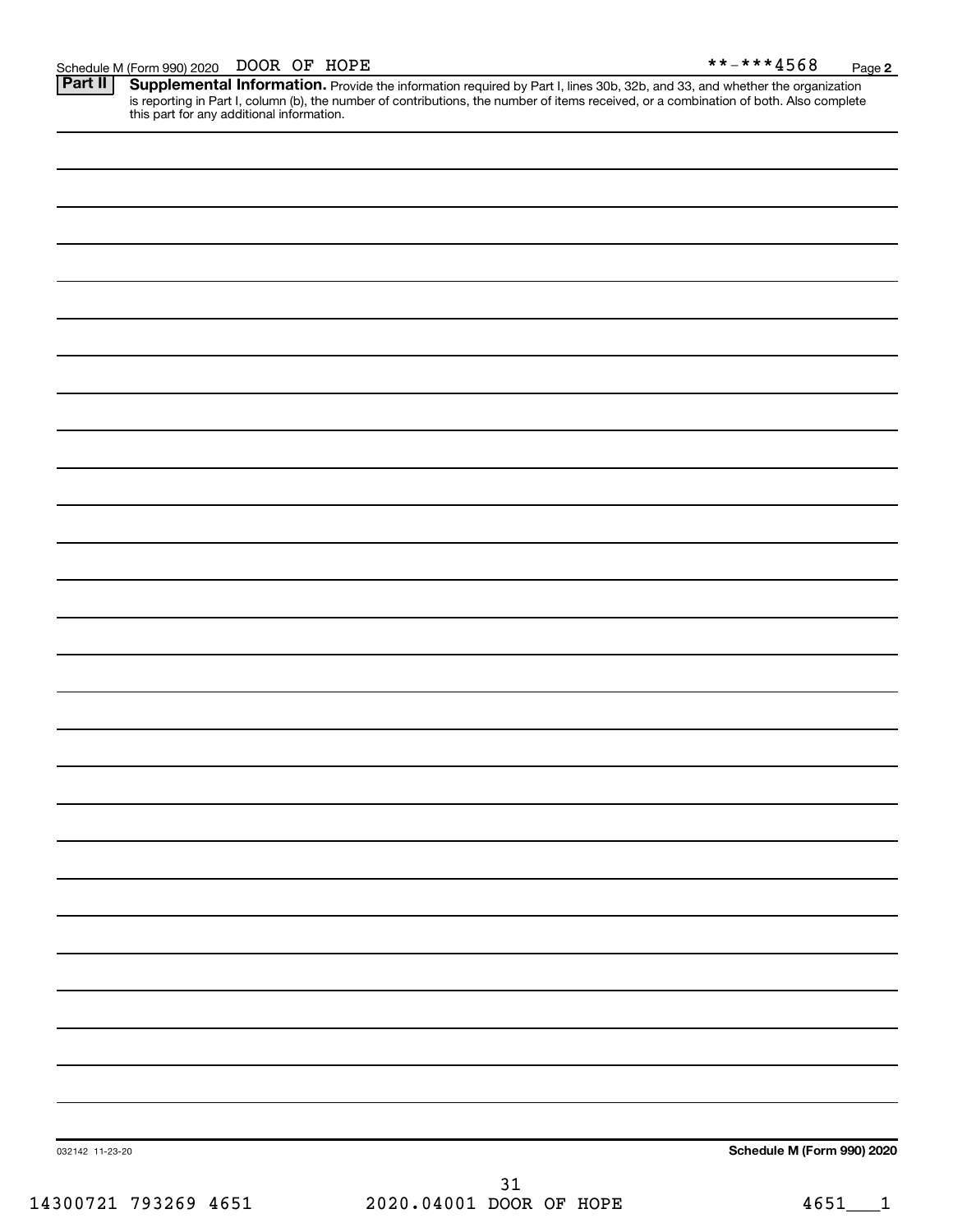Schedule M (Form 990) 2020 DOOR OF HOPE **-***4568 Page 2

**Part II** **Supplemental Information.** Provide the information required by Part I, lines 30b, 32b, and 33, and whether the organization is reporting in Part I, column (b), the number of contributions, the number of items received, or a combination of both. Also complete this part for any additional information.

032142 11-23-20

**Schedule M (Form 990) 2020**

14300721 793269 4651 2020.04001 DOOR OF HOPE 4651___1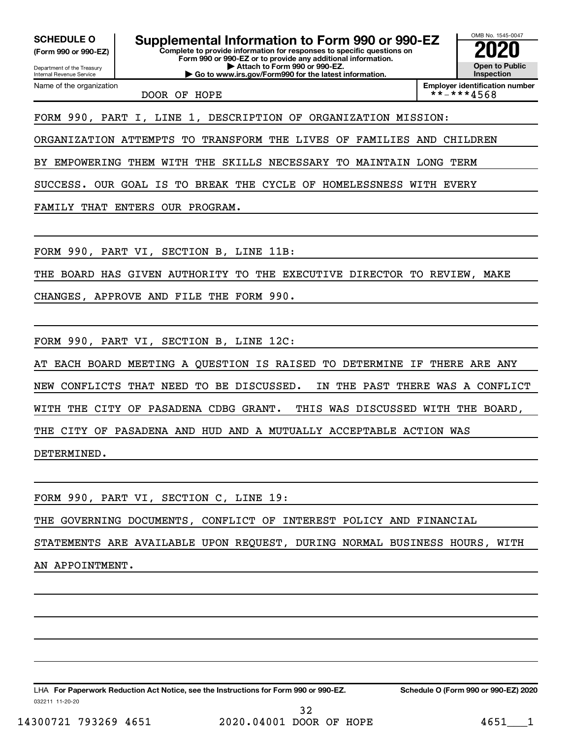**SCHEDULE O**
**(Form 990 or 990-EZ)**

Department of the Treasury
Internal Revenue Service

# Supplemental Information to Form 990 or 990-EZ

**Complete to provide information for responses to specific questions on Form 990 or 990-EZ or to provide any additional information.**
**▶ Attach to Form 990 or 990-EZ.**
**▶ Go to www.irs.gov/Form990 for the latest information.**

OMB No. 1545-0047

**2020**

**Open to Public Inspection**

Name of the organization: DOOR OF HOPE

**Employer identification number:** **-***4568

FORM 990, PART I, LINE 1, DESCRIPTION OF ORGANIZATION MISSION:

ORGANIZATION ATTEMPTS TO TRANSFORM THE LIVES OF FAMILIES AND CHILDREN BY EMPOWERING THEM WITH THE SKILLS NECESSARY TO MAINTAIN LONG TERM SUCCESS. OUR GOAL IS TO BREAK THE CYCLE OF HOMELESSNESS WITH EVERY FAMILY THAT ENTERS OUR PROGRAM.

FORM 990, PART VI, SECTION B, LINE 11B:

THE BOARD HAS GIVEN AUTHORITY TO THE EXECUTIVE DIRECTOR TO REVIEW, MAKE CHANGES, APPROVE AND FILE THE FORM 990.

FORM 990, PART VI, SECTION B, LINE 12C:

AT EACH BOARD MEETING A QUESTION IS RAISED TO DETERMINE IF THERE ARE ANY NEW CONFLICTS THAT NEED TO BE DISCUSSED. IN THE PAST THERE WAS A CONFLICT WITH THE CITY OF PASADENA CDBG GRANT. THIS WAS DISCUSSED WITH THE BOARD, THE CITY OF PASADENA AND HUD AND A MUTUALLY ACCEPTABLE ACTION WAS DETERMINED.

FORM 990, PART VI, SECTION C, LINE 19:

THE GOVERNING DOCUMENTS, CONFLICT OF INTEREST POLICY AND FINANCIAL STATEMENTS ARE AVAILABLE UPON REQUEST, DURING NORMAL BUSINESS HOURS, WITH AN APPOINTMENT.

LHA **For Paperwork Reduction Act Notice, see the Instructions for Form 990 or 990-EZ.** **Schedule O (Form 990 or 990-EZ) 2020**

032211 11-20-20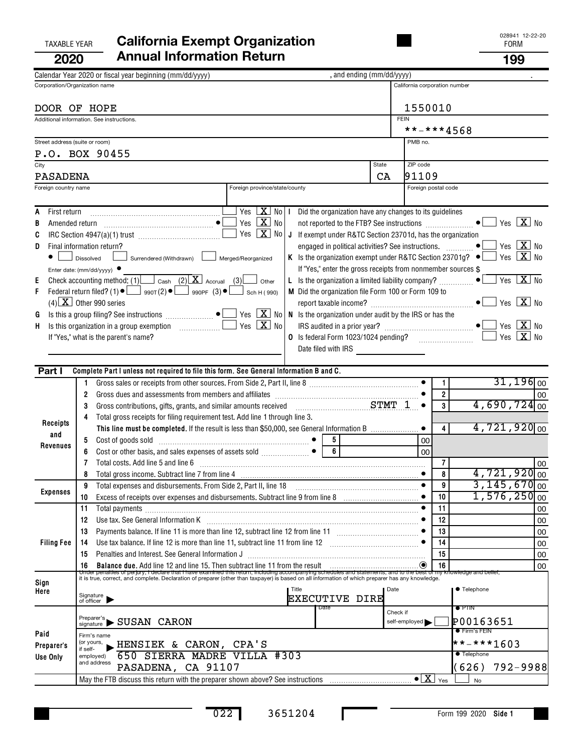TAXABLE YEAR **2020**

# California Exempt Organization Annual Information Return

028941 12-22-20

FORM **199**

Calendar Year 2020 or fiscal year beginning (mm/dd/yyyy) , and ending (mm/dd/yyyy) .

| Corporation/Organization name | California corporation number |
|---|---|
| DOOR OF HOPE | 1550010 |
| Additional information. See instructions. | FEIN **-***4568 |
| Street address (suite or room) P.O. BOX 90455 | PMB no. |
| City PASADENA | State CA | ZIP code 91109 |
| Foreign country name | Foreign province/state/county | Foreign postal code |

A First return ... Yes [ ] No [X]

B Amended return ... Yes [ ] No [X]

C IRC Section 4947(a)(1) trust ... Yes [ ] No [X]

D Final information return? [ ] Dissolved [ ] Surrendered (Withdrawn) [ ] Merged/Reorganized

Enter date: (mm/dd/yyyy)

E Check accounting method: (1) [ ] Cash (2) [X] Accrual (3) [ ] Other

F Federal return filed? (1) [ ] 990T (2) [ ] 990PF (3) [ ] Sch H (990) (4) [X] Other 990 series

G Is this a group filing? See instructions ... Yes [ ] No [X]

H Is this organization in a group exemption ... Yes [ ] No [X]

If "Yes," what is the parent's name?

I Did the organization have any changes to its guidelines not reported to the FTB? See instructions ... Yes [ ] No [X]

J If exempt under R&TC Section 23701d, has the organization engaged in political activities? See instructions. ... Yes [ ] No [X]

K Is the organization exempt under R&TC Section 23701g? ... Yes [ ] No [X]

If "Yes," enter the gross receipts from nonmember sources $

L Is the organization a limited liability company? ... Yes [ ] No [X]

M Did the organization file Form 100 or Form 109 to report taxable income? ... Yes [ ] No [X]

N Is the organization under audit by the IRS or has the IRS audited in a prior year? ... Yes [ ] No [X]

O Is federal Form 1023/1024 pending? ... Yes [ ] No [X]

Date filed with IRS

## Part I Complete Part I unless not required to file this form. See General Information B and C.

| Section | Line | Description | | | Line | Amount |
|---|---|---|---|---|---|---|
| Receipts and Revenues | 1 | Gross sales or receipts from other sources. From Side 2, Part II, line 8 | | | 1 | 31,196 00 |
| | 2 | Gross dues and assessments from members and affiliates | | | 2 | 00 |
| | 3 | Gross contributions, gifts, grants, and similar amounts received STMT 1 | | | 3 | 4,690,724 00 |
| | 4 | Total gross receipts for filing requirement test. Add line 1 through line 3. **This line must be completed.** If the result is less than $50,000, see General Information B | | | 4 | 4,721,920 00 |
| | 5 | Cost of goods sold | 5 | 00 | | |
| | 6 | Cost or other basis, and sales expenses of assets sold | 6 | 00 | | |
| | 7 | Total costs. Add line 5 and line 6 | | | 7 | 00 |
| | 8 | Total gross income. Subtract line 7 from line 4 | | | 8 | 4,721,920 00 |
| Expenses | 9 | Total expenses and disbursements. From Side 2, Part II, line 18 | | | 9 | 3,145,670 00 |
| | 10 | Excess of receipts over expenses and disbursements. Subtract line 9 from line 8 | | | 10 | 1,576,250 00 |
| Filing Fee | 11 | Total payments | | | 11 | 00 |
| | 12 | Use tax. See General Information K | | | 12 | 00 |
| | 13 | Payments balance. If line 11 is more than line 12, subtract line 12 from line 11 | | | 13 | 00 |
| | 14 | Use tax balance. If line 12 is more than line 11, subtract line 11 from line 12 | | | 14 | 00 |
| | 15 | Penalties and Interest. See General Information J | | | 15 | 00 |
| | 16 | **Balance due.** Add line 12 and line 15. Then subtract line 11 from the result | | | 16 | 00 |

**Sign Here**

Under penalties of perjury, I declare that I have examined this return, including accompanying schedules and statements, and to the best of my knowledge and belief, it is true, correct, and complete. Declaration of preparer (other than taxpayer) is based on all information of which preparer has any knowledge.

Signature of officer | Title: EXECUTIVE DIRE | Date | Telephone

**Paid Preparer's Use Only**

Preparer's signature: SUSAN CARON | Date | Check if self-employed [ ] | PTIN: P00163651

Firm's name (or yours, if self-employed) and address: HENSIEK & CARON, CPA'S, 650 SIERRA MADRE VILLA #303, PASADENA, CA 91107

Firm's FEIN: **-***1603

Telephone: (626) 792-9988

May the FTB discuss this return with the preparer shown above? See instructions ... [X] Yes [ ] No

022 3651204

Form 199 2020 Side 1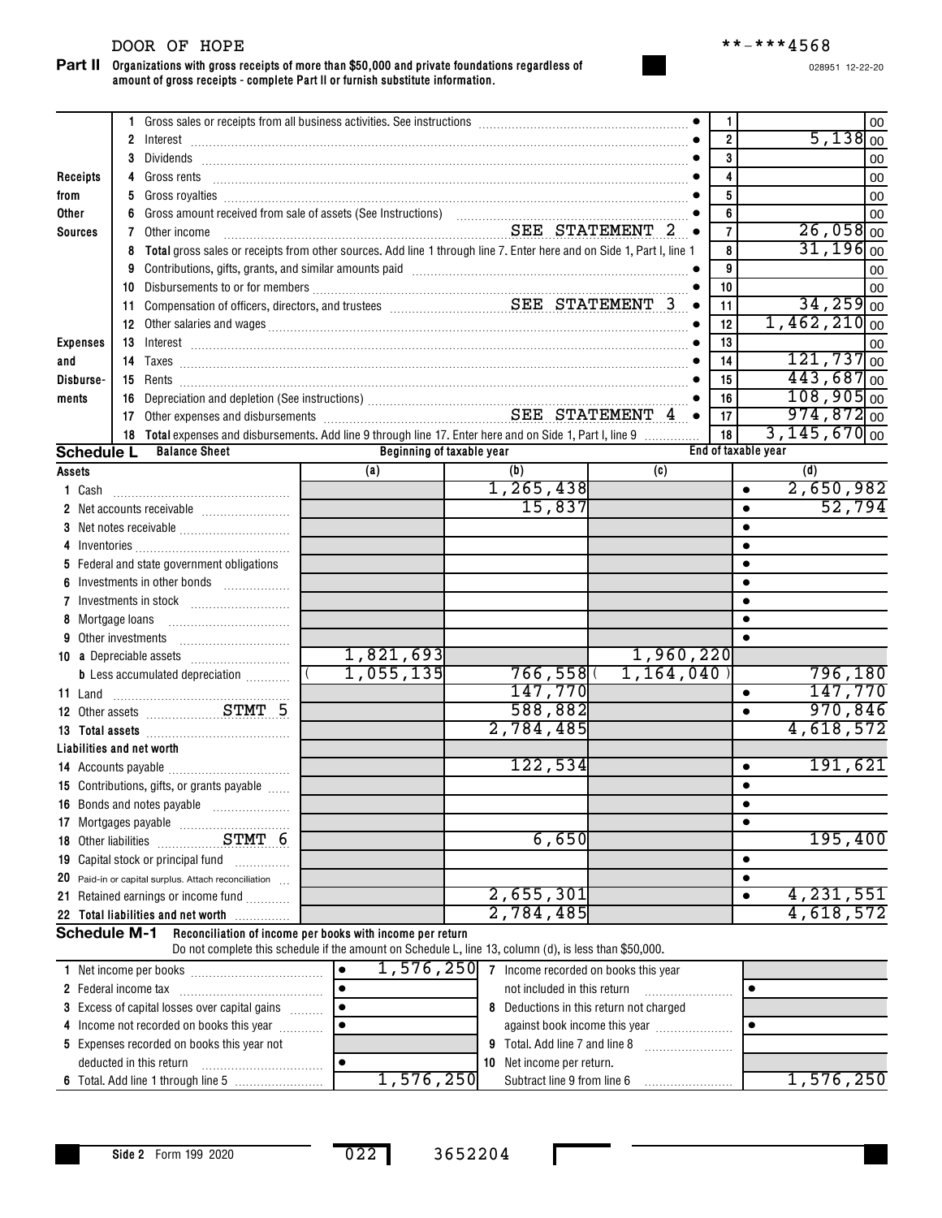DOOR OF HOPE

**-***4568

028951 12-22-20

**Part II** **Organizations with gross receipts of more than $50,000 and private foundations regardless of amount of gross receipts - complete Part II or furnish substitute information.**

| | | | Line | Amount |
|---|---|---|---|---|
| **Receipts from Other Sources** | 1 | Gross sales or receipts from all business activities. See instructions | 1 | 00 |
| | 2 | Interest | 2 | 5,138 00 |
| | 3 | Dividends | 3 | 00 |
| | 4 | Gross rents | 4 | 00 |
| | 5 | Gross royalties | 5 | 00 |
| | 6 | Gross amount received from sale of assets (See Instructions) | 6 | 00 |
| | 7 | Other income SEE STATEMENT 2 | 7 | 26,058 00 |
| | 8 | **Total** gross sales or receipts from other sources. Add line 1 through line 7. Enter here and on Side 1, Part I, line 1 | 8 | 31,196 00 |
| **Expenses and Disbursements** | 9 | Contributions, gifts, grants, and similar amounts paid | 9 | 00 |
| | 10 | Disbursements to or for members | 10 | 00 |
| | 11 | Compensation of officers, directors, and trustees SEE STATEMENT 3 | 11 | 34,259 00 |
| | 12 | Other salaries and wages | 12 | 1,462,210 00 |
| | 13 | Interest | 13 | 00 |
| | 14 | Taxes | 14 | 121,737 00 |
| | 15 | Rents | 15 | 443,687 00 |
| | 16 | Depreciation and depletion (See instructions) | 16 | 108,905 00 |
| | 17 | Other expenses and disbursements SEE STATEMENT 4 | 17 | 974,872 00 |
| | 18 | **Total** expenses and disbursements. Add line 9 through line 17. Enter here and on Side 1, Part I, line 9 | 18 | 3,145,670 00 |

**Schedule L** **Balance Sheet**

| | Beginning of taxable year (a) | Beginning of taxable year (b) | End of taxable year (c) | End of taxable year (d) |
|---|---|---|---|---|
| **Assets** | | | | |
| 1 Cash | | 1,265,438 | | 2,650,982 |
| 2 Net accounts receivable | | 15,837 | | 52,794 |
| 3 Net notes receivable | | | | |
| 4 Inventories | | | | |
| 5 Federal and state government obligations | | | | |
| 6 Investments in other bonds | | | | |
| 7 Investments in stock | | | | |
| 8 Mortgage loans | | | | |
| 9 Other investments | | | | |
| 10 a Depreciable assets | 1,821,693 | | 1,960,220 | |
| b Less accumulated depreciation | ( 1,055,135 ) | 766,558 | ( 1,164,040 ) | 796,180 |
| 11 Land | | 147,770 | | 147,770 |
| 12 Other assets STMT 5 | | 588,882 | | 970,846 |
| 13 **Total assets** | | 2,784,485 | | 4,618,572 |
| **Liabilities and net worth** | | | | |
| 14 Accounts payable | | 122,534 | | 191,621 |
| 15 Contributions, gifts, or grants payable | | | | |
| 16 Bonds and notes payable | | | | |
| 17 Mortgages payable | | | | |
| 18 Other liabilities STMT 6 | | 6,650 | | 195,400 |
| 19 Capital stock or principal fund | | | | |
| 20 Paid-in or capital surplus. Attach reconciliation | | | | |
| 21 Retained earnings or income fund | | 2,655,301 | | 4,231,551 |
| 22 **Total liabilities and net worth** | | 2,784,485 | | 4,618,572 |

**Schedule M-1** **Reconciliation of income per books with income per return**
Do not complete this schedule if the amount on Schedule L, line 13, column (d), is less than $50,000.

| | | | |
|---|---|---|---|
| 1 Net income per books | 1,576,250 | 7 Income recorded on books this year not included in this return | |
| 2 Federal income tax | | | |
| 3 Excess of capital losses over capital gains | | 8 Deductions in this return not charged against book income this year | |
| 4 Income not recorded on books this year | | | |
| 5 Expenses recorded on books this year not deducted in this return | | 9 Total. Add line 7 and line 8 | |
| | | 10 Net income per return. Subtract line 9 from line 6 | 1,576,250 |
| 6 Total. Add line 1 through line 5 | 1,576,250 | | |

Side 2 Form 199 2020

022 3652204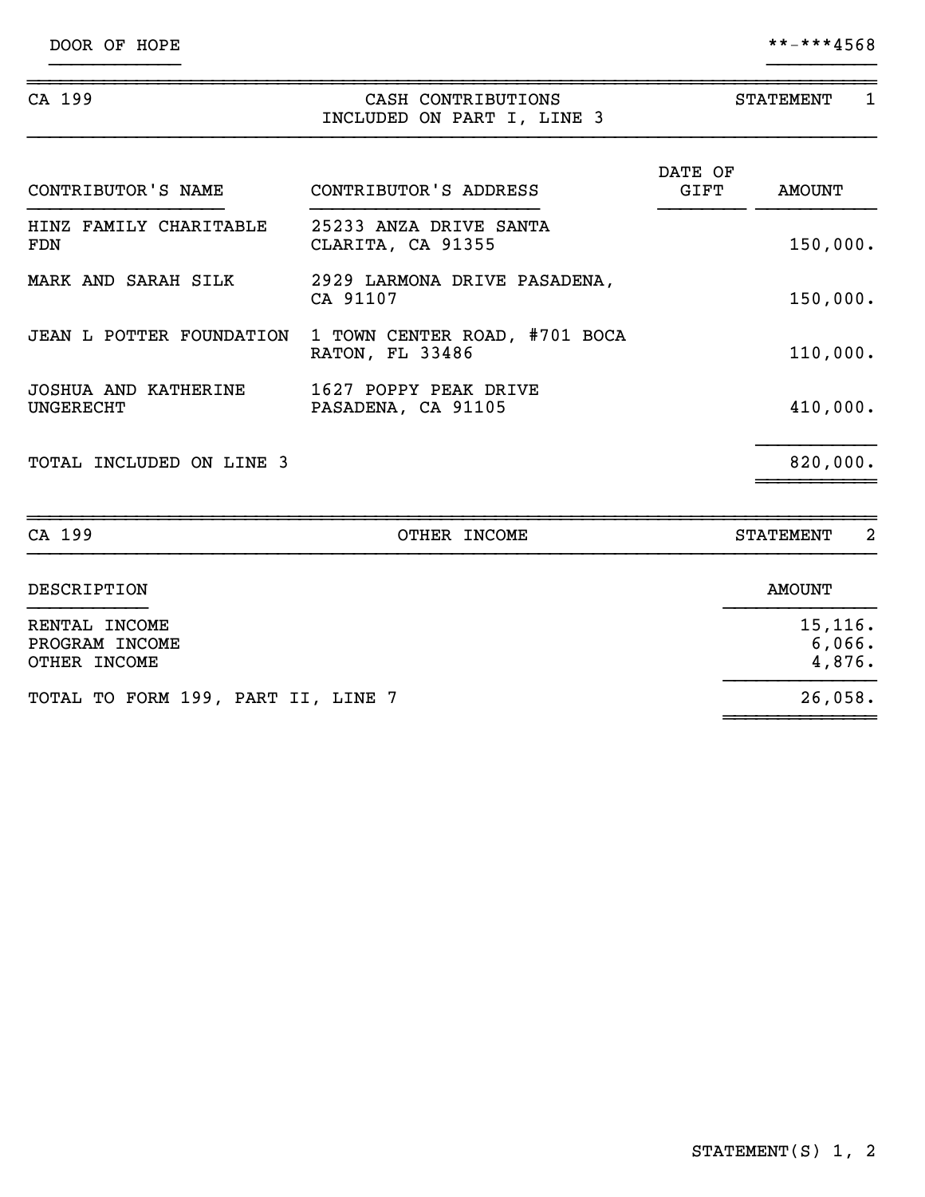DOOR OF HOPE **-***4568

CA 199 — CASH CONTRIBUTIONS INCLUDED ON PART I, LINE 3 — STATEMENT 1

| CONTRIBUTOR'S NAME | CONTRIBUTOR'S ADDRESS | DATE OF GIFT | AMOUNT |
|---|---|---|---|
| HINZ FAMILY CHARITABLE FDN | 25233 ANZA DRIVE SANTA CLARITA, CA 91355 | | 150,000. |
| MARK AND SARAH SILK | 2929 LARMONA DRIVE PASADENA, CA 91107 | | 150,000. |
| JEAN L POTTER FOUNDATION | 1 TOWN CENTER ROAD, #701 BOCA RATON, FL 33486 | | 110,000. |
| JOSHUA AND KATHERINE UNGERECHT | 1627 POPPY PEAK DRIVE PASADENA, CA 91105 | | 410,000. |
| TOTAL INCLUDED ON LINE 3 | | | 820,000. |

CA 199 — OTHER INCOME — STATEMENT 2

| DESCRIPTION | AMOUNT |
|---|---|
| RENTAL INCOME | 15,116. |
| PROGRAM INCOME | 6,066. |
| OTHER INCOME | 4,876. |
| TOTAL TO FORM 199, PART II, LINE 7 | 26,058. |

STATEMENT(S) 1, 2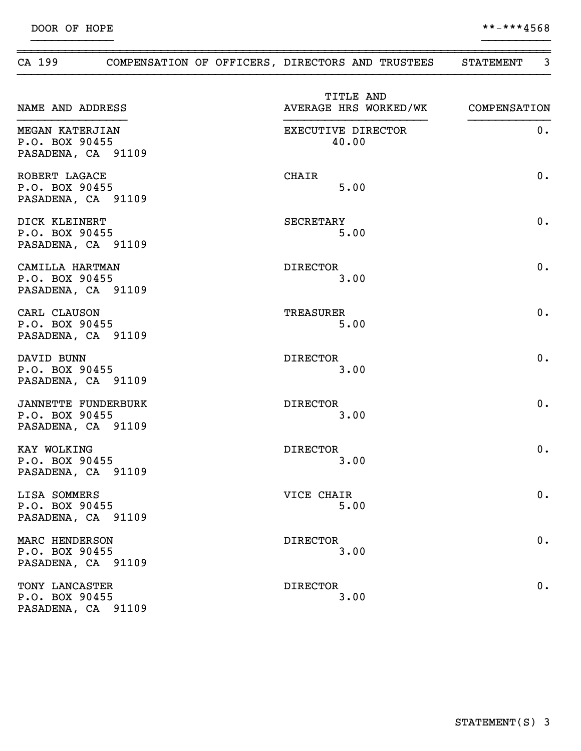DOOR OF HOPE **-***4568

## CA 199 COMPENSATION OF OFFICERS, DIRECTORS AND TRUSTEES STATEMENT 3

| NAME AND ADDRESS | TITLE AND AVERAGE HRS WORKED/WK | COMPENSATION |
|---|---|---|
| MEGAN KATERJIAN<br>P.O. BOX 90455<br>PASADENA, CA 91109 | EXECUTIVE DIRECTOR<br>40.00 | 0. |
| ROBERT LAGACE<br>P.O. BOX 90455<br>PASADENA, CA 91109 | CHAIR<br>5.00 | 0. |
| DICK KLEINERT<br>P.O. BOX 90455<br>PASADENA, CA 91109 | SECRETARY<br>5.00 | 0. |
| CAMILLA HARTMAN<br>P.O. BOX 90455<br>PASADENA, CA 91109 | DIRECTOR<br>3.00 | 0. |
| CARL CLAUSON<br>P.O. BOX 90455<br>PASADENA, CA 91109 | TREASURER<br>5.00 | 0. |
| DAVID BUNN<br>P.O. BOX 90455<br>PASADENA, CA 91109 | DIRECTOR<br>3.00 | 0. |
| JANNETTE FUNDERBURK<br>P.O. BOX 90455<br>PASADENA, CA 91109 | DIRECTOR<br>3.00 | 0. |
| KAY WOLKING<br>P.O. BOX 90455<br>PASADENA, CA 91109 | DIRECTOR<br>3.00 | 0. |
| LISA SOMMERS<br>P.O. BOX 90455<br>PASADENA, CA 91109 | VICE CHAIR<br>5.00 | 0. |
| MARC HENDERSON<br>P.O. BOX 90455<br>PASADENA, CA 91109 | DIRECTOR<br>3.00 | 0. |
| TONY LANCASTER<br>P.O. BOX 90455<br>PASADENA, CA 91109 | DIRECTOR<br>3.00 | 0. |

STATEMENT(S) 3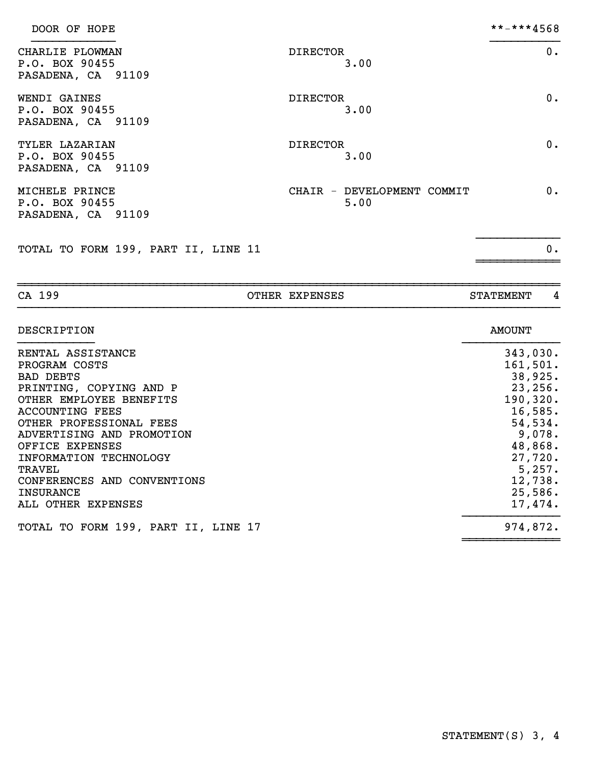DOOR OF HOPE **-***4568

| Name and Address | Title and Hours | Compensation |
|---|---|---|
| CHARLIE PLOWMAN<br>P.O. BOX 90455<br>PASADENA, CA 91109 | DIRECTOR<br>3.00 | 0. |
| WENDI GAINES<br>P.O. BOX 90455<br>PASADENA, CA 91109 | DIRECTOR<br>3.00 | 0. |
| TYLER LAZARIAN<br>P.O. BOX 90455<br>PASADENA, CA 91109 | DIRECTOR<br>3.00 | 0. |
| MICHELE PRINCE<br>P.O. BOX 90455<br>PASADENA, CA 91109 | CHAIR - DEVELOPMENT COMMIT<br>5.00 | 0. |
| TOTAL TO FORM 199, PART II, LINE 11 | | 0. |

CA 199 OTHER EXPENSES STATEMENT 4

| DESCRIPTION | AMOUNT |
|---|---|
| RENTAL ASSISTANCE | 343,030. |
| PROGRAM COSTS | 161,501. |
| BAD DEBTS | 38,925. |
| PRINTING, COPYING AND P | 23,256. |
| OTHER EMPLOYEE BENEFITS | 190,320. |
| ACCOUNTING FEES | 16,585. |
| OTHER PROFESSIONAL FEES | 54,534. |
| ADVERTISING AND PROMOTION | 9,078. |
| OFFICE EXPENSES | 48,868. |
| INFORMATION TECHNOLOGY | 27,720. |
| TRAVEL | 5,257. |
| CONFERENCES AND CONVENTIONS | 12,738. |
| INSURANCE | 25,586. |
| ALL OTHER EXPENSES | 17,474. |
| TOTAL TO FORM 199, PART II, LINE 17 | 974,872. |

STATEMENT(S) 3, 4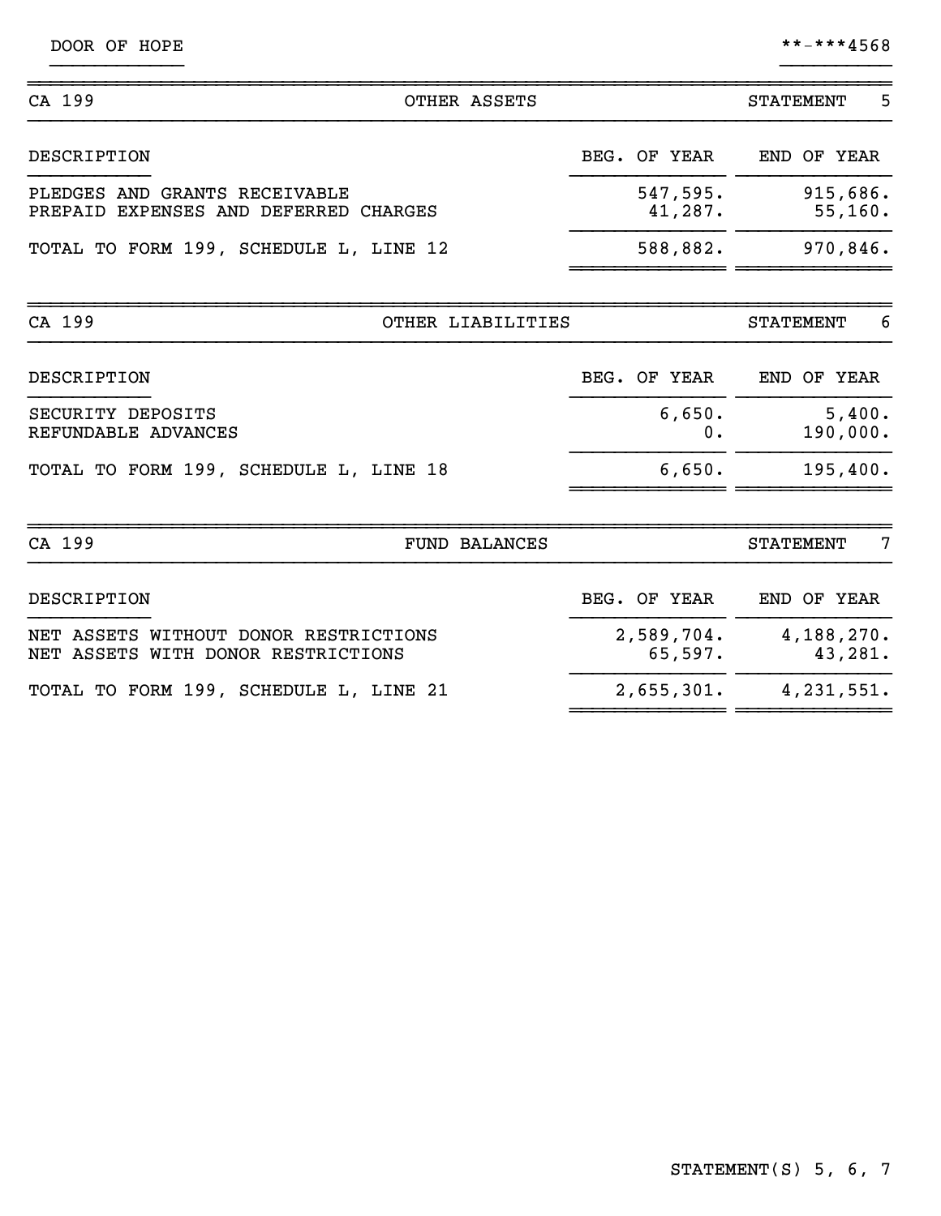DOOR OF HOPE **-***4568

## CA 199 — OTHER ASSETS — STATEMENT 5

| DESCRIPTION | BEG. OF YEAR | END OF YEAR |
|---|---|---|
| PLEDGES AND GRANTS RECEIVABLE | 547,595. | 915,686. |
| PREPAID EXPENSES AND DEFERRED CHARGES | 41,287. | 55,160. |
| TOTAL TO FORM 199, SCHEDULE L, LINE 12 | 588,882. | 970,846. |

## CA 199 — OTHER LIABILITIES — STATEMENT 6

| DESCRIPTION | BEG. OF YEAR | END OF YEAR |
|---|---|---|
| SECURITY DEPOSITS | 6,650. | 5,400. |
| REFUNDABLE ADVANCES | 0. | 190,000. |
| TOTAL TO FORM 199, SCHEDULE L, LINE 18 | 6,650. | 195,400. |

## CA 199 — FUND BALANCES — STATEMENT 7

| DESCRIPTION | BEG. OF YEAR | END OF YEAR |
|---|---|---|
| NET ASSETS WITHOUT DONOR RESTRICTIONS | 2,589,704. | 4,188,270. |
| NET ASSETS WITH DONOR RESTRICTIONS | 65,597. | 43,281. |
| TOTAL TO FORM 199, SCHEDULE L, LINE 21 | 2,655,301. | 4,231,551. |

STATEMENT(S) 5, 6, 7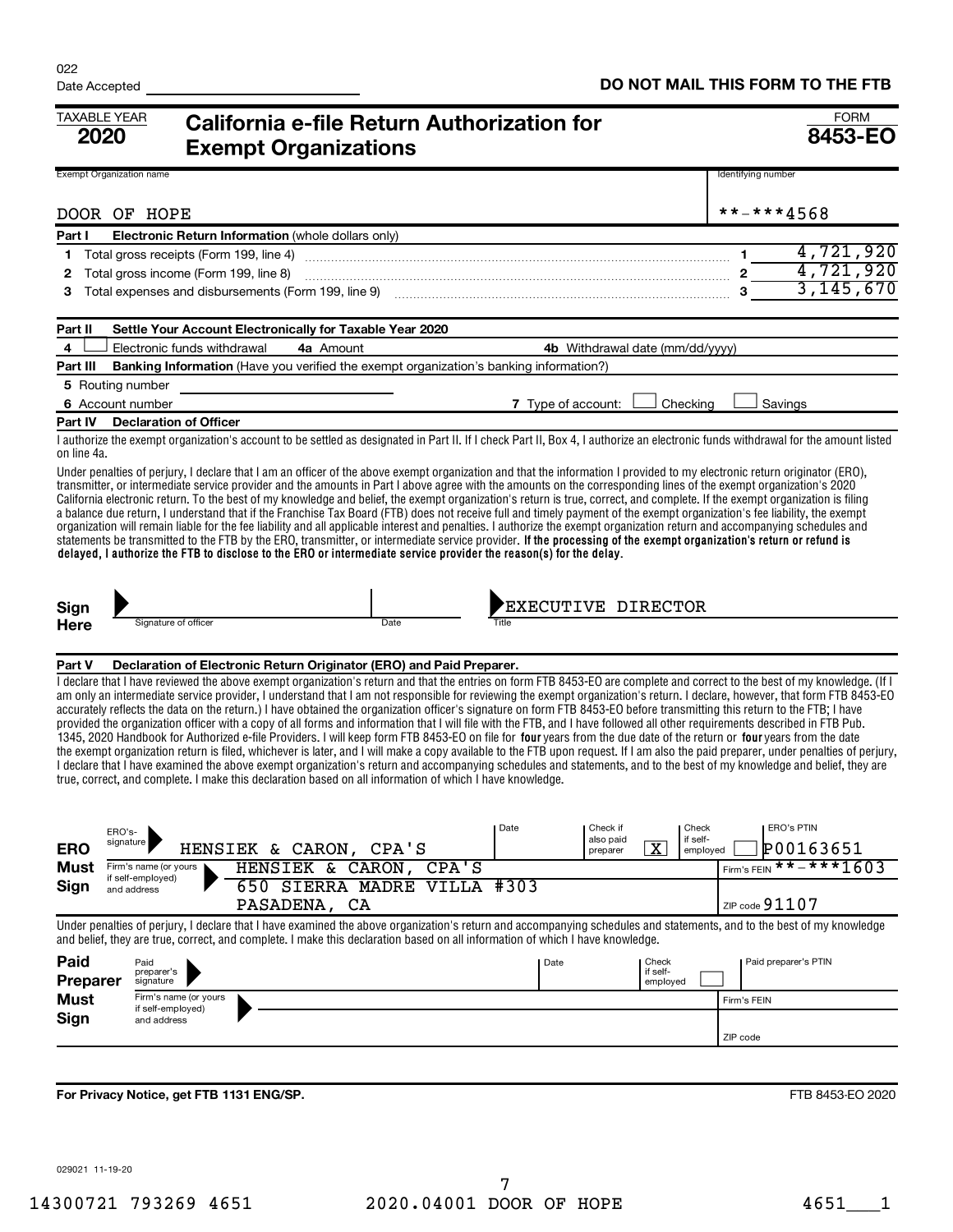022

Date Accepted

**DO NOT MAIL THIS FORM TO THE FTB**

TAXABLE YEAR **2020**

# California e-file Return Authorization for Exempt Organizations

FORM **8453-EO**

| Exempt Organization name | Identifying number |
|---|---|
| DOOR OF HOPE | **-***4568 |

**Part I Electronic Return Information** (whole dollars only)

| | | | |
|---|---|---|---|
| 1 | Total gross receipts (Form 199, line 4) | 1 | 4,721,920 |
| 2 | Total gross income (Form 199, line 8) | 2 | 4,721,920 |
| 3 | Total expenses and disbursements (Form 199, line 9) | 3 | 3,145,670 |

**Part II Settle Your Account Electronically for Taxable Year 2020**

4 ☐ Electronic funds withdrawal **4a** Amount **4b** Withdrawal date (mm/dd/yyyy)

**Part III Banking Information** (Have you verified the exempt organization's banking information?)

5 Routing number

6 Account number 7 Type of account: ☐ Checking ☐ Savings

**Part IV Declaration of Officer**

I authorize the exempt organization's account to be settled as designated in Part II. If I check Part II, Box 4, I authorize an electronic funds withdrawal for the amount listed on line 4a.

Under penalties of perjury, I declare that I am an officer of the above exempt organization and that the information I provided to my electronic return originator (ERO), transmitter, or intermediate service provider and the amounts in Part I above agree with the amounts on the corresponding lines of the exempt organization's 2020 California electronic return. To the best of my knowledge and belief, the exempt organization's return is true, correct, and complete. If the exempt organization is filing a balance due return, I understand that if the Franchise Tax Board (FTB) does not receive full and timely payment of the exempt organization's fee liability, the exempt organization will remain liable for the fee liability and all applicable interest and penalties. I authorize the exempt organization return and accompanying schedules and statements be transmitted to the FTB by the ERO, transmitter, or intermediate service provider. **If the processing of the exempt organization's return or refund is delayed, I authorize the FTB to disclose to the ERO or intermediate service provider the reason(s) for the delay.**

**Sign Here** Signature of officer _______ Date _______ Title: EXECUTIVE DIRECTOR

**Part V Declaration of Electronic Return Originator (ERO) and Paid Preparer.**

I declare that I have reviewed the above exempt organization's return and that the entries on form FTB 8453-EO are complete and correct to the best of my knowledge. (If I am only an intermediate service provider, I understand that I am not responsible for reviewing the exempt organization's return. I declare, however, that form FTB 8453-EO accurately reflects the data on the return.) I have obtained the organization officer's signature on form FTB 8453-EO before transmitting this return to the FTB; I have provided the organization officer with a copy of all forms and information that I will file with the FTB, and I have followed all other requirements described in FTB Pub. 1345, 2020 Handbook for Authorized e-file Providers. I will keep form FTB 8453-EO on file for **four** years from the due date of the return or **four** years from the date the exempt organization return is filed, whichever is later, and I will make a copy available to the FTB upon request. If I am also the paid preparer, under penalties of perjury, I declare that I have examined the above exempt organization's return and accompanying schedules and statements, and to the best of my knowledge and belief, they are true, correct, and complete. I make this declaration based on all information of which I have knowledge.

**ERO Must Sign**

ERO's signature: HENSIEK & CARON, CPA'S | Date | Check if also paid preparer: X | Check if self-employed: ☐ | ERO's PTIN: P00163651

Firm's name (or yours if self-employed) and address: HENSIEK & CARON, CPA'S, 650 SIERRA MADRE VILLA #303, PASADENA, CA | Firm's FEIN **-***1603 | ZIP code 91107

Under penalties of perjury, I declare that I have examined the above exempt organization's return and accompanying schedules and statements, and to the best of my knowledge and belief, they are true, correct, and complete. I make this declaration based on all information of which I have knowledge.

**Paid Preparer Must Sign**

Paid preparer's signature | Date | Check if self-employed ☐ | Paid preparer's PTIN

Firm's name (or yours if self-employed) and address | Firm's FEIN | ZIP code

**For Privacy Notice, get FTB 1131 ENG/SP.** FTB 8453-EO 2020

029021 11-19-20

14300721 793269 4651 2020.04001 DOOR OF HOPE 4651___1